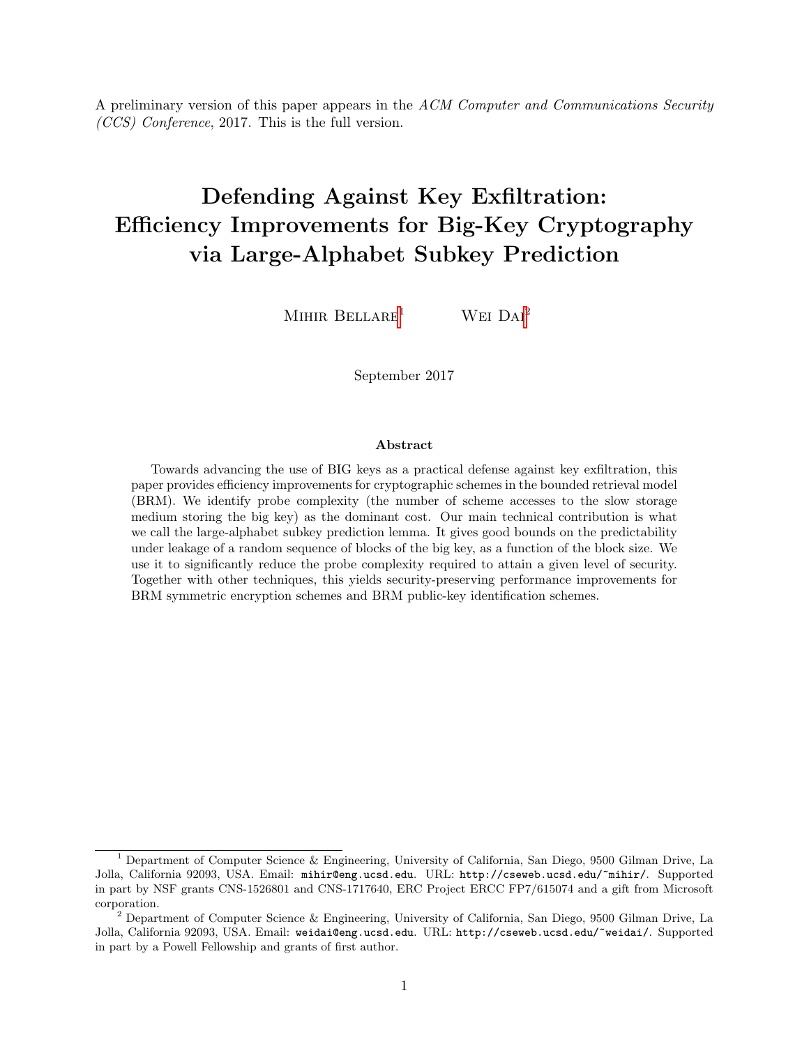A preliminary version of this paper appears in the *ACM Computer and Communications Security (CCS) Conference*, 2017. This is the full version.

# Defending Against Key Exfiltration: Efficiency Improvements for Big-Key Cryptography via Large-Alphabet Subkey Prediction

Mihir Bellare[1] Wei Dai[2]

September 2017

### Abstract

Towards advancing the use of BIG keys as a practical defense against key exfiltration, this paper provides efficiency improvements for cryptographic schemes in the bounded retrieval model (BRM). We identify probe complexity (the number of scheme accesses to the slow storage medium storing the big key) as the dominant cost. Our main technical contribution is what we call the large-alphabet subkey prediction lemma. It gives good bounds on the predictability under leakage of a random sequence of blocks of the big key, as a function of the block size. We use it to significantly reduce the probe complexity required to attain a given level of security. Together with other techniques, this yields security-preserving performance improvements for BRM symmetric encryption schemes and BRM public-key identification schemes.

---

[1] Department of Computer Science & Engineering, University of California, San Diego, 9500 Gilman Drive, La Jolla, California 92093, USA. Email: `mihir@eng.ucsd.edu`. URL: `http://cseweb.ucsd.edu/~mihir/`. Supported in part by NSF grants CNS-1526801 and CNS-1717640, ERC Project ERCC FP7/615074 and a gift from Microsoft corporation.

[2] Department of Computer Science & Engineering, University of California, San Diego, 9500 Gilman Drive, La Jolla, California 92093, USA. Email: `weidai@eng.ucsd.edu`. URL: `http://cseweb.ucsd.edu/~weidai/`. Supported in part by a Powell Fellowship and grants of first author.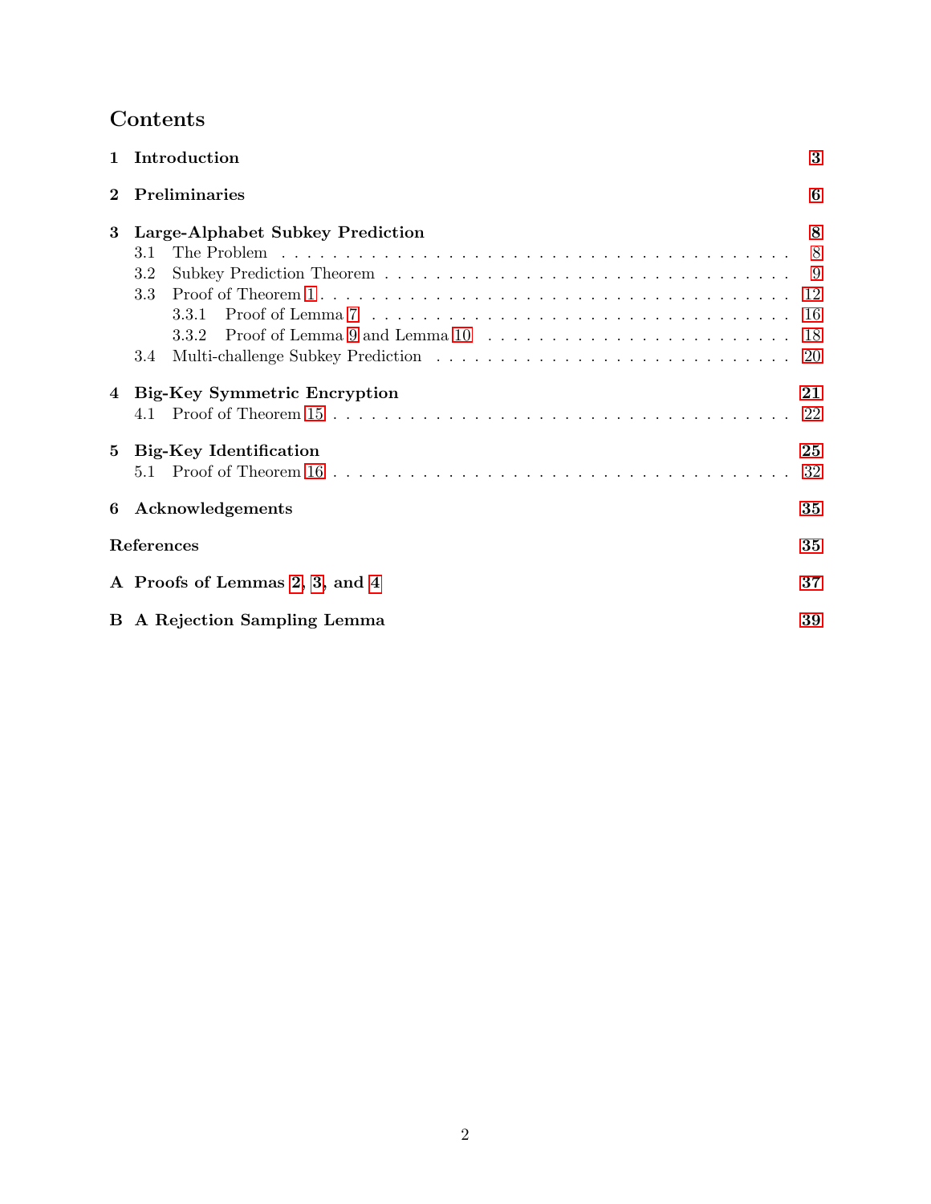# Contents

1 Introduction 3

2 Preliminaries 6

3 Large-Alphabet Subkey Prediction 8
- 3.1 The Problem 8
- 3.2 Subkey Prediction Theorem 9
- 3.3 Proof of Theorem 1 12
  - 3.3.1 Proof of Lemma 7 16
  - 3.3.2 Proof of Lemma 9 and Lemma 10 18
- 3.4 Multi-challenge Subkey Prediction 20

4 Big-Key Symmetric Encryption 21
- 4.1 Proof of Theorem 15 22

5 Big-Key Identification 25
- 5.1 Proof of Theorem 16 32

6 Acknowledgements 35

References 35

A Proofs of Lemmas 2, 3, and 4 37

B A Rejection Sampling Lemma 39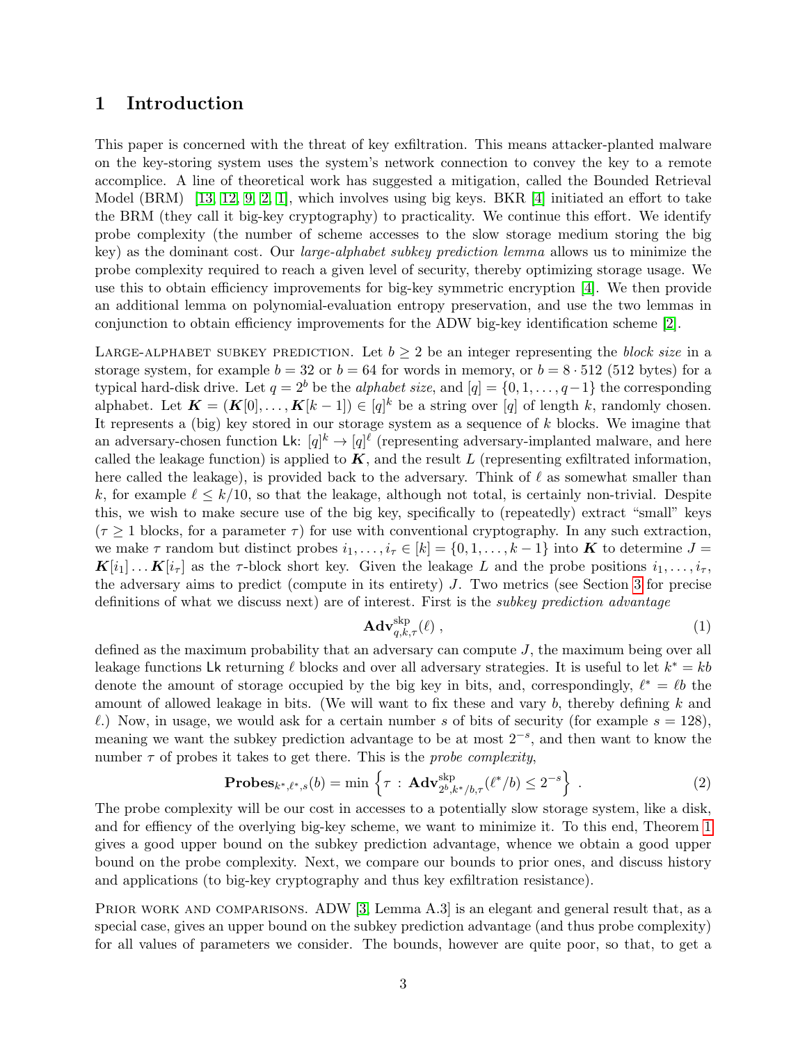## 1 Introduction

This paper is concerned with the threat of key exfiltration. This means attacker-planted malware on the key-storing system uses the system's network connection to convey the key to a remote accomplice. A line of theoretical work has suggested a mitigation, called the Bounded Retrieval Model (BRM) [13, 12, 9, 2, 1], which involves using big keys. BKR [4] initiated an effort to take the BRM (they call it big-key cryptography) to practicality. We continue this effort. We identify probe complexity (the number of scheme accesses to the slow storage medium storing the big key) as the dominant cost. Our *large-alphabet subkey prediction lemma* allows us to minimize the probe complexity required to reach a given level of security, thereby optimizing storage usage. We use this to obtain efficiency improvements for big-key symmetric encryption [4]. We then provide an additional lemma on polynomial-evaluation entropy preservation, and use the two lemmas in conjunction to obtain efficiency improvements for the ADW big-key identification scheme [2].

LARGE-ALPHABET SUBKEY PREDICTION. Let $b \geq 2$ be an integer representing the *block size* in a storage system, for example $b = 32$ or $b = 64$ for words in memory, or $b = 8 \cdot 512$ (512 bytes) for a typical hard-disk drive. Let $q = 2^b$ be the *alphabet size*, and $[q] = \{0, 1, \ldots, q-1\}$ the corresponding alphabet. Let $\boldsymbol{K} = (\boldsymbol{K}[0], \ldots, \boldsymbol{K}[k-1]) \in [q]^k$ be a string over $[q]$ of length $k$, randomly chosen. It represents a (big) key stored in our storage system as a sequence of $k$ blocks. We imagine that an adversary-chosen function $\mathsf{Lk}\colon [q]^k \to [q]^\ell$ (representing adversary-implanted malware, and here called the leakage function) is applied to $\boldsymbol{K}$, and the result $L$ (representing exfiltrated information, here called the leakage), is provided back to the adversary. Think of $\ell$ as somewhat smaller than $k$, for example $\ell \leq k/10$, so that the leakage, although not total, is certainly non-trivial. Despite this, we wish to make secure use of the big key, specifically to (repeatedly) extract "small" keys ($\tau \geq 1$ blocks, for a parameter $\tau$) for use with conventional cryptography. In any such extraction, we make $\tau$ random but distinct probes $i_1, \ldots, i_\tau \in [k] = \{0, 1, \ldots, k-1\}$ into $\boldsymbol{K}$ to determine $J = \boldsymbol{K}[i_1] \ldots \boldsymbol{K}[i_\tau]$ as the $\tau$-block short key. Given the leakage $L$ and the probe positions $i_1, \ldots, i_\tau$, the adversary aims to predict (compute in its entirety) $J$. Two metrics (see Section 3 for precise definitions of what we discuss next) are of interest. First is the *subkey prediction advantage*

$$\mathbf{Adv}^{\mathrm{skp}}_{q,k,\tau}(\ell)\ , \tag{1}$$

defined as the maximum probability that an adversary can compute $J$, the maximum being over all leakage functions $\mathsf{Lk}$ returning $\ell$ blocks and over all adversary strategies. It is useful to let $k^* = kb$ denote the amount of storage occupied by the big key in bits, and, correspondingly, $\ell^* = \ell b$ the amount of allowed leakage in bits. (We will want to fix these and vary $b$, thereby defining $k$ and $\ell$.) Now, in usage, we would ask for a certain number $s$ of bits of security (for example $s = 128$), meaning we want the subkey prediction advantage to be at most $2^{-s}$, and then want to know the number $\tau$ of probes it takes to get there. This is the *probe complexity*,

$$\mathbf{Probes}_{k^*,\ell^*,s}(b) = \min\left\{\tau \,:\, \mathbf{Adv}^{\mathrm{skp}}_{2^b,k^*/b,\tau}(\ell^*/b) \leq 2^{-s}\right\}\ . \tag{2}$$

The probe complexity will be our cost in accesses to a potentially slow storage system, like a disk, and for effiency of the overlying big-key scheme, we want to minimize it. To this end, Theorem 1 gives a good upper bound on the subkey prediction advantage, whence we obtain a good upper bound on the probe complexity. Next, we compare our bounds to prior ones, and discuss history and applications (to big-key cryptography and thus key exfiltration resistance).

PRIOR WORK AND COMPARISONS. ADW [3, Lemma A.3] is an elegant and general result that, as a special case, gives an upper bound on the subkey prediction advantage (and thus probe complexity) for all values of parameters we consider. The bounds, however are quite poor, so that, to get a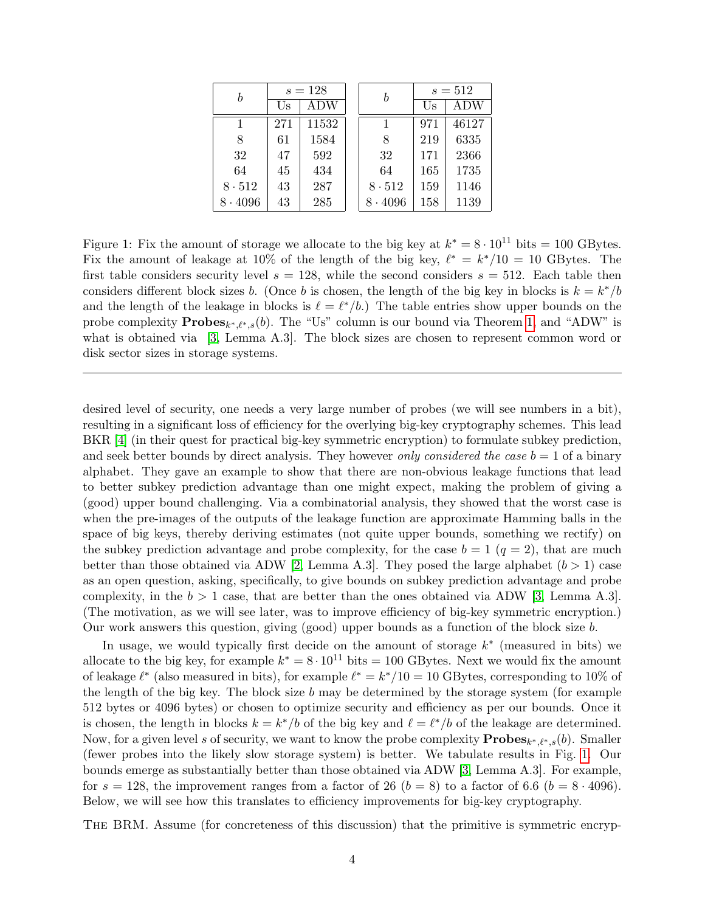| $b$ | $s = 128$ | |
|---|---|---|
| | Us | ADW |
| 1 | 271 | 11532 |
| 8 | 61 | 1584 |
| 32 | 47 | 592 |
| 64 | 45 | 434 |
| $8 \cdot 512$ | 43 | 287 |
| $8 \cdot 4096$ | 43 | 285 |

| $b$ | $s = 512$ | |
|---|---|---|
| | Us | ADW |
| 1 | 971 | 46127 |
| 8 | 219 | 6335 |
| 32 | 171 | 2366 |
| 64 | 165 | 1735 |
| $8 \cdot 512$ | 159 | 1146 |
| $8 \cdot 4096$ | 158 | 1139 |

Figure 1: Fix the amount of storage we allocate to the big key at $k^* = 8 \cdot 10^{11}$ bits = 100 GBytes. Fix the amount of leakage at 10% of the length of the big key, $\ell^* = k^*/10 = 10$ GBytes. The first table considers security level $s = 128$, while the second considers $s = 512$. Each table then considers different block sizes $b$. (Once $b$ is chosen, the length of the big key in blocks is $k = k^*/b$ and the length of the leakage in blocks is $\ell = \ell^*/b$.) The table entries show upper bounds on the probe complexity $\mathbf{Probes}_{k^*,\ell^*,s}(b)$. The "Us" column is our bound via Theorem 1, and "ADW" is what is obtained via [3, Lemma A.3]. The block sizes are chosen to represent common word or disk sector sizes in storage systems.

---

desired level of security, one needs a very large number of probes (we will see numbers in a bit), resulting in a significant loss of efficiency for the overlying big-key cryptography schemes. This lead BKR [4] (in their quest for practical big-key symmetric encryption) to formulate subkey prediction, and seek better bounds by direct analysis. They however *only considered the case* $b = 1$ of a binary alphabet. They gave an example to show that there are non-obvious leakage functions that lead to better subkey prediction advantage than one might expect, making the problem of giving a (good) upper bound challenging. Via a combinatorial analysis, they showed that the worst case is when the pre-images of the outputs of the leakage function are approximate Hamming balls in the space of big keys, thereby deriving estimates (not quite upper bounds, something we rectify) on the subkey prediction advantage and probe complexity, for the case $b = 1$ ($q = 2$), that are much better than those obtained via ADW [2, Lemma A.3]. They posed the large alphabet ($b > 1$) case as an open question, asking, specifically, to give bounds on subkey prediction advantage and probe complexity, in the $b > 1$ case, that are better than the ones obtained via ADW [3, Lemma A.3]. (The motivation, as we will see later, was to improve efficiency of big-key symmetric encryption.) Our work answers this question, giving (good) upper bounds as a function of the block size $b$.

In usage, we would typically first decide on the amount of storage $k^*$ (measured in bits) we allocate to the big key, for example $k^* = 8 \cdot 10^{11}$ bits = 100 GBytes. Next we would fix the amount of leakage $\ell^*$ (also measured in bits), for example $\ell^* = k^*/10 = 10$ GBytes, corresponding to 10% of the length of the big key. The block size $b$ may be determined by the storage system (for example 512 bytes or 4096 bytes) or chosen to optimize security and efficiency as per our bounds. Once it is chosen, the length in blocks $k = k^*/b$ of the big key and $\ell = \ell^*/b$ of the leakage are determined. Now, for a given level $s$ of security, we want to know the probe complexity $\mathbf{Probes}_{k^*,\ell^*,s}(b)$. Smaller (fewer probes into the likely slow storage system) is better. We tabulate results in Fig. 1. Our bounds emerge as substantially better than those obtained via ADW [3, Lemma A.3]. For example, for $s = 128$, the improvement ranges from a factor of 26 ($b = 8$) to a factor of 6.6 ($b = 8 \cdot 4096$). Below, we will see how this translates to efficiency improvements for big-key cryptography.

THE BRM. Assume (for concreteness of this discussion) that the primitive is symmetric encryp-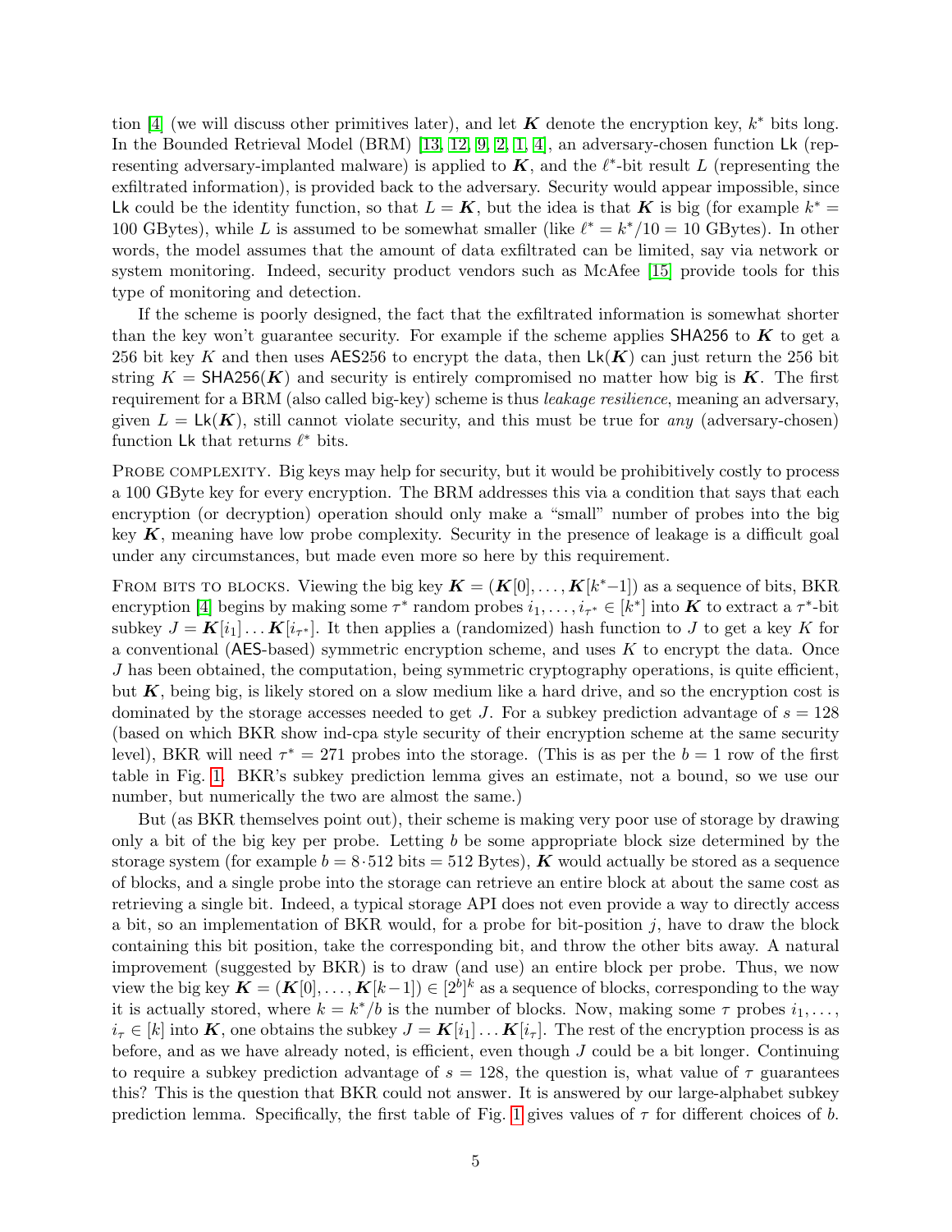tion [4] (we will discuss other primitives later), and let $\boldsymbol{K}$ denote the encryption key, $k^*$ bits long. In the Bounded Retrieval Model (BRM) [13, 12, 9, 2, 1, 4], an adversary-chosen function $\mathsf{Lk}$ (representing adversary-implanted malware) is applied to $\boldsymbol{K}$, and the $\ell^*$-bit result $L$ (representing the exfiltrated information), is provided back to the adversary. Security would appear impossible, since $\mathsf{Lk}$ could be the identity function, so that $L = \boldsymbol{K}$, but the idea is that $\boldsymbol{K}$ is big (for example $k^* =$ 100 GBytes), while $L$ is assumed to be somewhat smaller (like $\ell^* = k^*/10 = 10$ GBytes). In other words, the model assumes that the amount of data exfiltrated can be limited, say via network or system monitoring. Indeed, security product vendors such as McAfee [15] provide tools for this type of monitoring and detection.

If the scheme is poorly designed, the fact that the exfiltrated information is somewhat shorter than the key won't guarantee security. For example if the scheme applies $\mathsf{SHA256}$ to $\boldsymbol{K}$ to get a 256 bit key $K$ and then uses $\mathsf{AES256}$ to encrypt the data, then $\mathsf{Lk}(\boldsymbol{K})$ can just return the 256 bit string $K = \mathsf{SHA256}(\boldsymbol{K})$ and security is entirely compromised no matter how big is $\boldsymbol{K}$. The first requirement for a BRM (also called big-key) scheme is thus *leakage resilience*, meaning an adversary, given $L = \mathsf{Lk}(\boldsymbol{K})$, still cannot violate security, and this must be true for *any* (adversary-chosen) function $\mathsf{Lk}$ that returns $\ell^*$ bits.

**Probe complexity.** Big keys may help for security, but it would be prohibitively costly to process a 100 GByte key for every encryption. The BRM addresses this via a condition that says that each encryption (or decryption) operation should only make a "small" number of probes into the big key $\boldsymbol{K}$, meaning have low probe complexity. Security in the presence of leakage is a difficult goal under any circumstances, but made even more so here by this requirement.

**From bits to blocks.** Viewing the big key $\boldsymbol{K} = (\boldsymbol{K}[0], \ldots, \boldsymbol{K}[k^*-1])$ as a sequence of bits, BKR encryption [4] begins by making some $\tau^*$ random probes $i_1, \ldots, i_{\tau^*} \in [k^*]$ into $\boldsymbol{K}$ to extract a $\tau^*$-bit subkey $J = \boldsymbol{K}[i_1] \ldots \boldsymbol{K}[i_{\tau^*}]$. It then applies a (randomized) hash function to $J$ to get a key $K$ for a conventional ($\mathsf{AES}$-based) symmetric encryption scheme, and uses $K$ to encrypt the data. Once $J$ has been obtained, the computation, being symmetric cryptography operations, is quite efficient, but $\boldsymbol{K}$, being big, is likely stored on a slow medium like a hard drive, and so the encryption cost is dominated by the storage accesses needed to get $J$. For a subkey prediction advantage of $s = 128$ (based on which BKR show ind-cpa style security of their encryption scheme at the same security level), BKR will need $\tau^* = 271$ probes into the storage. (This is as per the $b = 1$ row of the first table in Fig. 1. BKR's subkey prediction lemma gives an estimate, not a bound, so we use our number, but numerically the two are almost the same.)

But (as BKR themselves point out), their scheme is making very poor use of storage by drawing only a bit of the big key per probe. Letting $b$ be some appropriate block size determined by the storage system (for example $b = 8 \cdot 512$ bits $= 512$ Bytes), $\boldsymbol{K}$ would actually be stored as a sequence of blocks, and a single probe into the storage can retrieve an entire block at about the same cost as retrieving a single bit. Indeed, a typical storage API does not even provide a way to directly access a bit, so an implementation of BKR would, for a probe for bit-position $j$, have to draw the block containing this bit position, take the corresponding bit, and throw the other bits away. A natural improvement (suggested by BKR) is to draw (and use) an entire block per probe. Thus, we now view the big key $\boldsymbol{K} = (\boldsymbol{K}[0], \ldots, \boldsymbol{K}[k-1]) \in [2^b]^k$ as a sequence of blocks, corresponding to the way it is actually stored, where $k = k^*/b$ is the number of blocks. Now, making some $\tau$ probes $i_1, \ldots, i_\tau \in [k]$ into $\boldsymbol{K}$, one obtains the subkey $J = \boldsymbol{K}[i_1] \ldots \boldsymbol{K}[i_\tau]$. The rest of the encryption process is as before, and as we have already noted, is efficient, even though $J$ could be a bit longer. Continuing to require a subkey prediction advantage of $s = 128$, the question is, what value of $\tau$ guarantees this? This is the question that BKR could not answer. It is answered by our large-alphabet subkey prediction lemma. Specifically, the first table of Fig. 1 gives values of $\tau$ for different choices of $b$.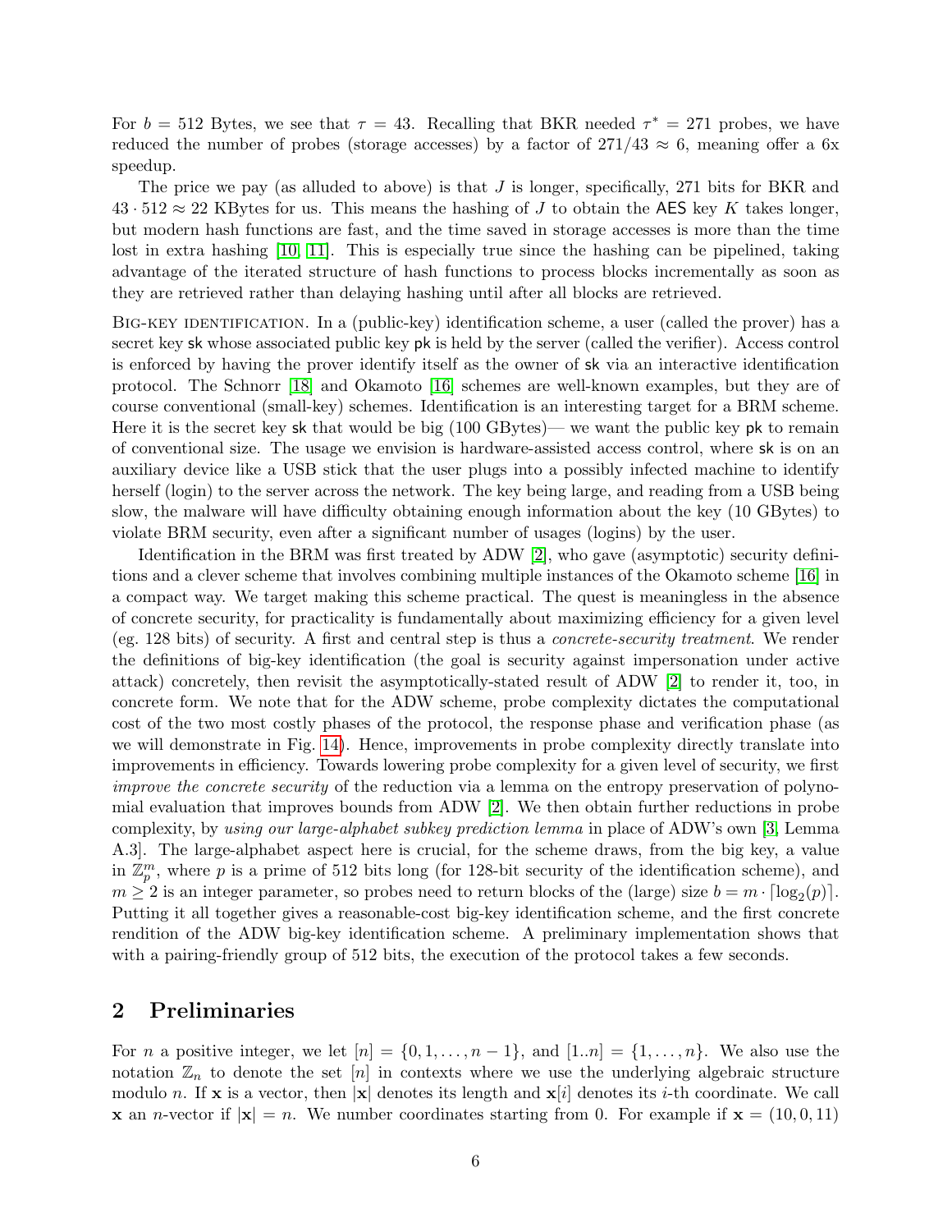For $b = 512$ Bytes, we see that $\tau = 43$. Recalling that BKR needed $\tau^* = 271$ probes, we have reduced the number of probes (storage accesses) by a factor of $271/43 \approx 6$, meaning offer a 6x speedup.

The price we pay (as alluded to above) is that $J$ is longer, specifically, 271 bits for BKR and $43 \cdot 512 \approx 22$ KBytes for us. This means the hashing of $J$ to obtain the $\mathsf{AES}$ key $K$ takes longer, but modern hash functions are fast, and the time saved in storage accesses is more than the time lost in extra hashing [10, 11]. This is especially true since the hashing can be pipelined, taking advantage of the iterated structure of hash functions to process blocks incrementally as soon as they are retrieved rather than delaying hashing until after all blocks are retrieved.

Big-key identification. In a (public-key) identification scheme, a user (called the prover) has a secret key $\mathsf{sk}$ whose associated public key $\mathsf{pk}$ is held by the server (called the verifier). Access control is enforced by having the prover identify itself as the owner of $\mathsf{sk}$ via an interactive identification protocol. The Schnorr [18] and Okamoto [16] schemes are well-known examples, but they are of course conventional (small-key) schemes. Identification is an interesting target for a BRM scheme. Here it is the secret key $\mathsf{sk}$ that would be big (100 GBytes)— we want the public key $\mathsf{pk}$ to remain of conventional size. The usage we envision is hardware-assisted access control, where $\mathsf{sk}$ is on an auxiliary device like a USB stick that the user plugs into a possibly infected machine to identify herself (login) to the server across the network. The key being large, and reading from a USB being slow, the malware will have difficulty obtaining enough information about the key (10 GBytes) to violate BRM security, even after a significant number of usages (logins) by the user.

Identification in the BRM was first treated by ADW [2], who gave (asymptotic) security definitions and a clever scheme that involves combining multiple instances of the Okamoto scheme [16] in a compact way. We target making this scheme practical. The quest is meaningless in the absence of concrete security, for practicality is fundamentally about maximizing efficiency for a given level (eg. 128 bits) of security. A first and central step is thus a *concrete-security treatment*. We render the definitions of big-key identification (the goal is security against impersonation under active attack) concretely, then revisit the asymptotically-stated result of ADW [2] to render it, too, in concrete form. We note that for the ADW scheme, probe complexity dictates the computational cost of the two most costly phases of the protocol, the response phase and verification phase (as we will demonstrate in Fig. 14). Hence, improvements in probe complexity directly translate into improvements in efficiency. Towards lowering probe complexity for a given level of security, we first *improve the concrete security* of the reduction via a lemma on the entropy preservation of polynomial evaluation that improves bounds from ADW [2]. We then obtain further reductions in probe complexity, by *using our large-alphabet subkey prediction lemma* in place of ADW's own [3, Lemma A.3]. The large-alphabet aspect here is crucial, for the scheme draws, from the big key, a value in $\mathbb{Z}_p^m$, where $p$ is a prime of 512 bits long (for 128-bit security of the identification scheme), and $m \geq 2$ is an integer parameter, so probes need to return blocks of the (large) size $b = m \cdot \lceil \log_2(p) \rceil$. Putting it all together gives a reasonable-cost big-key identification scheme, and the first concrete rendition of the ADW big-key identification scheme. A preliminary implementation shows that with a pairing-friendly group of 512 bits, the execution of the protocol takes a few seconds.

## 2 Preliminaries

For $n$ a positive integer, we let $[n] = \{0, 1, \ldots, n-1\}$, and $[1..n] = \{1, \ldots, n\}$. We also use the notation $\mathbb{Z}_n$ to denote the set $[n]$ in contexts where we use the underlying algebraic structure modulo $n$. If $\mathbf{x}$ is a vector, then $|\mathbf{x}|$ denotes its length and $\mathbf{x}[i]$ denotes its $i$-th coordinate. We call $\mathbf{x}$ an $n$-vector if $|\mathbf{x}| = n$. We number coordinates starting from 0. For example if $\mathbf{x} = (10, 0, 11)$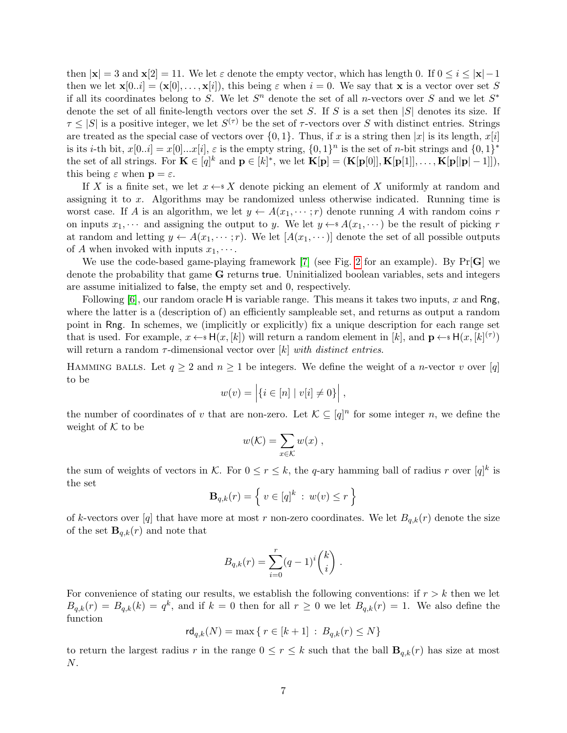then $|\mathbf{x}| = 3$ and $\mathbf{x}[2] = 11$. We let $\varepsilon$ denote the empty vector, which has length 0. If $0 \le i \le |\mathbf{x}|-1$ then we let $\mathbf{x}[0..i] = (\mathbf{x}[0], \ldots, \mathbf{x}[i])$, this being $\varepsilon$ when $i = 0$. We say that $\mathbf{x}$ is a vector over set $S$ if all its coordinates belong to $S$. We let $S^n$ denote the set of all $n$-vectors over $S$ and we let $S^*$ denote the set of all finite-length vectors over the set $S$. If $S$ is a set then $|S|$ denotes its size. If $\tau \le |S|$ is a positive integer, we let $S^{(\tau)}$ be the set of $\tau$-vectors over $S$ with distinct entries. Strings are treated as the special case of vectors over $\{0,1\}$. Thus, if $x$ is a string then $|x|$ is its length, $x[i]$ is its $i$-th bit, $x[0..i] = x[0]...x[i]$, $\varepsilon$ is the empty string, $\{0,1\}^n$ is the set of $n$-bit strings and $\{0,1\}^*$ the set of all strings. For $\mathbf{K} \in [q]^k$ and $\mathbf{p} \in [k]^*$, we let $\mathbf{K}[\mathbf{p}] = (\mathbf{K}[\mathbf{p}[0]], \mathbf{K}[\mathbf{p}[1]], \ldots, \mathbf{K}[\mathbf{p}[|\mathbf{p}|-1]])$, this being $\varepsilon$ when $\mathbf{p} = \varepsilon$.

If $X$ is a finite set, we let $x \leftarrow\!\!\$\, X$ denote picking an element of $X$ uniformly at random and assigning it to $x$. Algorithms may be randomized unless otherwise indicated. Running time is worst case. If $A$ is an algorithm, we let $y \leftarrow A(x_1, \cdots; r)$ denote running $A$ with random coins $r$ on inputs $x_1, \cdots$ and assigning the output to $y$. We let $y \leftarrow\!\!\$\, A(x_1, \cdots)$ be the result of picking $r$ at random and letting $y \leftarrow A(x_1, \cdots; r)$. We let $[A(x_1, \cdots)]$ denote the set of all possible outputs of $A$ when invoked with inputs $x_1, \cdots$.

We use the code-based game-playing framework [7] (see Fig. 2 for an example). By $\Pr[\mathbf{G}]$ we denote the probability that game $\mathbf{G}$ returns true. Uninitialized boolean variables, sets and integers are assume initialized to false, the empty set and 0, respectively.

Following [6], our random oracle $\mathsf{H}$ is variable range. This means it takes two inputs, $x$ and $\mathsf{Rng}$, where the latter is a (description of) an efficiently sampleable set, and returns as output a random point in $\mathsf{Rng}$. In schemes, we (implicitly or explicitly) fix a unique description for each range set that is used. For example, $x \leftarrow\!\!\$\, \mathsf{H}(x, [k])$ will return a random element in $[k]$, and $\mathbf{p} \leftarrow\!\!\$\, \mathsf{H}(x, [k]^{(\tau)})$ will return a random $\tau$-dimensional vector over $[k]$ *with distinct entries*.

HAMMING BALLS. Let $q \ge 2$ and $n \ge 1$ be integers. We define the weight of a $n$-vector $v$ over $[q]$ to be

$$w(v) = \left|\{i \in [n] \mid v[i] \neq 0\}\right| ,$$

the number of coordinates of $v$ that are non-zero. Let $\mathcal{K} \subseteq [q]^n$ for some integer $n$, we define the weight of $\mathcal{K}$ to be

$$w(\mathcal{K}) = \sum_{x \in \mathcal{K}} w(x) ,$$

the sum of weights of vectors in $\mathcal{K}$. For $0 \le r \le k$, the $q$-ary hamming ball of radius $r$ over $[q]^k$ is the set

$$\mathbf{B}_{q,k}(r) = \left\{ \ v \in [q]^k \ : \ w(v) \le r \ \right\}$$

of $k$-vectors over $[q]$ that have more at most $r$ non-zero coordinates. We let $B_{q,k}(r)$ denote the size of the set $\mathbf{B}_{q,k}(r)$ and note that

$$B_{q,k}(r) = \sum_{i=0}^{r} (q-1)^i \binom{k}{i} .$$

For convenience of stating our results, we establish the following conventions: if $r > k$ then we let $B_{q,k}(r) = B_{q,k}(k) = q^k$, and if $k = 0$ then for all $r \ge 0$ we let $B_{q,k}(r) = 1$. We also define the function

$$\mathsf{rd}_{q,k}(N) = \max\{\, r \in [k+1] \ : \ B_{q,k}(r) \le N\}$$

to return the largest radius $r$ in the range $0 \le r \le k$ such that the ball $\mathbf{B}_{q,k}(r)$ has size at most $N$.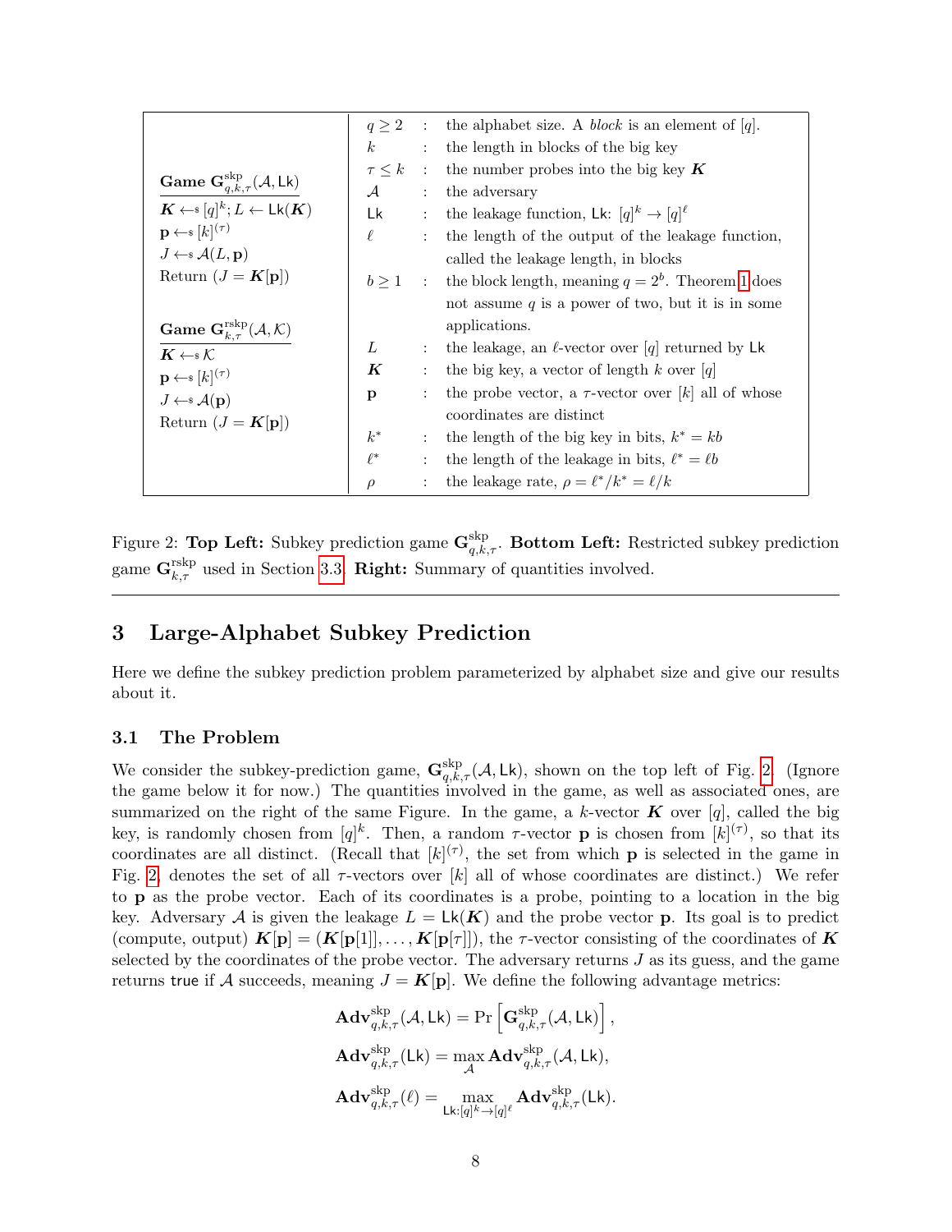**Game** $\mathbf{G}^{\mathrm{skp}}_{q,k,\tau}(\mathcal{A}, \mathsf{Lk})$

$\boldsymbol{K} \leftarrow\!\!\$\ [q]^k; L \leftarrow \mathsf{Lk}(\boldsymbol{K})$
$\mathbf{p} \leftarrow\!\!\$\ [k]^{(\tau)}$
$J \leftarrow\!\!\$\ \mathcal{A}(L, \mathbf{p})$
Return $(J = \boldsymbol{K}[\mathbf{p}])$

**Game** $\mathbf{G}^{\mathrm{rskp}}_{k,\tau}(\mathcal{A}, \mathcal{K})$

$\boldsymbol{K} \leftarrow\!\!\$\ \mathcal{K}$
$\mathbf{p} \leftarrow\!\!\$\ [k]^{(\tau)}$
$J \leftarrow\!\!\$\ \mathcal{A}(\mathbf{p})$
Return $(J = \boldsymbol{K}[\mathbf{p}])$

| | | |
|---|---|---|
| $q \geq 2$ | : | the alphabet size. A *block* is an element of $[q]$. |
| $k$ | : | the length in blocks of the big key |
| $\tau \leq k$ | : | the number probes into the big key $\boldsymbol{K}$ |
| $\mathcal{A}$ | : | the adversary |
| $\mathsf{Lk}$ | : | the leakage function, $\mathsf{Lk}\colon [q]^k \to [q]^\ell$ |
| $\ell$ | : | the length of the output of the leakage function, called the leakage length, in blocks |
| $b \geq 1$ | : | the block length, meaning $q = 2^b$. Theorem 1 does not assume $q$ is a power of two, but it is in some applications. |
| $L$ | : | the leakage, an $\ell$-vector over $[q]$ returned by $\mathsf{Lk}$ |
| $\boldsymbol{K}$ | : | the big key, a vector of length $k$ over $[q]$ |
| $\mathbf{p}$ | : | the probe vector, a $\tau$-vector over $[k]$ all of whose coordinates are distinct |
| $k^*$ | : | the length of the big key in bits, $k^* = kb$ |
| $\ell^*$ | : | the length of the leakage in bits, $\ell^* = \ell b$ |
| $\rho$ | : | the leakage rate, $\rho = \ell^*/k^* = \ell/k$ |

Figure 2: **Top Left:** Subkey prediction game $\mathbf{G}^{\mathrm{skp}}_{q,k,\tau}$. **Bottom Left:** Restricted subkey prediction game $\mathbf{G}^{\mathrm{rskp}}_{k,\tau}$ used in Section 3.3. **Right:** Summary of quantities involved.

## 3 Large-Alphabet Subkey Prediction

Here we define the subkey prediction problem parameterized by alphabet size and give our results about it.

### 3.1 The Problem

We consider the subkey-prediction game, $\mathbf{G}^{\mathrm{skp}}_{q,k,\tau}(\mathcal{A}, \mathsf{Lk})$, shown on the top left of Fig. 2. (Ignore the game below it for now.) The quantities involved in the game, as well as associated ones, are summarized on the right of the same Figure. In the game, a $k$-vector $\boldsymbol{K}$ over $[q]$, called the big key, is randomly chosen from $[q]^k$. Then, a random $\tau$-vector $\mathbf{p}$ is chosen from $[k]^{(\tau)}$, so that its coordinates are all distinct. (Recall that $[k]^{(\tau)}$, the set from which $\mathbf{p}$ is selected in the game in Fig. 2, denotes the set of all $\tau$-vectors over $[k]$ all of whose coordinates are distinct.) We refer to $\mathbf{p}$ as the probe vector. Each of its coordinates is a probe, pointing to a location in the big key. Adversary $\mathcal{A}$ is given the leakage $L = \mathsf{Lk}(\boldsymbol{K})$ and the probe vector $\mathbf{p}$. Its goal is to predict (compute, output) $\boldsymbol{K}[\mathbf{p}] = (\boldsymbol{K}[\mathbf{p}[1]], \ldots, \boldsymbol{K}[\mathbf{p}[\tau]])$, the $\tau$-vector consisting of the coordinates of $\boldsymbol{K}$ selected by the coordinates of the probe vector. The adversary returns $J$ as its guess, and the game returns true if $\mathcal{A}$ succeeds, meaning $J = \boldsymbol{K}[\mathbf{p}]$. We define the following advantage metrics:

$$\mathbf{Adv}^{\mathrm{skp}}_{q,k,\tau}(\mathcal{A}, \mathsf{Lk}) = \Pr\left[\mathbf{G}^{\mathrm{skp}}_{q,k,\tau}(\mathcal{A}, \mathsf{Lk})\right],$$

$$\mathbf{Adv}^{\mathrm{skp}}_{q,k,\tau}(\mathsf{Lk}) = \max_{\mathcal{A}} \mathbf{Adv}^{\mathrm{skp}}_{q,k,\tau}(\mathcal{A}, \mathsf{Lk}),$$

$$\mathbf{Adv}^{\mathrm{skp}}_{q,k,\tau}(\ell) = \max_{\mathsf{Lk}:[q]^k \to [q]^\ell} \mathbf{Adv}^{\mathrm{skp}}_{q,k,\tau}(\mathsf{Lk}).$$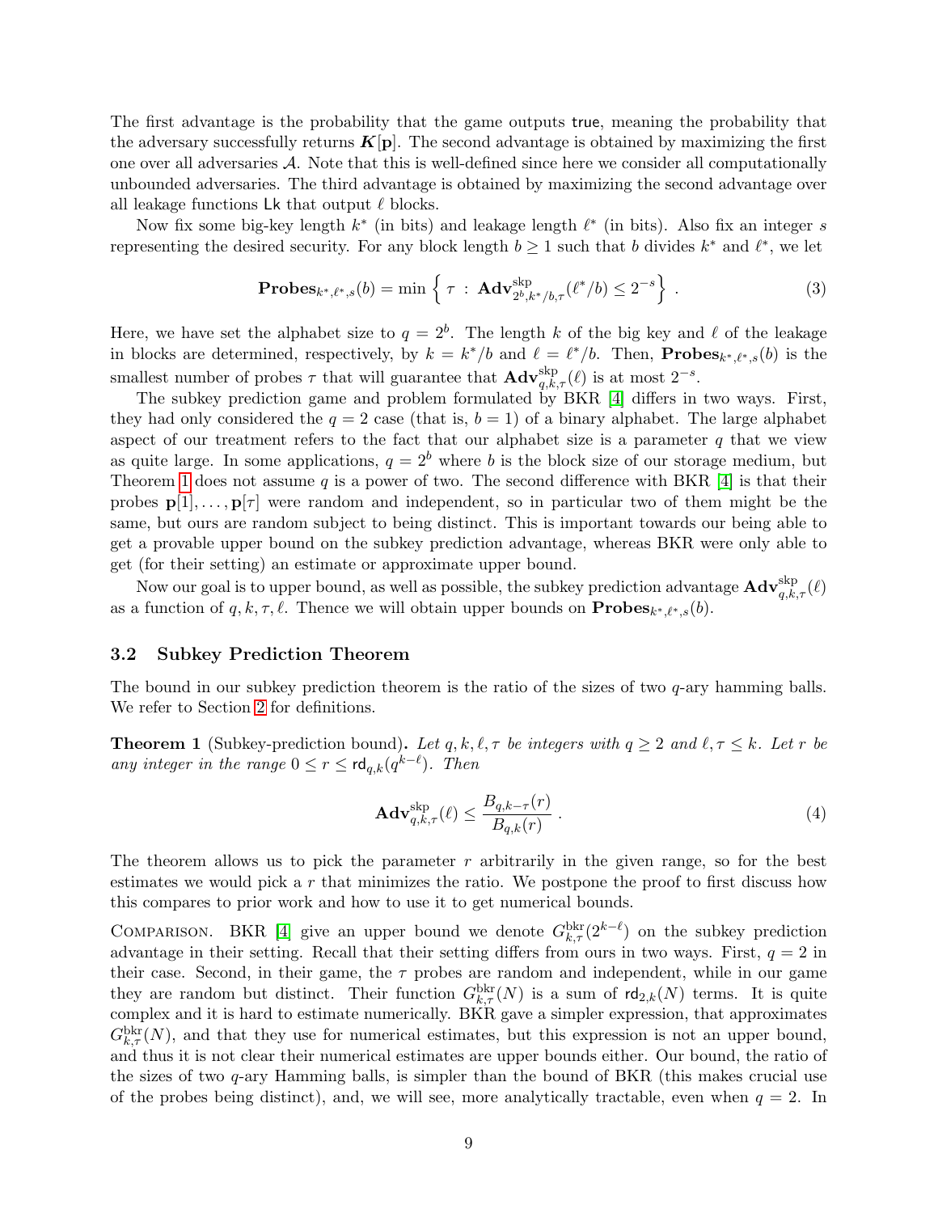The first advantage is the probability that the game outputs true, meaning the probability that the adversary successfully returns $\boldsymbol{K}[\mathbf{p}]$. The second advantage is obtained by maximizing the first one over all adversaries $\mathcal{A}$. Note that this is well-defined since here we consider all computationally unbounded adversaries. The third advantage is obtained by maximizing the second advantage over all leakage functions $\mathsf{Lk}$ that output $\ell$ blocks.

Now fix some big-key length $k^*$ (in bits) and leakage length $\ell^*$ (in bits). Also fix an integer $s$ representing the desired security. For any block length $b \geq 1$ such that $b$ divides $k^*$ and $\ell^*$, we let

$$\mathbf{Probes}_{k^*,\ell^*,s}(b) = \min \left\{ \tau \,:\, \mathbf{Adv}^{\mathrm{skp}}_{2^b,k^*/b,\tau}(\ell^*/b) \leq 2^{-s} \right\} . \tag{3}$$

Here, we have set the alphabet size to $q = 2^b$. The length $k$ of the big key and $\ell$ of the leakage in blocks are determined, respectively, by $k = k^*/b$ and $\ell = \ell^*/b$. Then, $\mathbf{Probes}_{k^*,\ell^*,s}(b)$ is the smallest number of probes $\tau$ that will guarantee that $\mathbf{Adv}^{\mathrm{skp}}_{q,k,\tau}(\ell)$ is at most $2^{-s}$.

The subkey prediction game and problem formulated by BKR [4] differs in two ways. First, they had only considered the $q = 2$ case (that is, $b = 1$) of a binary alphabet. The large alphabet aspect of our treatment refers to the fact that our alphabet size is a parameter $q$ that we view as quite large. In some applications, $q = 2^b$ where $b$ is the block size of our storage medium, but Theorem 1 does not assume $q$ is a power of two. The second difference with BKR [4] is that their probes $\mathbf{p}[1], \ldots, \mathbf{p}[\tau]$ were random and independent, so in particular two of them might be the same, but ours are random subject to being distinct. This is important towards our being able to get a provable upper bound on the subkey prediction advantage, whereas BKR were only able to get (for their setting) an estimate or approximate upper bound.

Now our goal is to upper bound, as well as possible, the subkey prediction advantage $\mathbf{Adv}^{\mathrm{skp}}_{q,k,\tau}(\ell)$ as a function of $q, k, \tau, \ell$. Thence we will obtain upper bounds on $\mathbf{Probes}_{k^*,\ell^*,s}(b)$.

### 3.2 Subkey Prediction Theorem

The bound in our subkey prediction theorem is the ratio of the sizes of two $q$-ary hamming balls. We refer to Section 2 for definitions.

**Theorem 1** (Subkey-prediction bound)**.** *Let $q, k, \ell, \tau$ be integers with $q \geq 2$ and $\ell, \tau \leq k$. Let $r$ be any integer in the range $0 \leq r \leq \mathsf{rd}_{q,k}(q^{k-\ell})$. Then*

$$\mathbf{Adv}^{\mathrm{skp}}_{q,k,\tau}(\ell) \leq \frac{B_{q,k-\tau}(r)}{B_{q,k}(r)} . \tag{4}$$

The theorem allows us to pick the parameter $r$ arbitrarily in the given range, so for the best estimates we would pick a $r$ that minimizes the ratio. We postpone the proof to first discuss how this compares to prior work and how to use it to get numerical bounds.

Comparison. BKR [4] give an upper bound we denote $G^{\mathrm{bkr}}_{k,\tau}(2^{k-\ell})$ on the subkey prediction advantage in their setting. Recall that their setting differs from ours in two ways. First, $q = 2$ in their case. Second, in their game, the $\tau$ probes are random and independent, while in our game they are random but distinct. Their function $G^{\mathrm{bkr}}_{k,\tau}(N)$ is a sum of $\mathsf{rd}_{2,k}(N)$ terms. It is quite complex and it is hard to estimate numerically. BKR gave a simpler expression, that approximates $G^{\mathrm{bkr}}_{k,\tau}(N)$, and that they use for numerical estimates, but this expression is not an upper bound, and thus it is not clear their numerical estimates are upper bounds either. Our bound, the ratio of the sizes of two $q$-ary Hamming balls, is simpler than the bound of BKR (this makes crucial use of the probes being distinct), and, we will see, more analytically tractable, even when $q = 2$. In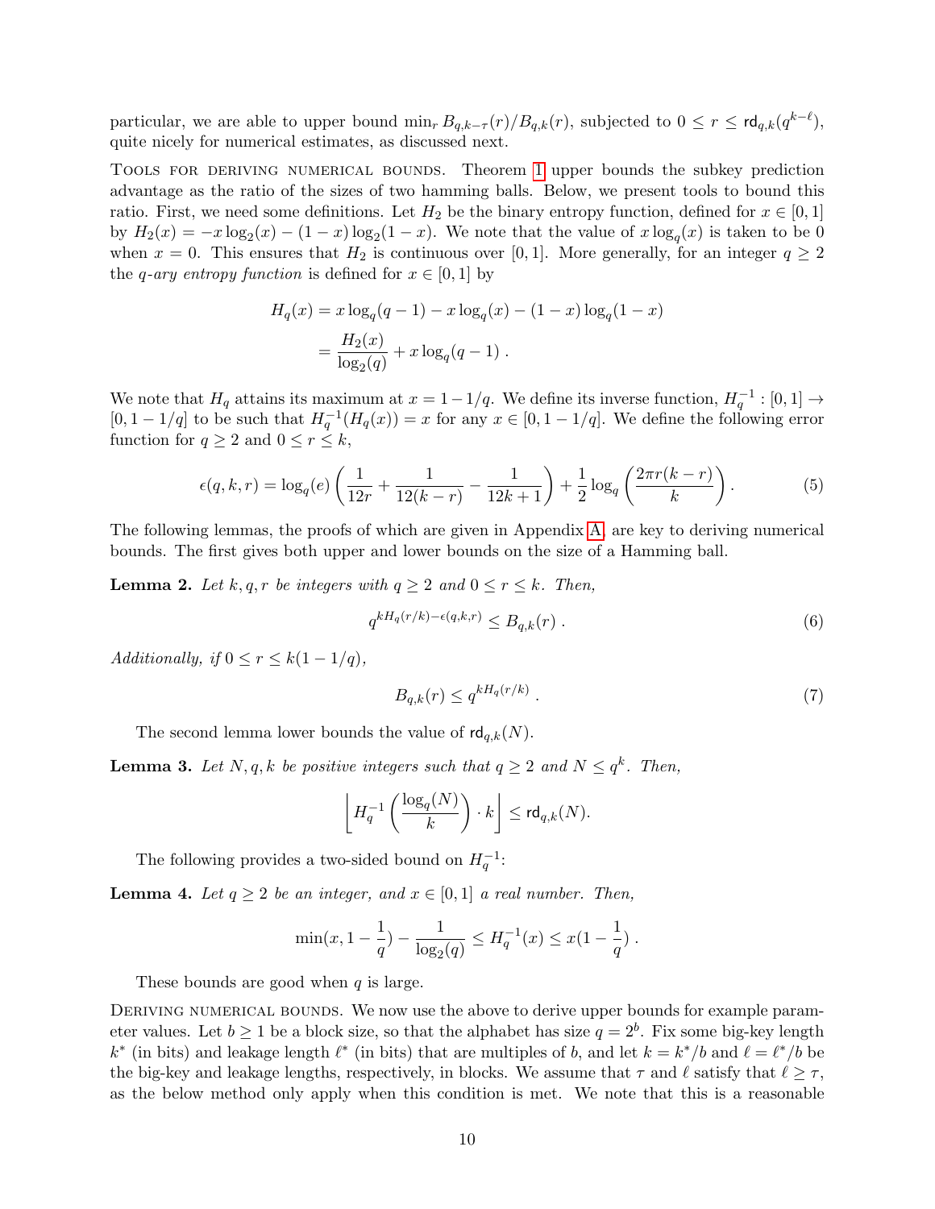particular, we are able to upper bound $\min_r B_{q,k-\tau}(r)/B_{q,k}(r)$, subjected to $0 \leq r \leq \mathsf{rd}_{q,k}(q^{k-\ell})$, quite nicely for numerical estimates, as discussed next.

TOOLS FOR DERIVING NUMERICAL BOUNDS. Theorem 1 upper bounds the subkey prediction advantage as the ratio of the sizes of two hamming balls. Below, we present tools to bound this ratio. First, we need some definitions. Let $H_2$ be the binary entropy function, defined for $x \in [0,1]$ by $H_2(x) = -x\log_2(x) - (1-x)\log_2(1-x)$. We note that the value of $x\log_q(x)$ is taken to be 0 when $x = 0$. This ensures that $H_2$ is continuous over $[0,1]$. More generally, for an integer $q \geq 2$ the *q-ary entropy function* is defined for $x \in [0,1]$ by

$$
\begin{aligned}
H_q(x) &= x\log_q(q-1) - x\log_q(x) - (1-x)\log_q(1-x) \\
&= \frac{H_2(x)}{\log_2(q)} + x\log_q(q-1) \; .
\end{aligned}
$$

We note that $H_q$ attains its maximum at $x = 1-1/q$. We define its inverse function, $H_q^{-1} : [0,1] \to [0, 1-1/q]$ to be such that $H_q^{-1}(H_q(x)) = x$ for any $x \in [0, 1-1/q]$. We define the following error function for $q \geq 2$ and $0 \leq r \leq k$,

$$
\epsilon(q,k,r) = \log_q(e)\left(\frac{1}{12r} + \frac{1}{12(k-r)} - \frac{1}{12k+1}\right) + \frac{1}{2}\log_q\left(\frac{2\pi r(k-r)}{k}\right). \tag{5}
$$

The following lemmas, the proofs of which are given in Appendix A, are key to deriving numerical bounds. The first gives both upper and lower bounds on the size of a Hamming ball.

**Lemma 2.** *Let $k, q, r$ be integers with $q \geq 2$ and $0 \leq r \leq k$. Then,*

$$
q^{kH_q(r/k) - \epsilon(q,k,r)} \leq B_{q,k}(r) \; . \tag{6}
$$

*Additionally, if $0 \leq r \leq k(1-1/q)$,*

$$
B_{q,k}(r) \leq q^{kH_q(r/k)} \; . \tag{7}
$$

The second lemma lower bounds the value of $\mathsf{rd}_{q,k}(N)$.

**Lemma 3.** *Let $N, q, k$ be positive integers such that $q \geq 2$ and $N \leq q^k$. Then,*

$$
\left\lfloor H_q^{-1}\left(\frac{\log_q(N)}{k}\right) \cdot k \right\rfloor \leq \mathsf{rd}_{q,k}(N).
$$

The following provides a two-sided bound on $H_q^{-1}$:

**Lemma 4.** *Let $q \geq 2$ be an integer, and $x \in [0,1]$ a real number. Then,*

$$
\min(x, 1-\frac{1}{q}) - \frac{1}{\log_2(q)} \leq H_q^{-1}(x) \leq x(1-\frac{1}{q}) \; .
$$

These bounds are good when $q$ is large.

DERIVING NUMERICAL BOUNDS. We now use the above to derive upper bounds for example parameter values. Let $b \geq 1$ be a block size, so that the alphabet has size $q = 2^b$. Fix some big-key length $k^*$ (in bits) and leakage length $\ell^*$ (in bits) that are multiples of $b$, and let $k = k^*/b$ and $\ell = \ell^*/b$ be the big-key and leakage lengths, respectively, in blocks. We assume that $\tau$ and $\ell$ satisfy that $\ell \geq \tau$, as the below method only apply when this condition is met. We note that this is a reasonable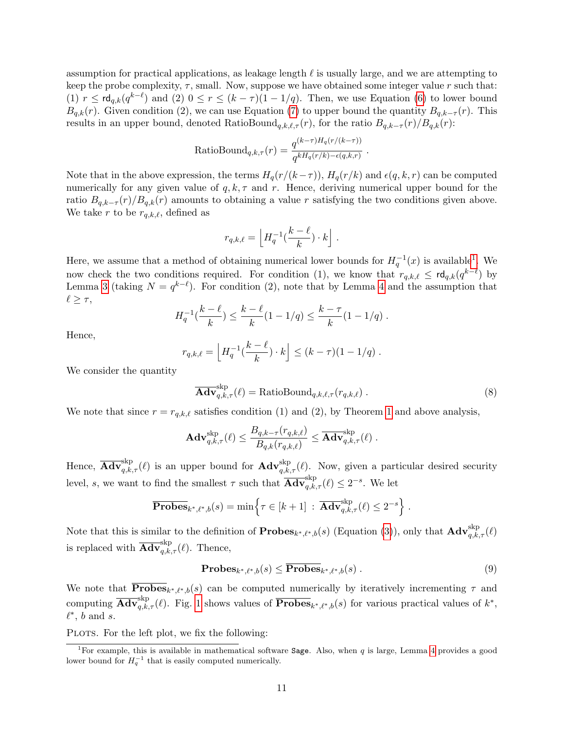assumption for practical applications, as leakage length $\ell$ is usually large, and we are attempting to keep the probe complexity, $\tau$, small. Now, suppose we have obtained some integer value $r$ such that: (1) $r \leq \mathsf{rd}_{q,k}(q^{k-\ell})$ and (2) $0 \leq r \leq (k-\tau)(1-1/q)$. Then, we use Equation (6) to lower bound $B_{q,k}(r)$. Given condition (2), we can use Equation (7) to upper bound the quantity $B_{q,k-\tau}(r)$. This results in an upper bound, denoted $\mathrm{RatioBound}_{q,k,\ell,\tau}(r)$, for the ratio $B_{q,k-\tau}(r)/B_{q,k}(r)$:

$$\mathrm{RatioBound}_{q,k,\tau}(r) = \frac{q^{(k-\tau)H_q(r/(k-\tau))}}{q^{kH_q(r/k)-\epsilon(q,k,r)}} \ .$$

Note that in the above expression, the terms $H_q(r/(k-\tau))$, $H_q(r/k)$ and $\epsilon(q,k,r)$ can be computed numerically for any given value of $q, k, \tau$ and $r$. Hence, deriving numerical upper bound for the ratio $B_{q,k-\tau}(r)/B_{q,k}(r)$ amounts to obtaining a value $r$ satisfying the two conditions given above. We take $r$ to be $r_{q,k,\ell}$, defined as

$$r_{q,k,\ell} = \left\lfloor H_q^{-1}\Big(\frac{k-\ell}{k}\Big) \cdot k \right\rfloor \ .$$

Here, we assume that a method of obtaining numerical lower bounds for $H_q^{-1}(x)$ is available[1]. We now check the two conditions required. For condition (1), we know that $r_{q,k,\ell} \leq \mathsf{rd}_{q,k}(q^{k-\ell})$ by Lemma 3 (taking $N = q^{k-\ell}$). For condition (2), note that by Lemma 4 and the assumption that $\ell \geq \tau$,

$$H_q^{-1}\Big(\frac{k-\ell}{k}\Big) \leq \frac{k-\ell}{k}(1-1/q) \leq \frac{k-\tau}{k}(1-1/q) \ .$$

Hence,

$$r_{q,k,\ell} = \left\lfloor H_q^{-1}\Big(\frac{k-\ell}{k}\Big) \cdot k \right\rfloor \leq (k-\tau)(1-1/q) \ .$$

We consider the quantity

$$\overline{\mathbf{Adv}}^{\mathrm{skp}}_{q,k,\tau}(\ell) = \mathrm{RatioBound}_{q,k,\ell,\tau}(r_{q,k,\ell}) \ . \tag{8}$$

We note that since $r = r_{q,k,\ell}$ satisfies condition (1) and (2), by Theorem 1 and above analysis,

$$\mathbf{Adv}^{\mathrm{skp}}_{q,k,\tau}(\ell) \leq \frac{B_{q,k-\tau}(r_{q,k,\ell})}{B_{q,k}(r_{q,k,\ell})} \leq \overline{\mathbf{Adv}}^{\mathrm{skp}}_{q,k,\tau}(\ell) \ .$$

Hence, $\overline{\mathbf{Adv}}^{\mathrm{skp}}_{q,k,\tau}(\ell)$ is an upper bound for $\mathbf{Adv}^{\mathrm{skp}}_{q,k,\tau}(\ell)$. Now, given a particular desired security level, $s$, we want to find the smallest $\tau$ such that $\overline{\mathbf{Adv}}^{\mathrm{skp}}_{q,k,\tau}(\ell) \leq 2^{-s}$. We let

$$\overline{\mathbf{Probes}}_{k^*,\ell^*,b}(s) = \min\Big\{\tau \in [k+1] \ : \ \overline{\mathbf{Adv}}^{\mathrm{skp}}_{q,k,\tau}(\ell) \leq 2^{-s}\Big\} \ .$$

Note that this is similar to the definition of $\mathbf{Probes}_{k^*,\ell^*,b}(s)$ (Equation (3)), only that $\mathbf{Adv}^{\mathrm{skp}}_{q,k,\tau}(\ell)$ is replaced with $\overline{\mathbf{Adv}}^{\mathrm{skp}}_{q,k,\tau}(\ell)$. Thence,

$$\mathbf{Probes}_{k^*,\ell^*,b}(s) \leq \overline{\mathbf{Probes}}_{k^*,\ell^*,b}(s) \ . \tag{9}$$

We note that $\overline{\mathbf{Probes}}_{k^*,\ell^*,b}(s)$ can be computed numerically by iteratively incrementing $\tau$ and computing $\overline{\mathbf{Adv}}^{\mathrm{skp}}_{q,k,\tau}(\ell)$. Fig. 1 shows values of $\overline{\mathbf{Probes}}_{k^*,\ell^*,b}(s)$ for various practical values of $k^*$, $\ell^*$, $b$ and $s$.

Plots. For the left plot, we fix the following:

[1] For example, this is available in mathematical software `Sage`. Also, when $q$ is large, Lemma 4 provides a good lower bound for $H_q^{-1}$ that is easily computed numerically.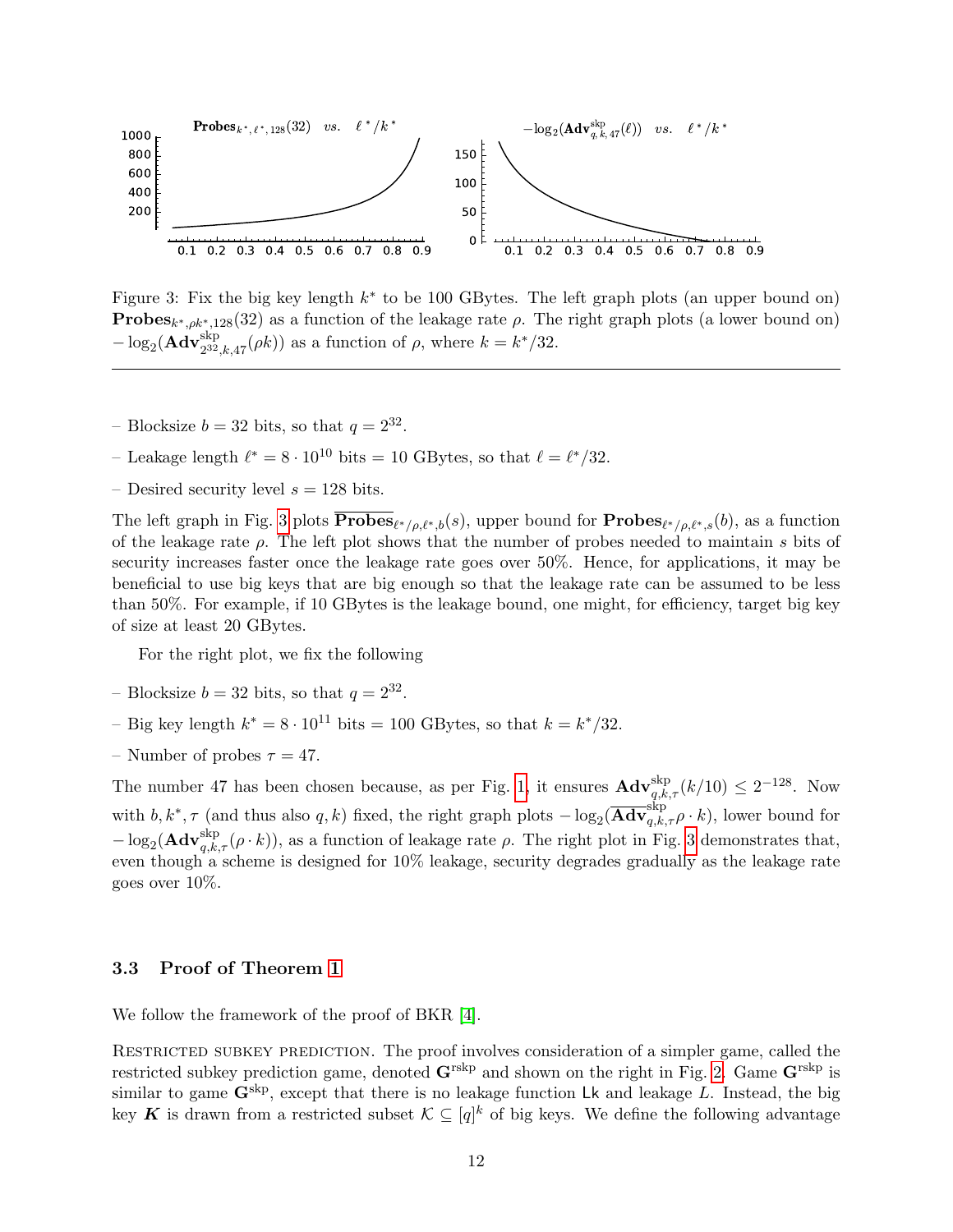Figure 3: Fix the big key length $k^*$ to be 100 GBytes. The left graph plots (an upper bound on) $\mathbf{Probes}_{k^*,\rho k^*,128}(32)$ as a function of the leakage rate $\rho$. The right graph plots (a lower bound on) $-\log_2(\mathbf{Adv}^{\mathrm{skp}}_{2^{32},k,47}(\rho k))$ as a function of $\rho$, where $k = k^*/32$.

---

– Blocksize $b = 32$ bits, so that $q = 2^{32}$.

– Leakage length $\ell^* = 8 \cdot 10^{10}$ bits = 10 GBytes, so that $\ell = \ell^*/32$.

– Desired security level $s = 128$ bits.

The left graph in Fig. 3 plots $\overline{\mathbf{Probes}}_{\ell^*/\rho,\ell^*,b}(s)$, upper bound for $\mathbf{Probes}_{\ell^*/\rho,\ell^*,s}(b)$, as a function of the leakage rate $\rho$. The left plot shows that the number of probes needed to maintain $s$ bits of security increases faster once the leakage rate goes over 50%. Hence, for applications, it may be beneficial to use big keys that are big enough so that the leakage rate can be assumed to be less than 50%. For example, if 10 GBytes is the leakage bound, one might, for efficiency, target big key of size at least 20 GBytes.

For the right plot, we fix the following

– Blocksize $b = 32$ bits, so that $q = 2^{32}$.

– Big key length $k^* = 8 \cdot 10^{11}$ bits = 100 GBytes, so that $k = k^*/32$.

– Number of probes $\tau = 47$.

The number 47 has been chosen because, as per Fig. 1, it ensures $\mathbf{Adv}^{\mathrm{skp}}_{q,k,\tau}(k/10) \leq 2^{-128}$. Now with $b, k^*, \tau$ (and thus also $q, k$) fixed, the right graph plots $-\log_2(\overline{\mathbf{Adv}}^{\mathrm{skp}}_{q,k,\tau}\rho \cdot k)$, lower bound for $-\log_2(\mathbf{Adv}^{\mathrm{skp}}_{q,k,\tau}(\rho \cdot k))$, as a function of leakage rate $\rho$. The right plot in Fig. 3 demonstrates that, even though a scheme is designed for 10% leakage, security degrades gradually as the leakage rate goes over 10%.

### 3.3 Proof of Theorem 1

We follow the framework of the proof of BKR [4].

Restricted subkey prediction. The proof involves consideration of a simpler game, called the restricted subkey prediction game, denoted $\mathbf{G}^{\mathrm{rskp}}$ and shown on the right in Fig. 2. Game $\mathbf{G}^{\mathrm{rskp}}$ is similar to game $\mathbf{G}^{\mathrm{skp}}$, except that there is no leakage function $\mathsf{Lk}$ and leakage $L$. Instead, the big key $\boldsymbol{K}$ is drawn from a restricted subset $\mathcal{K} \subseteq [q]^k$ of big keys. We define the following advantage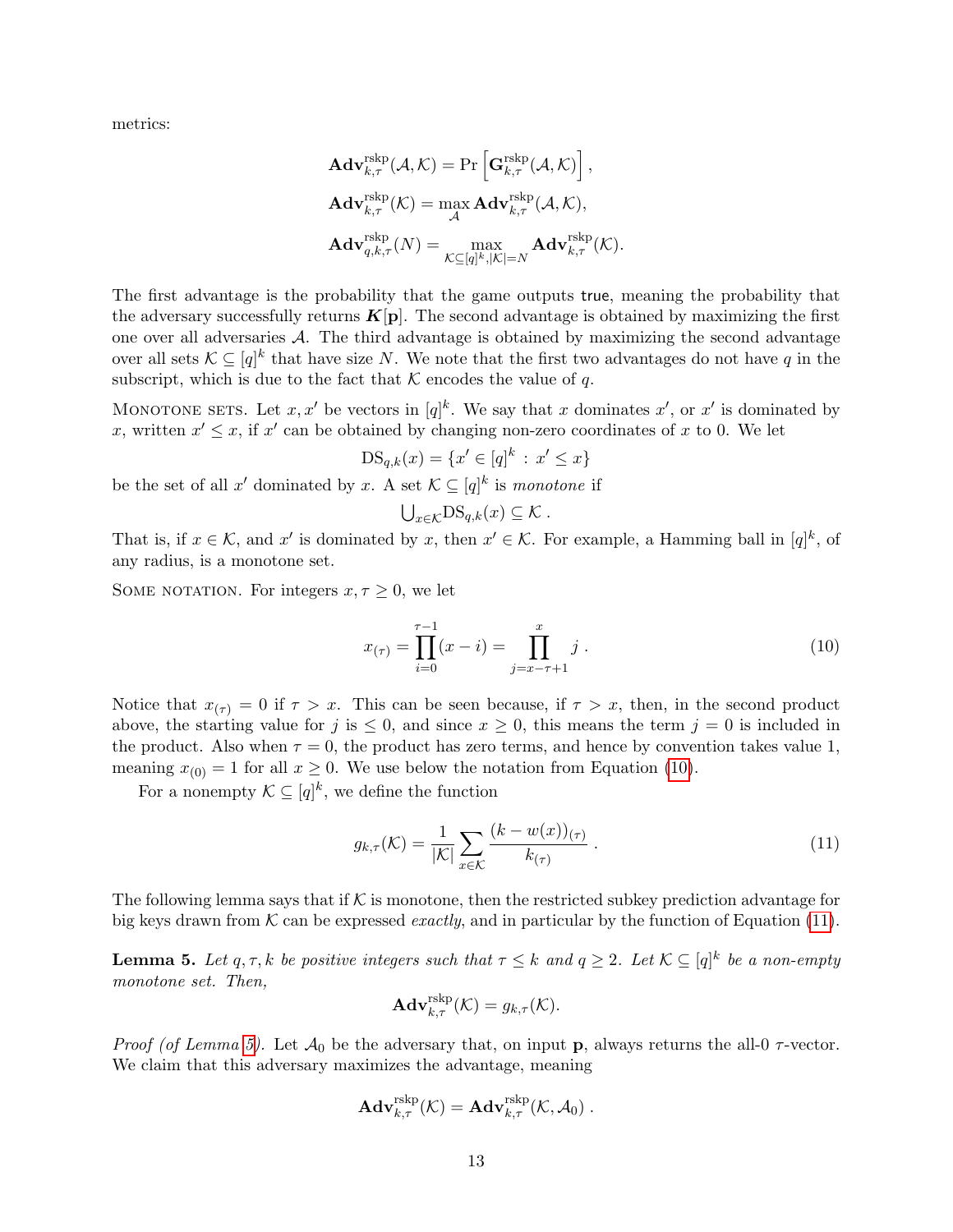metrics:

$$\mathbf{Adv}^{\mathrm{rskp}}_{k,\tau}(\mathcal{A}, \mathcal{K}) = \Pr\left[\mathbf{G}^{\mathrm{rskp}}_{k,\tau}(\mathcal{A}, \mathcal{K})\right],$$

$$\mathbf{Adv}^{\mathrm{rskp}}_{k,\tau}(\mathcal{K}) = \max_{\mathcal{A}} \mathbf{Adv}^{\mathrm{rskp}}_{k,\tau}(\mathcal{A}, \mathcal{K}),$$

$$\mathbf{Adv}^{\mathrm{rskp}}_{q,k,\tau}(N) = \max_{\mathcal{K} \subseteq [q]^k, |\mathcal{K}|=N} \mathbf{Adv}^{\mathrm{rskp}}_{k,\tau}(\mathcal{K}).$$

The first advantage is the probability that the game outputs true, meaning the probability that the adversary successfully returns $\boldsymbol{K}[\mathbf{p}]$. The second advantage is obtained by maximizing the first one over all adversaries $\mathcal{A}$. The third advantage is obtained by maximizing the second advantage over all sets $\mathcal{K} \subseteq [q]^k$ that have size $N$. We note that the first two advantages do not have $q$ in the subscript, which is due to the fact that $\mathcal{K}$ encodes the value of $q$.

Monotone sets. Let $x, x'$ be vectors in $[q]^k$. We say that $x$ dominates $x'$, or $x'$ is dominated by $x$, written $x' \leq x$, if $x'$ can be obtained by changing non-zero coordinates of $x$ to 0. We let

$$\mathrm{DS}_{q,k}(x) = \{x' \in [q]^k : x' \leq x\}$$

be the set of all $x'$ dominated by $x$. A set $\mathcal{K} \subseteq [q]^k$ is *monotone* if

$$\bigcup_{x \in \mathcal{K}} \mathrm{DS}_{q,k}(x) \subseteq \mathcal{K}\,.$$

That is, if $x \in \mathcal{K}$, and $x'$ is dominated by $x$, then $x' \in \mathcal{K}$. For example, a Hamming ball in $[q]^k$, of any radius, is a monotone set.

Some notation. For integers $x, \tau \geq 0$, we let

$$x_{(\tau)} = \prod_{i=0}^{\tau-1}(x - i) = \prod_{j=x-\tau+1}^{x} j\,. \tag{10}$$

Notice that $x_{(\tau)} = 0$ if $\tau > x$. This can be seen because, if $\tau > x$, then, in the second product above, the starting value for $j$ is $\leq 0$, and since $x \geq 0$, this means the term $j = 0$ is included in the product. Also when $\tau = 0$, the product has zero terms, and hence by convention takes value 1, meaning $x_{(0)} = 1$ for all $x \geq 0$. We use below the notation from Equation (10).

For a nonempty $\mathcal{K} \subseteq [q]^k$, we define the function

$$g_{k,\tau}(\mathcal{K}) = \frac{1}{|\mathcal{K}|} \sum_{x \in \mathcal{K}} \frac{(k - w(x))_{(\tau)}}{k_{(\tau)}}\,. \tag{11}$$

The following lemma says that if $\mathcal{K}$ is monotone, then the restricted subkey prediction advantage for big keys drawn from $\mathcal{K}$ can be expressed *exactly*, and in particular by the function of Equation (11).

**Lemma 5.** *Let $q, \tau, k$ be positive integers such that $\tau \leq k$ and $q \geq 2$. Let $\mathcal{K} \subseteq [q]^k$ be a non-empty monotone set. Then,*

$$\mathbf{Adv}^{\mathrm{rskp}}_{k,\tau}(\mathcal{K}) = g_{k,\tau}(\mathcal{K}).$$

*Proof (of Lemma 5).* Let $\mathcal{A}_0$ be the adversary that, on input $\mathbf{p}$, always returns the all-0 $\tau$-vector. We claim that this adversary maximizes the advantage, meaning

$$\mathbf{Adv}^{\mathrm{rskp}}_{k,\tau}(\mathcal{K}) = \mathbf{Adv}^{\mathrm{rskp}}_{k,\tau}(\mathcal{K}, \mathcal{A}_0)\,.$$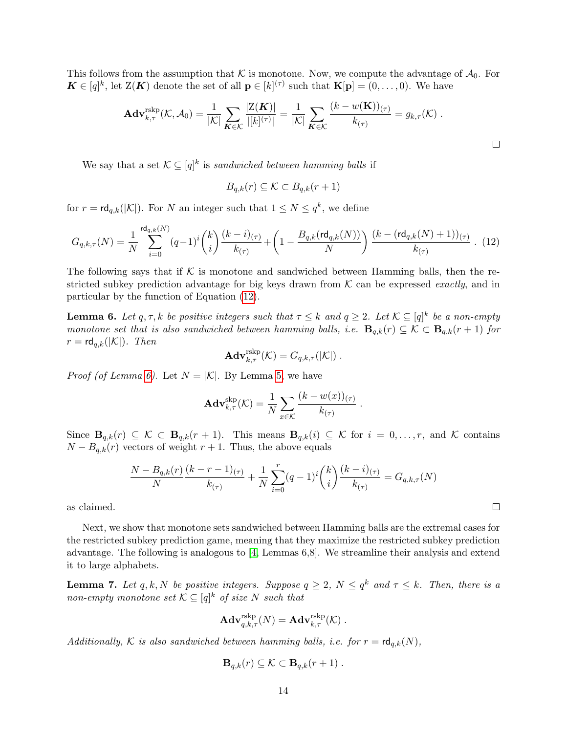This follows from the assumption that $\mathcal{K}$ is monotone. Now, we compute the advantage of $\mathcal{A}_0$. For $\boldsymbol{K} \in [q]^k$, let $\mathrm{Z}(\boldsymbol{K})$ denote the set of all $\mathbf{p} \in [k]^{(\tau)}$ such that $\mathbf{K}[\mathbf{p}] = (0, \ldots, 0)$. We have

$$\mathbf{Adv}^{\mathrm{rskp}}_{k,\tau}(\mathcal{K}, \mathcal{A}_0) = \frac{1}{|\mathcal{K}|} \sum_{\boldsymbol{K} \in \mathcal{K}} \frac{|\mathrm{Z}(\boldsymbol{K})|}{|[k]^{(\tau)}|} = \frac{1}{|\mathcal{K}|} \sum_{\boldsymbol{K} \in \mathcal{K}} \frac{(k - w(\mathbf{K}))_{(\tau)}}{k_{(\tau)}} = g_{k,\tau}(\mathcal{K}) \; .$$

□

We say that a set $\mathcal{K} \subseteq [q]^k$ is *sandwiched between hamming balls* if

$$B_{q,k}(r) \subseteq \mathcal{K} \subset B_{q,k}(r+1)$$

for $r = \mathsf{rd}_{q,k}(|\mathcal{K}|)$. For $N$ an integer such that $1 \leq N \leq q^k$, we define

$$G_{q,k,\tau}(N) = \frac{1}{N} \sum_{i=0}^{\mathsf{rd}_{q,k}(N)} (q-1)^i \binom{k}{i} \frac{(k-i)_{(\tau)}}{k_{(\tau)}} + \left(1 - \frac{B_{q,k}(\mathsf{rd}_{q,k}(N))}{N}\right) \frac{(k - (\mathsf{rd}_{q,k}(N)+1))_{(\tau)}}{k_{(\tau)}} \; . \quad (12)$$

The following says that if $\mathcal{K}$ is monotone and sandwiched between Hamming balls, then the restricted subkey prediction advantage for big keys drawn from $\mathcal{K}$ can be expressed *exactly*, and in particular by the function of Equation (12).

**Lemma 6.** *Let $q, \tau, k$ be positive integers such that $\tau \leq k$ and $q \geq 2$. Let $\mathcal{K} \subseteq [q]^k$ be a non-empty monotone set that is also sandwiched between hamming balls, i.e. $\mathbf{B}_{q,k}(r) \subseteq \mathcal{K} \subset \mathbf{B}_{q,k}(r+1)$ for $r = \mathsf{rd}_{q,k}(|\mathcal{K}|)$. Then*

$$\mathbf{Adv}^{\mathrm{rskp}}_{k,\tau}(\mathcal{K}) = G_{q,k,\tau}(|\mathcal{K}|) \; .$$

*Proof (of Lemma 6).* Let $N = |\mathcal{K}|$. By Lemma 5, we have

$$\mathbf{Adv}^{\mathrm{skp}}_{k,\tau}(\mathcal{K}) = \frac{1}{N} \sum_{x \in \mathcal{K}} \frac{(k - w(x))_{(\tau)}}{k_{(\tau)}} \; .$$

Since $\mathbf{B}_{q,k}(r) \subseteq \mathcal{K} \subset \mathbf{B}_{q,k}(r+1)$. This means $\mathbf{B}_{q,k}(i) \subseteq \mathcal{K}$ for $i = 0, \ldots, r$, and $\mathcal{K}$ contains $N - B_{q,k}(r)$ vectors of weight $r+1$. Thus, the above equals

$$\frac{N - B_{q,k}(r)}{N} \frac{(k-r-1)_{(\tau)}}{k_{(\tau)}} + \frac{1}{N} \sum_{i=0}^{r} (q-1)^i \binom{k}{i} \frac{(k-i)_{(\tau)}}{k_{(\tau)}} = G_{q,k,\tau}(N)$$

as claimed. □

Next, we show that monotone sets sandwiched between Hamming balls are the extremal cases for the restricted subkey prediction game, meaning that they maximize the restricted subkey prediction advantage. The following is analogous to [4, Lemmas 6,8]. We streamline their analysis and extend it to large alphabets.

**Lemma 7.** *Let $q, k, N$ be positive integers. Suppose $q \geq 2$, $N \leq q^k$ and $\tau \leq k$. Then, there is a non-empty monotone set $\mathcal{K} \subseteq [q]^k$ of size $N$ such that*

$$\mathbf{Adv}^{\mathrm{rskp}}_{q,k,\tau}(N) = \mathbf{Adv}^{\mathrm{rskp}}_{k,\tau}(\mathcal{K}) \; .$$

*Additionally, $\mathcal{K}$ is also sandwiched between hamming balls, i.e. for $r = \mathsf{rd}_{q,k}(N)$,*

$$\mathbf{B}_{q,k}(r) \subseteq \mathcal{K} \subset \mathbf{B}_{q,k}(r+1) \; .$$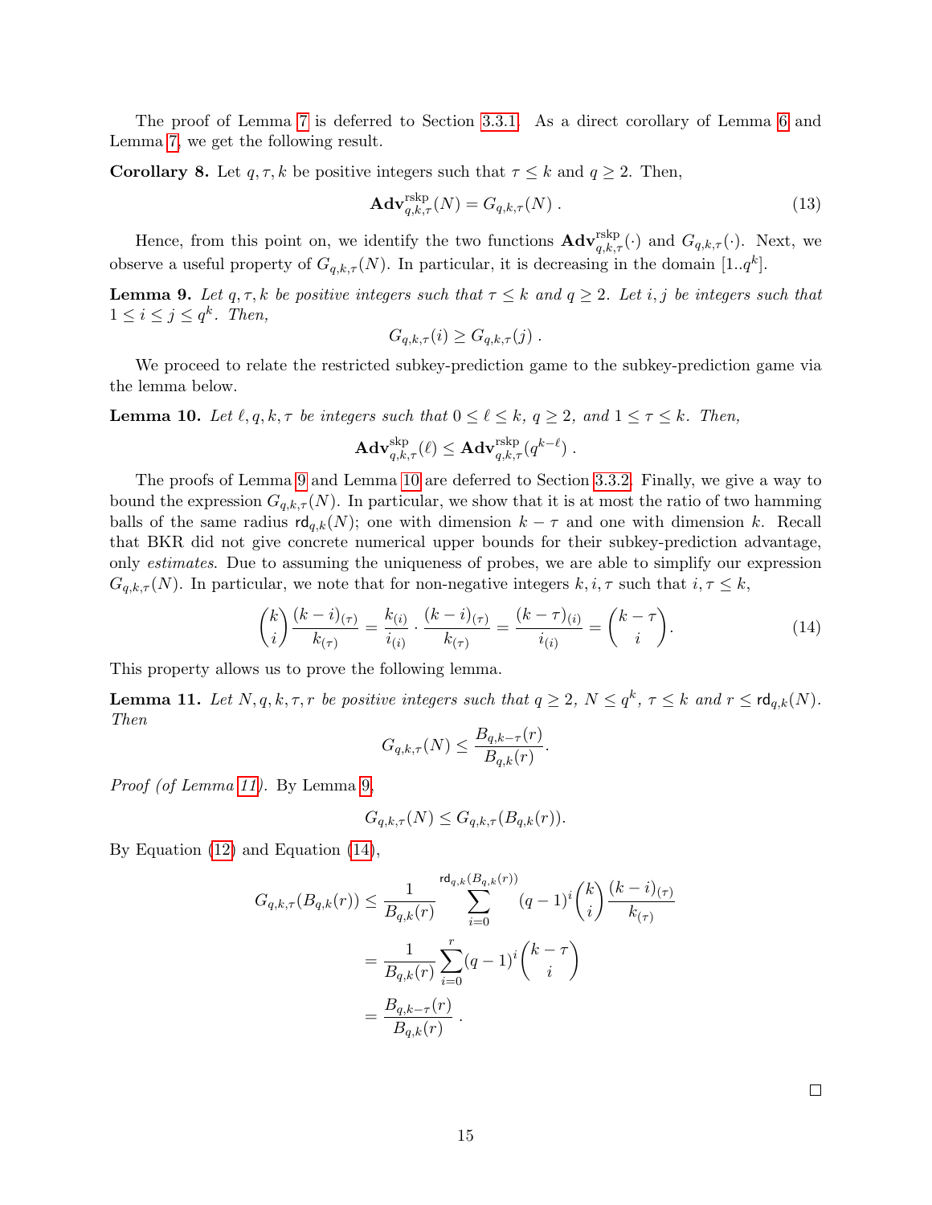The proof of Lemma 7 is deferred to Section 3.3.1. As a direct corollary of Lemma 6 and Lemma 7, we get the following result.

**Corollary 8.** Let $q, \tau, k$ be positive integers such that $\tau \leq k$ and $q \geq 2$. Then,

$$\mathbf{Adv}^{\mathrm{rskp}}_{q,k,\tau}(N) = G_{q,k,\tau}(N) \; . \tag{13}$$

Hence, from this point on, we identify the two functions $\mathbf{Adv}^{\mathrm{rskp}}_{q,k,\tau}(\cdot)$ and $G_{q,k,\tau}(\cdot)$. Next, we observe a useful property of $G_{q,k,\tau}(N)$. In particular, it is decreasing in the domain $[1..q^k]$.

**Lemma 9.** *Let $q, \tau, k$ be positive integers such that $\tau \leq k$ and $q \geq 2$. Let $i, j$ be integers such that $1 \leq i \leq j \leq q^k$. Then,*

$$G_{q,k,\tau}(i) \geq G_{q,k,\tau}(j) \; .$$

We proceed to relate the restricted subkey-prediction game to the subkey-prediction game via the lemma below.

**Lemma 10.** *Let $\ell, q, k, \tau$ be integers such that $0 \leq \ell \leq k$, $q \geq 2$, and $1 \leq \tau \leq k$. Then,*

$$\mathbf{Adv}^{\mathrm{skp}}_{q,k,\tau}(\ell) \leq \mathbf{Adv}^{\mathrm{rskp}}_{q,k,\tau}(q^{k-\ell}) \; .$$

The proofs of Lemma 9 and Lemma 10 are deferred to Section 3.3.2. Finally, we give a way to bound the expression $G_{q,k,\tau}(N)$. In particular, we show that it is at most the ratio of two hamming balls of the same radius $\mathsf{rd}_{q,k}(N)$; one with dimension $k - \tau$ and one with dimension $k$. Recall that BKR did not give concrete numerical upper bounds for their subkey-prediction advantage, only *estimates*. Due to assuming the uniqueness of probes, we are able to simplify our expression $G_{q,k,\tau}(N)$. In particular, we note that for non-negative integers $k, i, \tau$ such that $i, \tau \leq k$,

$$\binom{k}{i} \frac{(k-i)_{(\tau)}}{k_{(\tau)}} = \frac{k_{(i)}}{i_{(i)}} \cdot \frac{(k-i)_{(\tau)}}{k_{(\tau)}} = \frac{(k-\tau)_{(i)}}{i_{(i)}} = \binom{k-\tau}{i}. \tag{14}$$

This property allows us to prove the following lemma.

**Lemma 11.** *Let $N, q, k, \tau, r$ be positive integers such that $q \geq 2$, $N \leq q^k$, $\tau \leq k$ and $r \leq \mathsf{rd}_{q,k}(N)$. Then*

$$G_{q,k,\tau}(N) \leq \frac{B_{q,k-\tau}(r)}{B_{q,k}(r)}.$$

*Proof (of Lemma 11).* By Lemma 9,

$$G_{q,k,\tau}(N) \leq G_{q,k,\tau}(B_{q,k}(r)).$$

By Equation (12) and Equation (14),

$$\begin{aligned}
G_{q,k,\tau}(B_{q,k}(r)) &\leq \frac{1}{B_{q,k}(r)} \sum_{i=0}^{\mathsf{rd}_{q,k}(B_{q,k}(r))} (q-1)^i \binom{k}{i} \frac{(k-i)_{(\tau)}}{k_{(\tau)}} \\
&= \frac{1}{B_{q,k}(r)} \sum_{i=0}^{r} (q-1)^i \binom{k-\tau}{i} \\
&= \frac{B_{q,k-\tau}(r)}{B_{q,k}(r)} \; .
\end{aligned}$$

□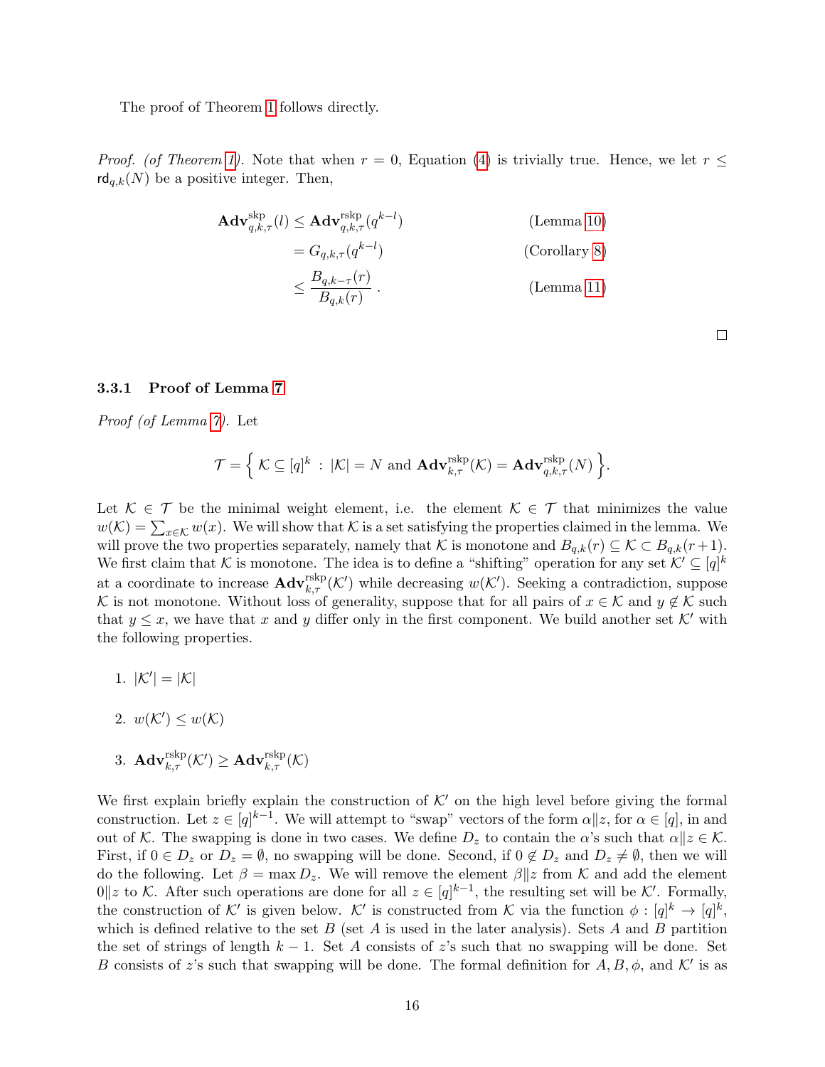The proof of Theorem 1 follows directly.

*Proof. (of Theorem 1).* Note that when $r = 0$, Equation (4) is trivially true. Hence, we let $r \leq \mathsf{rd}_{q,k}(N)$ be a positive integer. Then,

$$
\begin{aligned}
\mathbf{Adv}^{\mathrm{skp}}_{q,k,\tau}(l) &\leq \mathbf{Adv}^{\mathrm{rskp}}_{q,k,\tau}(q^{k-l}) && \text{(Lemma 10)} \\
&= G_{q,k,\tau}(q^{k-l}) && \text{(Corollary 8)} \\
&\leq \frac{B_{q,k-\tau}(r)}{B_{q,k}(r)} \, . && \text{(Lemma 11)}
\end{aligned}
$$

□

### 3.3.1 Proof of Lemma 7

*Proof (of Lemma 7).* Let

$$
\mathcal{T} = \left\{ \mathcal{K} \subseteq [q]^k \; : \; |\mathcal{K}| = N \text{ and } \mathbf{Adv}^{\mathrm{rskp}}_{k,\tau}(\mathcal{K}) = \mathbf{Adv}^{\mathrm{rskp}}_{q,k,\tau}(N) \right\}.
$$

Let $\mathcal{K} \in \mathcal{T}$ be the minimal weight element, i.e. the element $\mathcal{K} \in \mathcal{T}$ that minimizes the value $w(\mathcal{K}) = \sum_{x \in \mathcal{K}} w(x)$. We will show that $\mathcal{K}$ is a set satisfying the properties claimed in the lemma. We will prove the two properties separately, namely that $\mathcal{K}$ is monotone and $B_{q,k}(r) \subseteq \mathcal{K} \subset B_{q,k}(r+1)$. We first claim that $\mathcal{K}$ is monotone. The idea is to define a "shifting" operation for any set $\mathcal{K}' \subseteq [q]^k$ at a coordinate to increase $\mathbf{Adv}^{\mathrm{rskp}}_{k,\tau}(\mathcal{K}')$ while decreasing $w(\mathcal{K}')$. Seeking a contradiction, suppose $\mathcal{K}$ is not monotone. Without loss of generality, suppose that for all pairs of $x \in \mathcal{K}$ and $y \notin \mathcal{K}$ such that $y \leq x$, we have that $x$ and $y$ differ only in the first component. We build another set $\mathcal{K}'$ with the following properties.

1. $|\mathcal{K}'| = |\mathcal{K}|$

2. $w(\mathcal{K}') \leq w(\mathcal{K})$

3. $\mathbf{Adv}^{\mathrm{rskp}}_{k,\tau}(\mathcal{K}') \geq \mathbf{Adv}^{\mathrm{rskp}}_{k,\tau}(\mathcal{K})$

We first explain briefly explain the construction of $\mathcal{K}'$ on the high level before giving the formal construction. Let $z \in [q]^{k-1}$. We will attempt to "swap" vectors of the form $\alpha \| z$, for $\alpha \in [q]$, in and out of $\mathcal{K}$. The swapping is done in two cases. We define $D_z$ to contain the $\alpha$'s such that $\alpha \| z \in \mathcal{K}$. First, if $0 \in D_z$ or $D_z = \emptyset$, no swapping will be done. Second, if $0 \notin D_z$ and $D_z \neq \emptyset$, then we will do the following. Let $\beta = \max D_z$. We will remove the element $\beta \| z$ from $\mathcal{K}$ and add the element $0 \| z$ to $\mathcal{K}$. After such operations are done for all $z \in [q]^{k-1}$, the resulting set will be $\mathcal{K}'$. Formally, the construction of $\mathcal{K}'$ is given below. $\mathcal{K}'$ is constructed from $\mathcal{K}$ via the function $\phi : [q]^k \to [q]^k$, which is defined relative to the set $B$ (set $A$ is used in the later analysis). Sets $A$ and $B$ partition the set of strings of length $k-1$. Set $A$ consists of $z$'s such that no swapping will be done. Set $B$ consists of $z$'s such that swapping will be done. The formal definition for $A, B, \phi$, and $\mathcal{K}'$ is as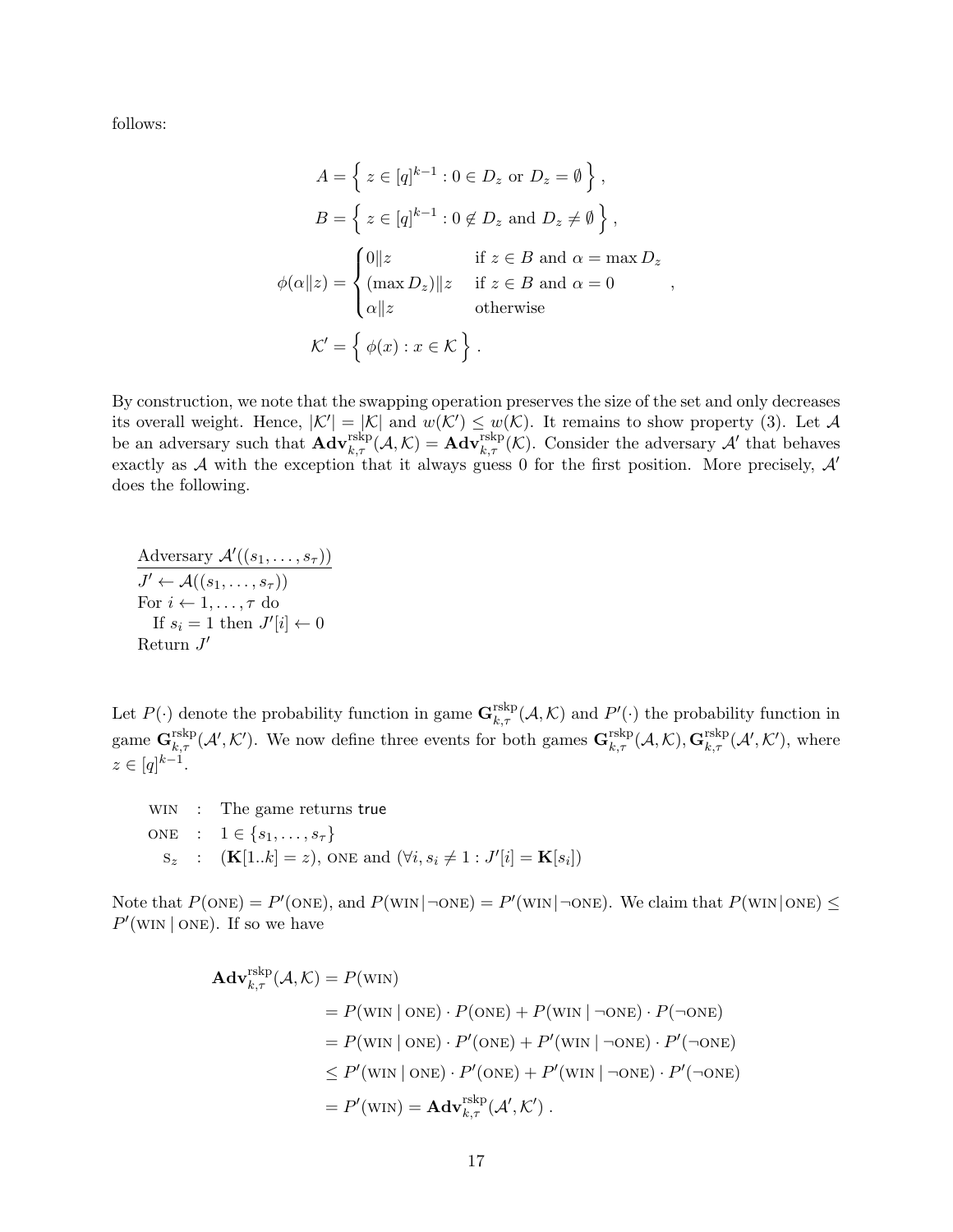follows:

$$
\begin{aligned}
A &= \left\{ z \in [q]^{k-1} : 0 \in D_z \text{ or } D_z = \emptyset \right\}, \\
B &= \left\{ z \in [q]^{k-1} : 0 \notin D_z \text{ and } D_z \neq \emptyset \right\}, \\
\phi(\alpha \| z) &= \begin{cases} 0\|z & \text{if } z \in B \text{ and } \alpha = \max D_z \\ (\max D_z)\|z & \text{if } z \in B \text{ and } \alpha = 0 \\ \alpha\|z & \text{otherwise} \end{cases}, \\
\mathcal{K}' &= \left\{ \phi(x) : x \in \mathcal{K} \right\}.
\end{aligned}
$$

By construction, we note that the swapping operation preserves the size of the set and only decreases its overall weight. Hence, $|\mathcal{K}'| = |\mathcal{K}|$ and $w(\mathcal{K}') \leq w(\mathcal{K})$. It remains to show property (3). Let $\mathcal{A}$ be an adversary such that $\mathbf{Adv}^{\mathrm{rskp}}_{k,\tau}(\mathcal{A}, \mathcal{K}) = \mathbf{Adv}^{\mathrm{rskp}}_{k,\tau}(\mathcal{K})$. Consider the adversary $\mathcal{A}'$ that behaves exactly as $\mathcal{A}$ with the exception that it always guess 0 for the first position. More precisely, $\mathcal{A}'$ does the following.

```
Adversary A'((s_1, ..., s_τ))
J' ← A((s_1, ..., s_τ))
For i ← 1, ..., τ do
  If s_i = 1 then J'[i] ← 0
Return J'
```

Let $P(\cdot)$ denote the probability function in game $\mathbf{G}^{\mathrm{rskp}}_{k,\tau}(\mathcal{A}, \mathcal{K})$ and $P'(\cdot)$ the probability function in game $\mathbf{G}^{\mathrm{rskp}}_{k,\tau}(\mathcal{A}', \mathcal{K}')$. We now define three events for both games $\mathbf{G}^{\mathrm{rskp}}_{k,\tau}(\mathcal{A}, \mathcal{K}), \mathbf{G}^{\mathrm{rskp}}_{k,\tau}(\mathcal{A}', \mathcal{K}')$, where $z \in [q]^{k-1}$.

- WIN : The game returns true
- ONE : $1 \in \{s_1, \ldots, s_\tau\}$
- $\mathrm{S}_z$ : $(\mathbf{K}[1..k] = z)$, ONE and $(\forall i, s_i \neq 1 : J'[i] = \mathbf{K}[s_i])$

Note that $P(\text{ONE}) = P'(\text{ONE})$, and $P(\text{WIN} \mid \neg\text{ONE}) = P'(\text{WIN} \mid \neg\text{ONE})$. We claim that $P(\text{WIN} \mid \text{ONE}) \leq P'(\text{WIN} \mid \text{ONE})$. If so we have

$$
\begin{aligned}
\mathbf{Adv}^{\mathrm{rskp}}_{k,\tau}(\mathcal{A}, \mathcal{K}) &= P(\text{WIN}) \\
&= P(\text{WIN} \mid \text{ONE}) \cdot P(\text{ONE}) + P(\text{WIN} \mid \neg\text{ONE}) \cdot P(\neg\text{ONE}) \\
&= P(\text{WIN} \mid \text{ONE}) \cdot P'(\text{ONE}) + P'(\text{WIN} \mid \neg\text{ONE}) \cdot P'(\neg\text{ONE}) \\
&\leq P'(\text{WIN} \mid \text{ONE}) \cdot P'(\text{ONE}) + P'(\text{WIN} \mid \neg\text{ONE}) \cdot P'(\neg\text{ONE}) \\
&= P'(\text{WIN}) = \mathbf{Adv}^{\mathrm{rskp}}_{k,\tau}(\mathcal{A}', \mathcal{K}').
\end{aligned}
$$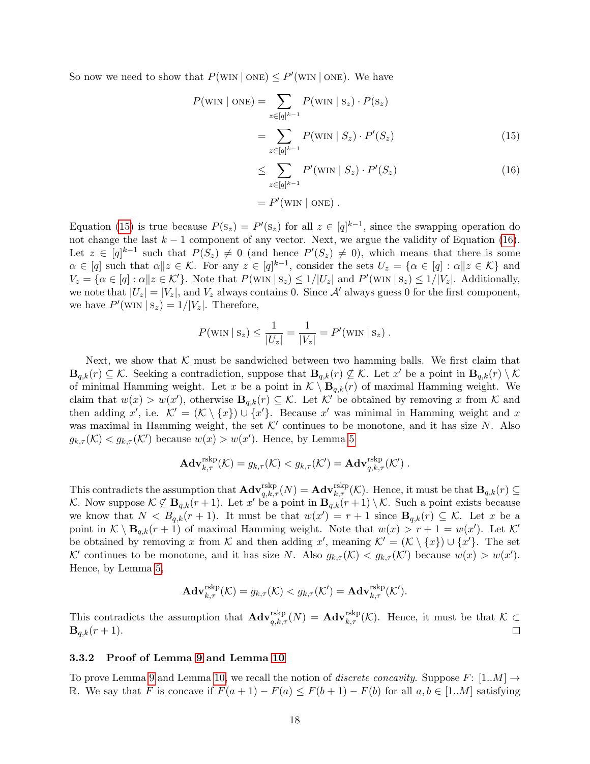So now we need to show that $P(\text{WIN} \mid \text{ONE}) \le P'(\text{WIN} \mid \text{ONE})$. We have

$$
\begin{aligned}
P(\text{WIN} \mid \text{ONE}) &= \sum_{z \in [q]^{k-1}} P(\text{WIN} \mid \text{S}_z) \cdot P(\text{S}_z) \\
&= \sum_{z \in [q]^{k-1}} P(\text{WIN} \mid S_z) \cdot P'(S_z) \qquad (15) \\
&\le \sum_{z \in [q]^{k-1}} P'(\text{WIN} \mid S_z) \cdot P'(S_z) \qquad (16) \\
&= P'(\text{WIN} \mid \text{ONE}) \,.
\end{aligned}
$$

Equation (15) is true because $P(\text{S}_z) = P'(\text{S}_z)$ for all $z \in [q]^{k-1}$, since the swapping operation do not change the last $k-1$ component of any vector. Next, we argue the validity of Equation (16). Let $z \in [q]^{k-1}$ such that $P(S_z) \neq 0$ (and hence $P'(S_z) \neq 0$), which means that there is some $\alpha \in [q]$ such that $\alpha \| z \in \mathcal{K}$. For any $z \in [q]^{k-1}$, consider the sets $U_z = \{\alpha \in [q] : \alpha \| z \in \mathcal{K}\}$ and $V_z = \{\alpha \in [q] : \alpha \| z \in \mathcal{K}'\}$. Note that $P(\text{WIN} \mid \text{S}_z) \le 1/|U_z|$ and $P'(\text{WIN} \mid \text{S}_z) \le 1/|V_z|$. Additionally, we note that $|U_z| = |V_z|$, and $V_z$ always contains 0. Since $\mathcal{A}'$ always guess 0 for the first component, we have $P'(\text{WIN} \mid \text{S}_z) = 1/|V_z|$. Therefore,

$$
P(\text{WIN} \mid \text{S}_z) \le \frac{1}{|U_z|} = \frac{1}{|V_z|} = P'(\text{WIN} \mid \text{S}_z) \,.
$$

Next, we show that $\mathcal{K}$ must be sandwiched between two hamming balls. We first claim that $\mathbf{B}_{q,k}(r) \subseteq \mathcal{K}$. Seeking a contradiction, suppose that $\mathbf{B}_{q,k}(r) \not\subseteq \mathcal{K}$. Let $x'$ be a point in $\mathbf{B}_{q,k}(r) \setminus \mathcal{K}$ of minimal Hamming weight. Let $x$ be a point in $\mathcal{K} \setminus \mathbf{B}_{q,k}(r)$ of maximal Hamming weight. We claim that $w(x) > w(x')$, otherwise $\mathbf{B}_{q,k}(r) \subseteq \mathcal{K}$. Let $\mathcal{K}'$ be obtained by removing $x$ from $\mathcal{K}$ and then adding $x'$, i.e. $\mathcal{K}' = (\mathcal{K} \setminus \{x\}) \cup \{x'\}$. Because $x'$ was minimal in Hamming weight and $x$ was maximal in Hamming weight, the set $\mathcal{K}'$ continues to be monotone, and it has size $N$. Also $g_{k,\tau}(\mathcal{K}) < g_{k,\tau}(\mathcal{K}')$ because $w(x) > w(x')$. Hence, by Lemma 5

$$
\mathbf{Adv}^{\text{rskp}}_{k,\tau}(\mathcal{K}) = g_{k,\tau}(\mathcal{K}) < g_{k,\tau}(\mathcal{K}') = \mathbf{Adv}^{\text{rskp}}_{q,k,\tau}(\mathcal{K}') \,.
$$

This contradicts the assumption that $\mathbf{Adv}^{\text{rskp}}_{q,k,\tau}(N) = \mathbf{Adv}^{\text{rskp}}_{k,\tau}(\mathcal{K})$. Hence, it must be that $\mathbf{B}_{q,k}(r) \subseteq \mathcal{K}$. Now suppose $\mathcal{K} \not\subseteq \mathbf{B}_{q,k}(r+1)$. Let $x'$ be a point in $\mathbf{B}_{q,k}(r+1) \setminus \mathcal{K}$. Such a point exists because we know that $N < B_{q,k}(r+1)$. It must be that $w(x') = r+1$ since $\mathbf{B}_{q,k}(r) \subseteq \mathcal{K}$. Let $x$ be a point in $\mathcal{K} \setminus \mathbf{B}_{q,k}(r+1)$ of maximal Hamming weight. Note that $w(x) > r+1 = w(x')$. Let $\mathcal{K}'$ be obtained by removing $x$ from $\mathcal{K}$ and then adding $x'$, meaning $\mathcal{K}' = (\mathcal{K} \setminus \{x\}) \cup \{x'\}$. The set $\mathcal{K}'$ continues to be monotone, and it has size $N$. Also $g_{k,\tau}(\mathcal{K}) < g_{k,\tau}(\mathcal{K}')$ because $w(x) > w(x')$. Hence, by Lemma 5,

$$
\mathbf{Adv}^{\text{rskp}}_{k,\tau}(\mathcal{K}) = g_{k,\tau}(\mathcal{K}) < g_{k,\tau}(\mathcal{K}') = \mathbf{Adv}^{\text{rskp}}_{k,\tau}(\mathcal{K}').
$$

This contradicts the assumption that $\mathbf{Adv}^{\text{rskp}}_{q,k,\tau}(N) = \mathbf{Adv}^{\text{rskp}}_{k,\tau}(\mathcal{K})$. Hence, it must be that $\mathcal{K} \subset \mathbf{B}_{q,k}(r+1)$. ◻

### 3.3.2 Proof of Lemma 9 and Lemma 10

To prove Lemma 9 and Lemma 10, we recall the notion of *discrete concavity*. Suppose $F\colon [1..M] \to \mathbb{R}$. We say that $F$ is concave if $F(a+1) - F(a) \le F(b+1) - F(b)$ for all $a, b \in [1..M]$ satisfying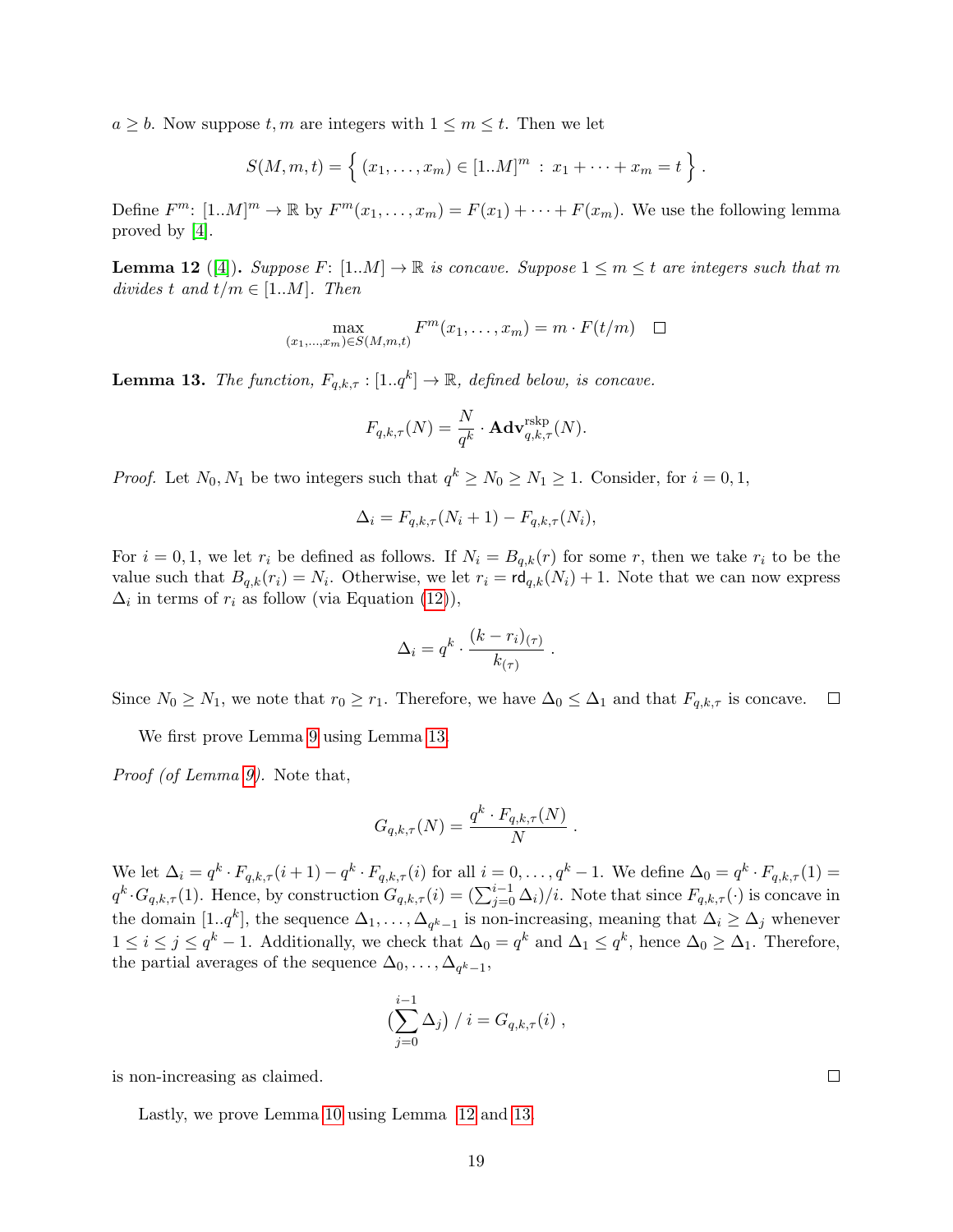$a \geq b$. Now suppose $t, m$ are integers with $1 \leq m \leq t$. Then we let

$$S(M, m, t) = \left\{ (x_1, \ldots, x_m) \in [1..M]^m \ : \ x_1 + \cdots + x_m = t \right\} .$$

Define $F^m \colon [1..M]^m \to \mathbb{R}$ by $F^m(x_1, \ldots, x_m) = F(x_1) + \cdots + F(x_m)$. We use the following lemma proved by [4].

**Lemma 12** ([4])**.** *Suppose $F \colon [1..M] \to \mathbb{R}$ is concave. Suppose $1 \leq m \leq t$ are integers such that $m$ divides $t$ and $t/m \in [1..M]$. Then*

$$\max_{(x_1,\ldots,x_m) \in S(M,m,t)} F^m(x_1, \ldots, x_m) = m \cdot F(t/m) \quad \square$$

**Lemma 13.** *The function, $F_{q,k,\tau} : [1..q^k] \to \mathbb{R}$, defined below, is concave.*

$$F_{q,k,\tau}(N) = \frac{N}{q^k} \cdot \mathbf{Adv}^{\mathrm{rskp}}_{q,k,\tau}(N).$$

*Proof.* Let $N_0, N_1$ be two integers such that $q^k \geq N_0 \geq N_1 \geq 1$. Consider, for $i = 0, 1$,

$$\Delta_i = F_{q,k,\tau}(N_i + 1) - F_{q,k,\tau}(N_i),$$

For $i = 0, 1$, we let $r_i$ be defined as follows. If $N_i = B_{q,k}(r)$ for some $r$, then we take $r_i$ to be the value such that $B_{q,k}(r_i) = N_i$. Otherwise, we let $r_i = \mathsf{rd}_{q,k}(N_i) + 1$. Note that we can now express $\Delta_i$ in terms of $r_i$ as follow (via Equation (12)),

$$\Delta_i = q^k \cdot \frac{(k - r_i)_{(\tau)}}{k_{(\tau)}} .$$

Since $N_0 \geq N_1$, we note that $r_0 \geq r_1$. Therefore, we have $\Delta_0 \leq \Delta_1$ and that $F_{q,k,\tau}$ is concave. $\square$

We first prove Lemma 9 using Lemma 13.

*Proof (of Lemma 9).* Note that,

$$G_{q,k,\tau}(N) = \frac{q^k \cdot F_{q,k,\tau}(N)}{N} .$$

We let $\Delta_i = q^k \cdot F_{q,k,\tau}(i+1) - q^k \cdot F_{q,k,\tau}(i)$ for all $i = 0, \ldots, q^k - 1$. We define $\Delta_0 = q^k \cdot F_{q,k,\tau}(1) = q^k \cdot G_{q,k,\tau}(1)$. Hence, by construction $G_{q,k,\tau}(i) = (\sum_{j=0}^{i-1} \Delta_i)/i$. Note that since $F_{q,k,\tau}(\cdot)$ is concave in the domain $[1..q^k]$, the sequence $\Delta_1, \ldots, \Delta_{q^k-1}$ is non-increasing, meaning that $\Delta_i \geq \Delta_j$ whenever $1 \leq i \leq j \leq q^k - 1$. Additionally, we check that $\Delta_0 = q^k$ and $\Delta_1 \leq q^k$, hence $\Delta_0 \geq \Delta_1$. Therefore, the partial averages of the sequence $\Delta_0, \ldots, \Delta_{q^k-1}$,

$$\Big(\sum_{j=0}^{i-1} \Delta_j\Big) \ / \ i = G_{q,k,\tau}(i) ,$$

is non-increasing as claimed. $\square$

Lastly, we prove Lemma 10 using Lemma 12 and 13.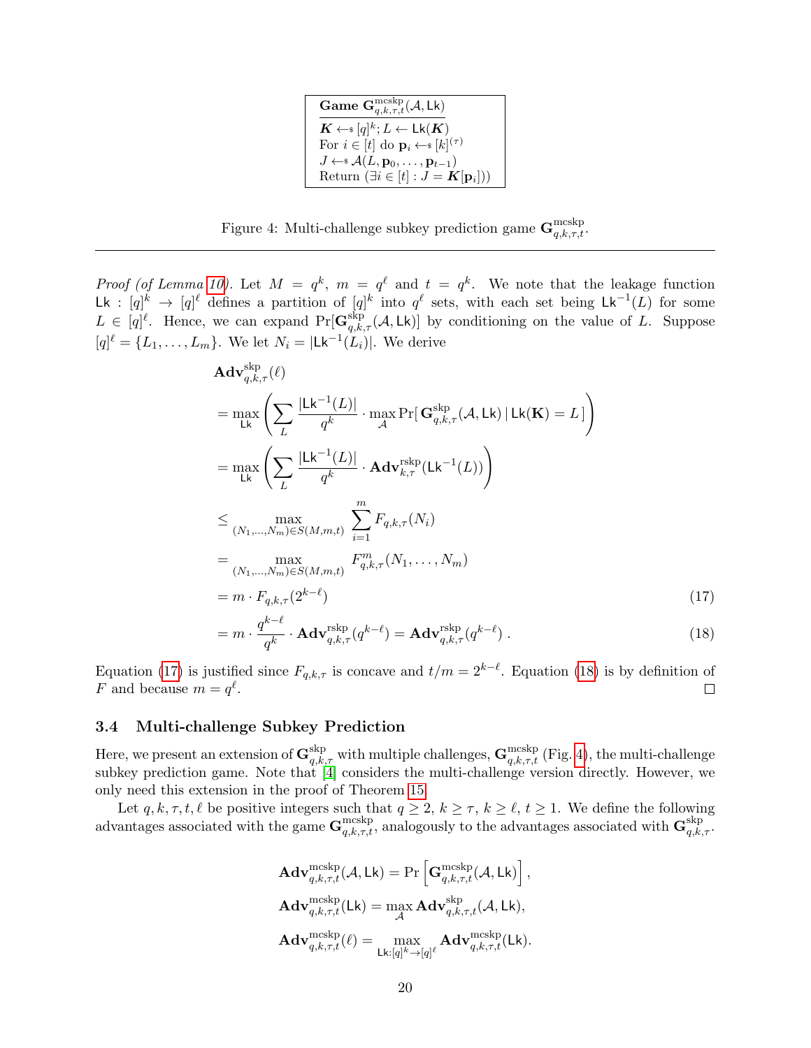**Game** $\mathbf{G}^{\mathrm{mcskp}}_{q,k,\tau,t}(\mathcal{A}, \mathsf{Lk})$

$\boldsymbol{K} \leftarrow\!\!\$\; [q]^k; L \leftarrow \mathsf{Lk}(\boldsymbol{K})$
For $i \in [t]$ do $\mathbf{p}_i \leftarrow\!\!\$\; [k]^{(\tau)}$
$J \leftarrow\!\!\$\; \mathcal{A}(L, \mathbf{p}_0, \ldots, \mathbf{p}_{t-1})$
Return $(\exists i \in [t] : J = \boldsymbol{K}[\mathbf{p}_i])$

Figure 4: Multi-challenge subkey prediction game $\mathbf{G}^{\mathrm{mcskp}}_{q,k,\tau,t}$.

---

*Proof (of Lemma 10).* Let $M = q^k$, $m = q^\ell$ and $t = q^k$. We note that the leakage function $\mathsf{Lk} : [q]^k \to [q]^\ell$ defines a partition of $[q]^k$ into $q^\ell$ sets, with each set being $\mathsf{Lk}^{-1}(L)$ for some $L \in [q]^\ell$. Hence, we can expand $\Pr[\mathbf{G}^{\mathrm{skp}}_{q,k,\tau}(\mathcal{A}, \mathsf{Lk})]$ by conditioning on the value of $L$. Suppose $[q]^\ell = \{L_1, \ldots, L_m\}$. We let $N_i = |\mathsf{Lk}^{-1}(L_i)|$. We derive

$$
\begin{aligned}
&\mathbf{Adv}^{\mathrm{skp}}_{q,k,\tau}(\ell) \\
&= \max_{\mathsf{Lk}} \left( \sum_{L} \frac{|\mathsf{Lk}^{-1}(L)|}{q^k} \cdot \max_{\mathcal{A}} \Pr[\, \mathbf{G}^{\mathrm{skp}}_{q,k,\tau}(\mathcal{A}, \mathsf{Lk}) \,|\, \mathsf{Lk}(\mathbf{K}) = L \,] \right) \\
&= \max_{\mathsf{Lk}} \left( \sum_{L} \frac{|\mathsf{Lk}^{-1}(L)|}{q^k} \cdot \mathbf{Adv}^{\mathrm{rskp}}_{k,\tau}(\mathsf{Lk}^{-1}(L)) \right) \\
&\leq \max_{(N_1,\ldots,N_m) \in S(M,m,t)} \sum_{i=1}^{m} F_{q,k,\tau}(N_i) \\
&= \max_{(N_1,\ldots,N_m) \in S(M,m,t)} F^{m}_{q,k,\tau}(N_1, \ldots, N_m) \\
&= m \cdot F_{q,k,\tau}(2^{k-\ell}) \qquad (17) \\
&= m \cdot \frac{q^{k-\ell}}{q^k} \cdot \mathbf{Adv}^{\mathrm{rskp}}_{q,k,\tau}(q^{k-\ell}) = \mathbf{Adv}^{\mathrm{rskp}}_{q,k,\tau}(q^{k-\ell}) \,. \qquad (18)
\end{aligned}
$$

Equation (17) is justified since $F_{q,k,\tau}$ is concave and $t/m = 2^{k-\ell}$. Equation (18) is by definition of $F$ and because $m = q^\ell$. □

### 3.4 Multi-challenge Subkey Prediction

Here, we present an extension of $\mathbf{G}^{\mathrm{skp}}_{q,k,\tau}$ with multiple challenges, $\mathbf{G}^{\mathrm{mcskp}}_{q,k,\tau,t}$ (Fig. 4), the multi-challenge subkey prediction game. Note that [4] considers the multi-challenge version directly. However, we only need this extension in the proof of Theorem 15.

Let $q, k, \tau, t, \ell$ be positive integers such that $q \geq 2$, $k \geq \tau$, $k \geq \ell$, $t \geq 1$. We define the following advantages associated with the game $\mathbf{G}^{\mathrm{mcskp}}_{q,k,\tau,t}$, analogously to the advantages associated with $\mathbf{G}^{\mathrm{skp}}_{q,k,\tau}$.

$$
\begin{aligned}
\mathbf{Adv}^{\mathrm{mcskp}}_{q,k,\tau,t}(\mathcal{A}, \mathsf{Lk}) &= \Pr\left[\mathbf{G}^{\mathrm{mcskp}}_{q,k,\tau,t}(\mathcal{A}, \mathsf{Lk})\right], \\
\mathbf{Adv}^{\mathrm{mcskp}}_{q,k,\tau,t}(\mathsf{Lk}) &= \max_{\mathcal{A}} \mathbf{Adv}^{\mathrm{skp}}_{q,k,\tau,t}(\mathcal{A}, \mathsf{Lk}), \\
\mathbf{Adv}^{\mathrm{mcskp}}_{q,k,\tau,t}(\ell) &= \max_{\mathsf{Lk}:[q]^k \to [q]^\ell} \mathbf{Adv}^{\mathrm{mcskp}}_{q,k,\tau,t}(\mathsf{Lk}).
\end{aligned}
$$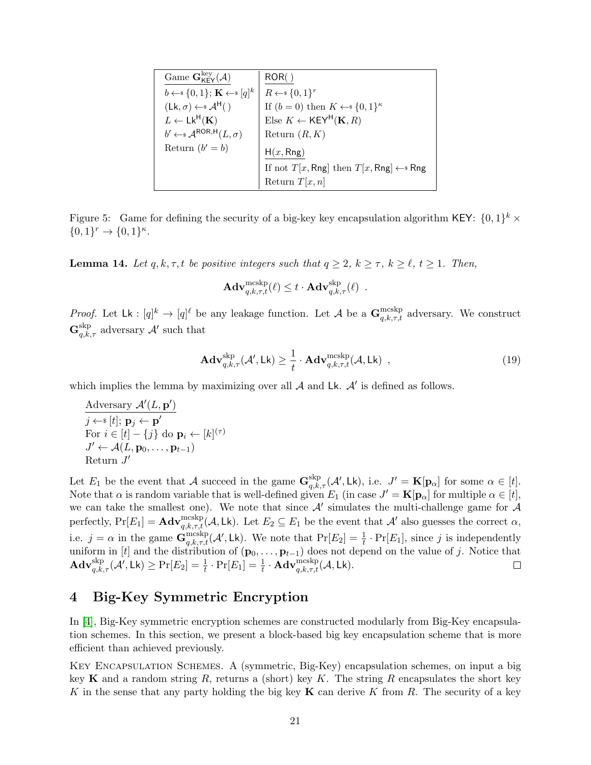| Game $\mathbf{G}^{\mathrm{key}}_{\mathsf{KEY}}(\mathcal{A})$ | $\mathsf{ROR}(\,)$ |
|---|---|
| $b \leftarrow\!\!\$\, \{0,1\}$; $\mathbf{K} \leftarrow\!\!\$\, [q]^k$ | $R \leftarrow\!\!\$\, \{0,1\}^r$ |
| $(\mathsf{Lk}, \sigma) \leftarrow\!\!\$\, \mathcal{A}^{\mathsf{H}}(\,)$ | If $(b = 0)$ then $K \leftarrow\!\!\$\, \{0,1\}^\kappa$ |
| $L \leftarrow \mathsf{Lk}^{\mathsf{H}}(\mathbf{K})$ | Else $K \leftarrow \mathsf{KEY}^{\mathsf{H}}(\mathbf{K}, R)$ |
| $b' \leftarrow\!\!\$\, \mathcal{A}^{\mathsf{ROR},\mathsf{H}}(L, \sigma)$ | Return $(R, K)$ |
| Return $(b' = b)$ | $\mathsf{H}(x, \mathsf{Rng})$ |
| | If not $T[x, \mathsf{Rng}]$ then $T[x, \mathsf{Rng}] \leftarrow\!\!\$\, \mathsf{Rng}$ |
| | Return $T[x, n]$ |

Figure 5: Game for defining the security of a big-key key encapsulation algorithm $\mathsf{KEY}$: $\{0,1\}^k \times \{0,1\}^r \to \{0,1\}^\kappa$.

**Lemma 14.** *Let $q, k, \tau, t$ be positive integers such that $q \geq 2$, $k \geq \tau$, $k \geq \ell$, $t \geq 1$. Then,*

$$\mathbf{Adv}^{\mathrm{mcskp}}_{q,k,\tau,t}(\ell) \leq t \cdot \mathbf{Adv}^{\mathrm{skp}}_{q,k,\tau}(\ell) \enspace .$$

*Proof.* Let $\mathsf{Lk} : [q]^k \to [q]^\ell$ be any leakage function. Let $\mathcal{A}$ be a $\mathbf{G}^{\mathrm{mcskp}}_{q,k,\tau,t}$ adversary. We construct $\mathbf{G}^{\mathrm{skp}}_{q,k,\tau}$ adversary $\mathcal{A}'$ such that

$$\mathbf{Adv}^{\mathrm{skp}}_{q,k,\tau}(\mathcal{A}', \mathsf{Lk}) \geq \frac{1}{t} \cdot \mathbf{Adv}^{\mathrm{mcskp}}_{q,k,\tau,t}(\mathcal{A}, \mathsf{Lk}) \enspace , \tag{19}$$

which implies the lemma by maximizing over all $\mathcal{A}$ and $\mathsf{Lk}$. $\mathcal{A}'$ is defined as follows.

Adversary $\mathcal{A}'(L, \mathbf{p}')$
$j \leftarrow\!\!\$\, [t]$; $\mathbf{p}_j \leftarrow \mathbf{p}'$
For $i \in [t] - \{j\}$ do $\mathbf{p}_i \leftarrow [k]^{(\tau)}$
$J' \leftarrow \mathcal{A}(L, \mathbf{p}_0, \ldots, \mathbf{p}_{t-1})$
Return $J'$

Let $E_1$ be the event that $\mathcal{A}$ succeed in the game $\mathbf{G}^{\mathrm{skp}}_{q,k,\tau}(\mathcal{A}', \mathsf{Lk})$, i.e. $J' = \mathbf{K}[\mathbf{p}_\alpha]$ for some $\alpha \in [t]$. Note that $\alpha$ is random variable that is well-defined given $E_1$ (in case $J' = \mathbf{K}[\mathbf{p}_\alpha]$ for multiple $\alpha \in [t]$, we can take the smallest one). We note that since $\mathcal{A}'$ simulates the multi-challenge game for $\mathcal{A}$ perfectly, $\Pr[E_1] = \mathbf{Adv}^{\mathrm{mcskp}}_{q,k,\tau,t}(\mathcal{A}, \mathsf{Lk})$. Let $E_2 \subseteq E_1$ be the event that $\mathcal{A}'$ also guesses the correct $\alpha$, i.e. $j = \alpha$ in the game $\mathbf{G}^{\mathrm{mcskp}}_{q,k,\tau,t}(\mathcal{A}', \mathsf{Lk})$. We note that $\Pr[E_2] = \frac{1}{t} \cdot \Pr[E_1]$, since $j$ is independently uniform in $[t]$ and the distribution of $(\mathbf{p}_0, \ldots, \mathbf{p}_{t-1})$ does not depend on the value of $j$. Notice that $\mathbf{Adv}^{\mathrm{skp}}_{q,k,\tau}(\mathcal{A}', \mathsf{Lk}) \geq \Pr[E_2] = \frac{1}{t} \cdot \Pr[E_1] = \frac{1}{t} \cdot \mathbf{Adv}^{\mathrm{mcskp}}_{q,k,\tau,t}(\mathcal{A}, \mathsf{Lk})$. $\square$

## 4 Big-Key Symmetric Encryption

In [4], Big-Key symmetric encryption schemes are constructed modularly from Big-Key encapsulation schemes. In this section, we present a block-based big key encapsulation scheme that is more efficient than achieved previously.

Key Encapsulation Schemes. A (symmetric, Big-Key) encapsulation schemes, on input a big key $\mathbf{K}$ and a random string $R$, returns a (short) key $K$. The string $R$ encapsulates the short key $K$ in the sense that any party holding the big key $\mathbf{K}$ can derive $K$ from $R$. The security of a key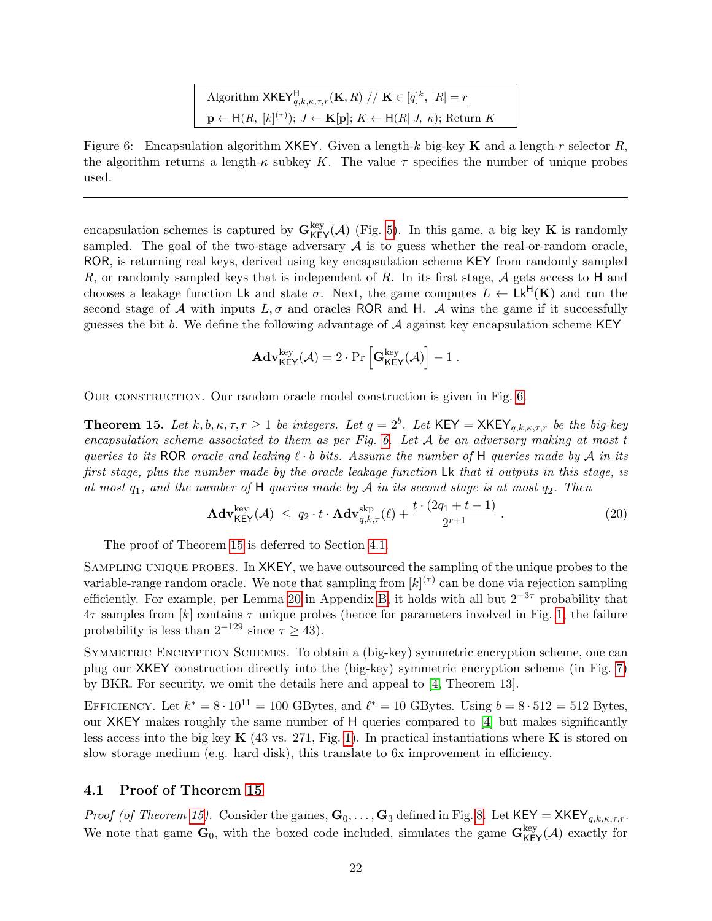| Algorithm $\mathsf{XKEY}^{\mathsf{H}}_{q,k,\kappa,\tau,r}(\mathbf{K}, R)$ // $\mathbf{K} \in [q]^k$, $\lvert R\rvert = r$ |
|---|
| $\mathbf{p} \leftarrow \mathsf{H}(R,\ [k]^{(\tau)})$; $J \leftarrow \mathbf{K}[\mathbf{p}]$; $K \leftarrow \mathsf{H}(R \Vert J,\ \kappa)$; Return $K$ |

Figure 6: Encapsulation algorithm $\mathsf{XKEY}$. Given a length-$k$ big-key $\mathbf{K}$ and a length-$r$ selector $R$, the algorithm returns a length-$\kappa$ subkey $K$. The value $\tau$ specifies the number of unique probes used.

---

encapsulation schemes is captured by $\mathbf{G}^{\mathrm{key}}_{\mathsf{KEY}}(\mathcal{A})$ (Fig. 5). In this game, a big key $\mathbf{K}$ is randomly sampled. The goal of the two-stage adversary $\mathcal{A}$ is to guess whether the real-or-random oracle, $\mathsf{ROR}$, is returning real keys, derived using key encapsulation scheme $\mathsf{KEY}$ from randomly sampled $R$, or randomly sampled keys that is independent of $R$. In its first stage, $\mathcal{A}$ gets access to $\mathsf{H}$ and chooses a leakage function $\mathsf{Lk}$ and state $\sigma$. Next, the game computes $L \leftarrow \mathsf{Lk}^{\mathsf{H}}(\mathbf{K})$ and run the second stage of $\mathcal{A}$ with inputs $L, \sigma$ and oracles $\mathsf{ROR}$ and $\mathsf{H}$. $\mathcal{A}$ wins the game if it successfully guesses the bit $b$. We define the following advantage of $\mathcal{A}$ against key encapsulation scheme $\mathsf{KEY}$

$$\mathbf{Adv}^{\mathrm{key}}_{\mathsf{KEY}}(\mathcal{A}) = 2 \cdot \Pr\left[\mathbf{G}^{\mathrm{key}}_{\mathsf{KEY}}(\mathcal{A})\right] - 1 \ .$$

Our construction. Our random oracle model construction is given in Fig. 6.

**Theorem 15.** *Let $k, b, \kappa, \tau, r \geq 1$ be integers. Let $q = 2^b$. Let $\mathsf{KEY} = \mathsf{XKEY}_{q,k,\kappa,\tau,r}$ be the big-key encapsulation scheme associated to them as per Fig. 6. Let $\mathcal{A}$ be an adversary making at most $t$ queries to its $\mathsf{ROR}$ oracle and leaking $\ell \cdot b$ bits. Assume the number of $\mathsf{H}$ queries made by $\mathcal{A}$ in its first stage, plus the number made by the oracle leakage function $\mathsf{Lk}$ that it outputs in this stage, is at most $q_1$, and the number of $\mathsf{H}$ queries made by $\mathcal{A}$ in its second stage is at most $q_2$. Then*

$$\mathbf{Adv}^{\mathrm{key}}_{\mathsf{KEY}}(\mathcal{A}) \ \leq\ q_2 \cdot t \cdot \mathbf{Adv}^{\mathrm{skp}}_{q,k,\tau}(\ell) + \frac{t \cdot (2q_1 + t - 1)}{2^{r+1}} \ . \tag{20}$$

The proof of Theorem 15 is deferred to Section 4.1.

Sampling unique probes. In $\mathsf{XKEY}$, we have outsourced the sampling of the unique probes to the variable-range random oracle. We note that sampling from $[k]^{(\tau)}$ can be done via rejection sampling efficiently. For example, per Lemma 20 in Appendix B, it holds with all but $2^{-3\tau}$ probability that $4\tau$ samples from $[k]$ contains $\tau$ unique probes (hence for parameters involved in Fig. 1, the failure probability is less than $2^{-129}$ since $\tau \geq 43$).

Symmetric Encryption Schemes. To obtain a (big-key) symmetric encryption scheme, one can plug our $\mathsf{XKEY}$ construction directly into the (big-key) symmetric encryption scheme (in Fig. 7) by BKR. For security, we omit the details here and appeal to [4, Theorem 13].

Efficiency. Let $k^* = 8 \cdot 10^{11} = 100$ GBytes, and $\ell^* = 10$ GBytes. Using $b = 8 \cdot 512 = 512$ Bytes, our $\mathsf{XKEY}$ makes roughly the same number of $\mathsf{H}$ queries compared to [4] but makes significantly less access into the big key $\mathbf{K}$ (43 vs. 271, Fig. 1). In practical instantiations where $\mathbf{K}$ is stored on slow storage medium (e.g. hard disk), this translate to 6x improvement in efficiency.

## 4.1 Proof of Theorem 15

*Proof (of Theorem 15).* Consider the games, $\mathbf{G}_0, \ldots, \mathbf{G}_3$ defined in Fig. 8. Let $\mathsf{KEY} = \mathsf{XKEY}_{q,k,\kappa,\tau,r}$. We note that game $\mathbf{G}_0$, with the boxed code included, simulates the game $\mathbf{G}^{\mathrm{key}}_{\mathsf{KEY}}(\mathcal{A})$ exactly for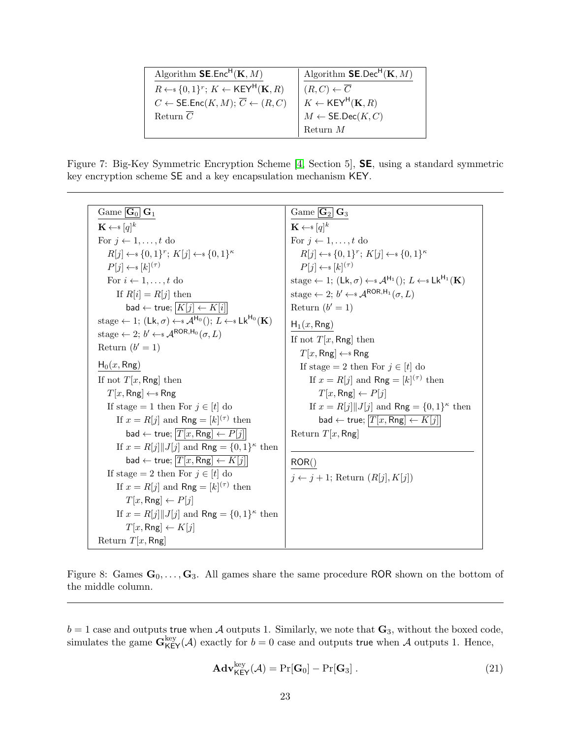```
Algorithm SE.Enc^H(K, M)                   | Algorithm SE.Dec^H(K, M)
R <-$ {0,1}^r; K <- KEY^H(K, R)            | (R, C) <- C̄
C <- SE.Enc(K, M); C̄ <- (R, C)             | K <- KEY^H(K, R)
Return C̄                                    | M <- SE.Dec(K, C)
                                            | Return M
```

Figure 7: Big-Key Symmetric Encryption Scheme [4, Section 5], **SE**, using a standard symmetric key encryption scheme SE and a key encapsulation mechanism KEY.

```
Game [G_0] G_1
K <-$ [q]^k
For j <- 1, ..., t do
   R[j] <-$ {0,1}^r; K[j] <-$ {0,1}^κ
   P[j] <-$ [k]^(τ)
   For i <- 1, ..., t do
      If R[i] = R[j] then
         bad <- true; [K[j] <- K[i]]
stage <- 1; (Lk, σ) <-$ A^{H_0}(); L <-$ Lk^{H_0}(K)
stage <- 2; b' <-$ A^{ROR,H_0}(σ, L)
Return (b' = 1)

H_0(x, Rng)
If not T[x, Rng] then
   T[x, Rng] <-$ Rng
   If stage = 1 then For j ∈ [t] do
      If x = R[j] and Rng = [k]^(τ) then
         bad <- true; [T[x, Rng] <- P[j]]
      If x = R[j]||J[j] and Rng = {0,1}^κ then
         bad <- true; [T[x, Rng] <- K[j]]
   If stage = 2 then For j ∈ [t] do
      If x = R[j] and Rng = [k]^(τ) then
         T[x, Rng] <- P[j]
      If x = R[j]||J[j] and Rng = {0,1}^κ then
         T[x, Rng] <- K[j]
Return T[x, Rng]
```

```
Game [G_2] G_3
K <-$ [q]^k
For j <- 1, ..., t do
   R[j] <-$ {0,1}^r; K[j] <-$ {0,1}^κ
   P[j] <-$ [k]^(τ)
stage <- 1; (Lk, σ) <-$ A^{H_1}(); L <-$ Lk^{H_1}(K)
stage <- 2; b' <-$ A^{ROR,H_1}(σ, L)
Return (b' = 1)

H_1(x, Rng)
If not T[x, Rng] then
   T[x, Rng] <-$ Rng
   If stage = 2 then For j ∈ [t] do
      If x = R[j] and Rng = [k]^(τ) then
         T[x, Rng] <- P[j]
      If x = R[j]||J[j] and Rng = {0,1}^κ then
         bad <- true; [T[x, Rng] <- K[j]]
Return T[x, Rng]

ROR()
j <- j + 1; Return (R[j], K[j])
```

Figure 8: Games $\mathbf{G}_0, \ldots, \mathbf{G}_3$. All games share the same procedure ROR shown on the bottom of the middle column.

$b = 1$ case and outputs true when $\mathcal{A}$ outputs 1. Similarly, we note that $\mathbf{G}_3$, without the boxed code, simulates the game $\mathbf{G}^{\text{key}}_{\mathsf{KEY}}(\mathcal{A})$ exactly for $b = 0$ case and outputs true when $\mathcal{A}$ outputs 1. Hence,

$$\mathbf{Adv}^{\text{key}}_{\mathsf{KEY}}(\mathcal{A}) = \Pr[\mathbf{G}_0] - \Pr[\mathbf{G}_3]\,. \tag{21}$$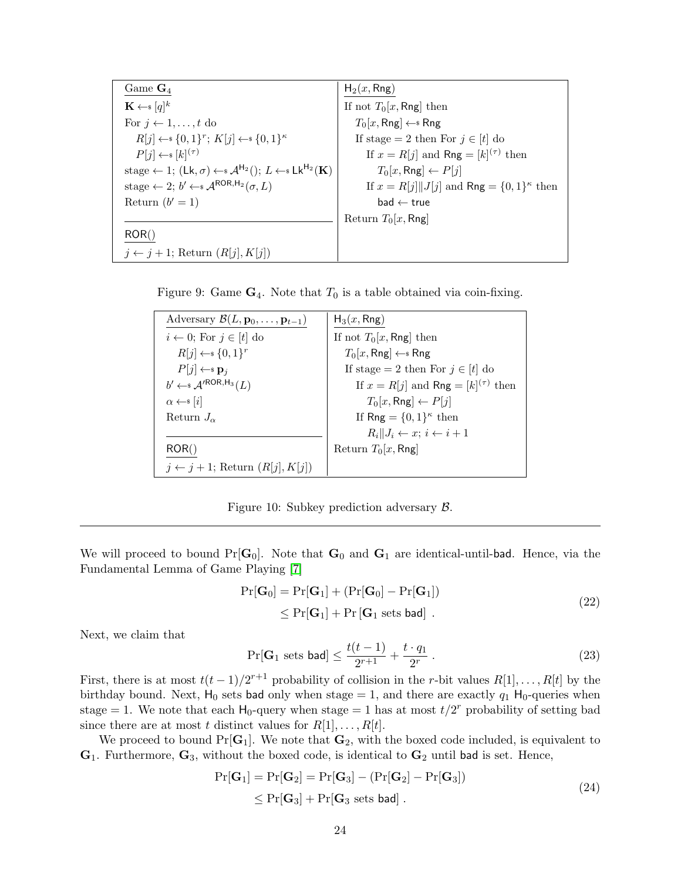| Game $\mathbf{G}_4$ | $\mathsf{H}_2(x, \mathsf{Rng})$ |
|---|---|
| $\mathbf{K} \leftarrow_\$ [q]^k$ | If not $T_0[x, \mathsf{Rng}]$ then |
| For $j \leftarrow 1, \ldots, t$ do | $\quad T_0[x, \mathsf{Rng}] \leftarrow_\$ \mathsf{Rng}$ |
| $\quad R[j] \leftarrow_\$ \{0,1\}^r$; $K[j] \leftarrow_\$ \{0,1\}^\kappa$ | $\quad$ If stage $= 2$ then For $j \in [t]$ do |
| $\quad P[j] \leftarrow_\$ [k]^{(\tau)}$ | $\quad\quad$ If $x = R[j]$ and $\mathsf{Rng} = [k]^{(\tau)}$ then |
| stage $\leftarrow 1$; $(\mathsf{Lk}, \sigma) \leftarrow_\$ \mathcal{A}^{\mathsf{H}_2}()$; $L \leftarrow_\$ \mathsf{Lk}^{\mathsf{H}_2}(\mathbf{K})$ | $\quad\quad\quad T_0[x, \mathsf{Rng}] \leftarrow P[j]$ |
| stage $\leftarrow 2$; $b' \leftarrow_\$ \mathcal{A}^{\mathsf{ROR}, \mathsf{H}_2}(\sigma, L)$ | $\quad\quad$ If $x = R[j] \| J[j]$ and $\mathsf{Rng} = \{0,1\}^\kappa$ then |
| Return $(b' = 1)$ | $\quad\quad\quad \mathsf{bad} \leftarrow \mathsf{true}$ |
| | Return $T_0[x, \mathsf{Rng}]$ |
| $\mathsf{ROR}()$ | |
| $j \leftarrow j + 1$; Return $(R[j], K[j])$ | |

Figure 9: Game $\mathbf{G}_4$. Note that $T_0$ is a table obtained via coin-fixing.

| Adversary $\mathcal{B}(L, \mathbf{p}_0, \ldots, \mathbf{p}_{t-1})$ | $\mathsf{H}_3(x, \mathsf{Rng})$ |
|---|---|
| $i \leftarrow 0$; For $j \in [t]$ do | If not $T_0[x, \mathsf{Rng}]$ then |
| $\quad R[j] \leftarrow_\$ \{0,1\}^r$ | $\quad T_0[x, \mathsf{Rng}] \leftarrow_\$ \mathsf{Rng}$ |
| $\quad P[j] \leftarrow_\$ \mathbf{p}_j$ | $\quad$ If stage $= 2$ then For $j \in [t]$ do |
| $b' \leftarrow_\$ \mathcal{A}'^{\mathsf{ROR}, \mathsf{H}_3}(L)$ | $\quad\quad$ If $x = R[j]$ and $\mathsf{Rng} = [k]^{(\tau)}$ then |
| $\alpha \leftarrow_\$ [i]$ | $\quad\quad\quad T_0[x, \mathsf{Rng}] \leftarrow P[j]$ |
| Return $J_\alpha$ | $\quad\quad$ If $\mathsf{Rng} = \{0,1\}^\kappa$ then |
| | $\quad\quad\quad R_i \| J_i \leftarrow x$; $i \leftarrow i + 1$ |
| $\mathsf{ROR}()$ | Return $T_0[x, \mathsf{Rng}]$ |
| $j \leftarrow j + 1$; Return $(R[j], K[j])$ | |

Figure 10: Subkey prediction adversary $\mathcal{B}$.

---

We will proceed to bound $\Pr[\mathbf{G}_0]$. Note that $\mathbf{G}_0$ and $\mathbf{G}_1$ are identical-until-$\mathsf{bad}$. Hence, via the Fundamental Lemma of Game Playing [7]

$$
\begin{aligned}
\Pr[\mathbf{G}_0] &= \Pr[\mathbf{G}_1] + (\Pr[\mathbf{G}_0] - \Pr[\mathbf{G}_1]) \\
&\leq \Pr[\mathbf{G}_1] + \Pr[\mathbf{G}_1 \text{ sets } \mathsf{bad}] \ .
\end{aligned}
\tag{22}
$$

Next, we claim that

$$
\Pr[\mathbf{G}_1 \text{ sets } \mathsf{bad}] \leq \frac{t(t-1)}{2^{r+1}} + \frac{t \cdot q_1}{2^r} \ . \tag{23}
$$

First, there is at most $t(t-1)/2^{r+1}$ probability of collision in the $r$-bit values $R[1], \ldots, R[t]$ by the birthday bound. Next, $\mathsf{H}_0$ sets $\mathsf{bad}$ only when stage $= 1$, and there are exactly $q_1$ $\mathsf{H}_0$-queries when stage $= 1$. We note that each $\mathsf{H}_0$-query when stage $= 1$ has at most $t/2^r$ probability of setting bad since there are at most $t$ distinct values for $R[1], \ldots, R[t]$.

We proceed to bound $\Pr[\mathbf{G}_1]$. We note that $\mathbf{G}_2$, with the boxed code included, is equivalent to $\mathbf{G}_1$. Furthermore, $\mathbf{G}_3$, without the boxed code, is identical to $\mathbf{G}_2$ until $\mathsf{bad}$ is set. Hence,

$$
\begin{aligned}
\Pr[\mathbf{G}_1] = \Pr[\mathbf{G}_2] &= \Pr[\mathbf{G}_3] - (\Pr[\mathbf{G}_2] - \Pr[\mathbf{G}_3]) \\
&\leq \Pr[\mathbf{G}_3] + \Pr[\mathbf{G}_3 \text{ sets } \mathsf{bad}] \ .
\end{aligned}
\tag{24}
$$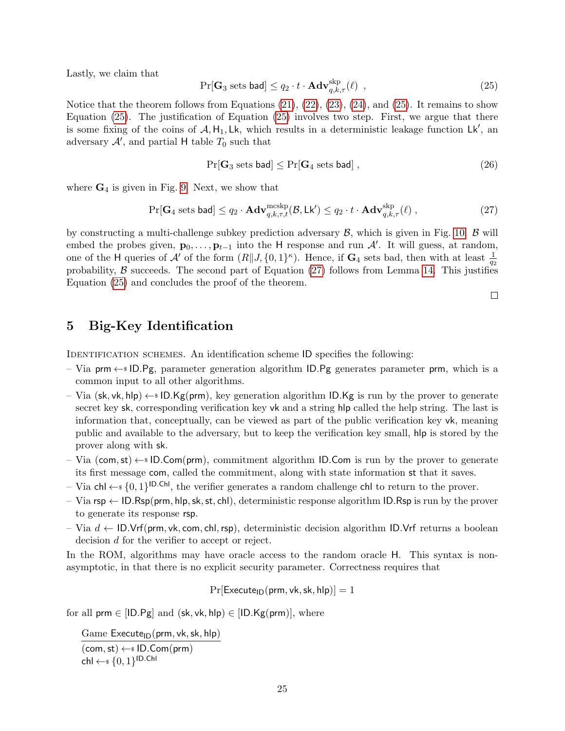Lastly, we claim that

$$\Pr[\mathbf{G}_3 \text{ sets } \mathsf{bad}] \leq q_2 \cdot t \cdot \mathbf{Adv}^{\mathrm{skp}}_{q,k,\tau}(\ell) \ , \tag{25}$$

Notice that the theorem follows from Equations (21), (22), (23), (24), and (25). It remains to show Equation (25). The justification of Equation (25) involves two step. First, we argue that there is some fixing of the coins of $\mathcal{A}, \mathsf{H}_1, \mathsf{Lk}$, which results in a deterministic leakage function $\mathsf{Lk}'$, an adversary $\mathcal{A}'$, and partial $\mathsf{H}$ table $T_0$ such that

$$\Pr[\mathbf{G}_3 \text{ sets } \mathsf{bad}] \leq \Pr[\mathbf{G}_4 \text{ sets } \mathsf{bad}] \ , \tag{26}$$

where $\mathbf{G}_4$ is given in Fig. 9. Next, we show that

$$\Pr[\mathbf{G}_4 \text{ sets } \mathsf{bad}] \leq q_2 \cdot \mathbf{Adv}^{\mathrm{mcskp}}_{q,k,\tau,t}(\mathcal{B}, \mathsf{Lk}') \leq q_2 \cdot t \cdot \mathbf{Adv}^{\mathrm{skp}}_{q,k,\tau}(\ell) \ , \tag{27}$$

by constructing a multi-challenge subkey prediction adversary $\mathcal{B}$, which is given in Fig. 10. $\mathcal{B}$ will embed the probes given, $\mathbf{p}_0, \ldots, \mathbf{p}_{t-1}$ into the $\mathsf{H}$ response and run $\mathcal{A}'$. It will guess, at random, one of the $\mathsf{H}$ queries of $\mathcal{A}'$ of the form $(R \| J, \{0,1\}^\kappa)$. Hence, if $\mathbf{G}_4$ sets bad, then with at least $\frac{1}{q_2}$ probability, $\mathcal{B}$ succeeds. The second part of Equation (27) follows from Lemma 14. This justifies Equation (25) and concludes the proof of the theorem.

□

## 5 Big-Key Identification

Identification schemes. An identification scheme $\mathsf{ID}$ specifies the following:

- Via $\mathsf{prm} \leftarrow_{\$} \mathsf{ID.Pg}$, parameter generation algorithm $\mathsf{ID.Pg}$ generates parameter $\mathsf{prm}$, which is a common input to all other algorithms.
- Via $(\mathsf{sk}, \mathsf{vk}, \mathsf{hlp}) \leftarrow_{\$} \mathsf{ID.Kg}(\mathsf{prm})$, key generation algorithm $\mathsf{ID.Kg}$ is run by the prover to generate secret key $\mathsf{sk}$, corresponding verification key $\mathsf{vk}$ and a string $\mathsf{hlp}$ called the help string. The last is information that, conceptually, can be viewed as part of the public verification key $\mathsf{vk}$, meaning public and available to the adversary, but to keep the verification key small, $\mathsf{hlp}$ is stored by the prover along with $\mathsf{sk}$.
- Via $(\mathsf{com}, \mathsf{st}) \leftarrow_{\$} \mathsf{ID.Com}(\mathsf{prm})$, commitment algorithm $\mathsf{ID.Com}$ is run by the prover to generate its first message $\mathsf{com}$, called the commitment, along with state information $\mathsf{st}$ that it saves.
- Via $\mathsf{chl} \leftarrow_{\$} \{0,1\}^{\mathsf{ID.Chl}}$, the verifier generates a random challenge $\mathsf{chl}$ to return to the prover.
- Via $\mathsf{rsp} \leftarrow \mathsf{ID.Rsp}(\mathsf{prm}, \mathsf{hlp}, \mathsf{sk}, \mathsf{st}, \mathsf{chl})$, deterministic response algorithm $\mathsf{ID.Rsp}$ is run by the prover to generate its response $\mathsf{rsp}$.
- Via $d \leftarrow \mathsf{ID.Vrf}(\mathsf{prm}, \mathsf{vk}, \mathsf{com}, \mathsf{chl}, \mathsf{rsp})$, deterministic decision algorithm $\mathsf{ID.Vrf}$ returns a boolean decision $d$ for the verifier to accept or reject.

In the ROM, algorithms may have oracle access to the random oracle $\mathsf{H}$. This syntax is non-asymptotic, in that there is no explicit security parameter. Correctness requires that

$$\Pr[\mathsf{Execute}_{\mathsf{ID}}(\mathsf{prm}, \mathsf{vk}, \mathsf{sk}, \mathsf{hlp})] = 1$$

for all $\mathsf{prm} \in [\mathsf{ID.Pg}]$ and $(\mathsf{sk}, \mathsf{vk}, \mathsf{hlp}) \in [\mathsf{ID.Kg}(\mathsf{prm})]$, where

```
Game Execute_ID(prm, vk, sk, hlp)
(com, st) ←$ ID.Com(prm)
chl ←$ {0,1}^ID.Chl
```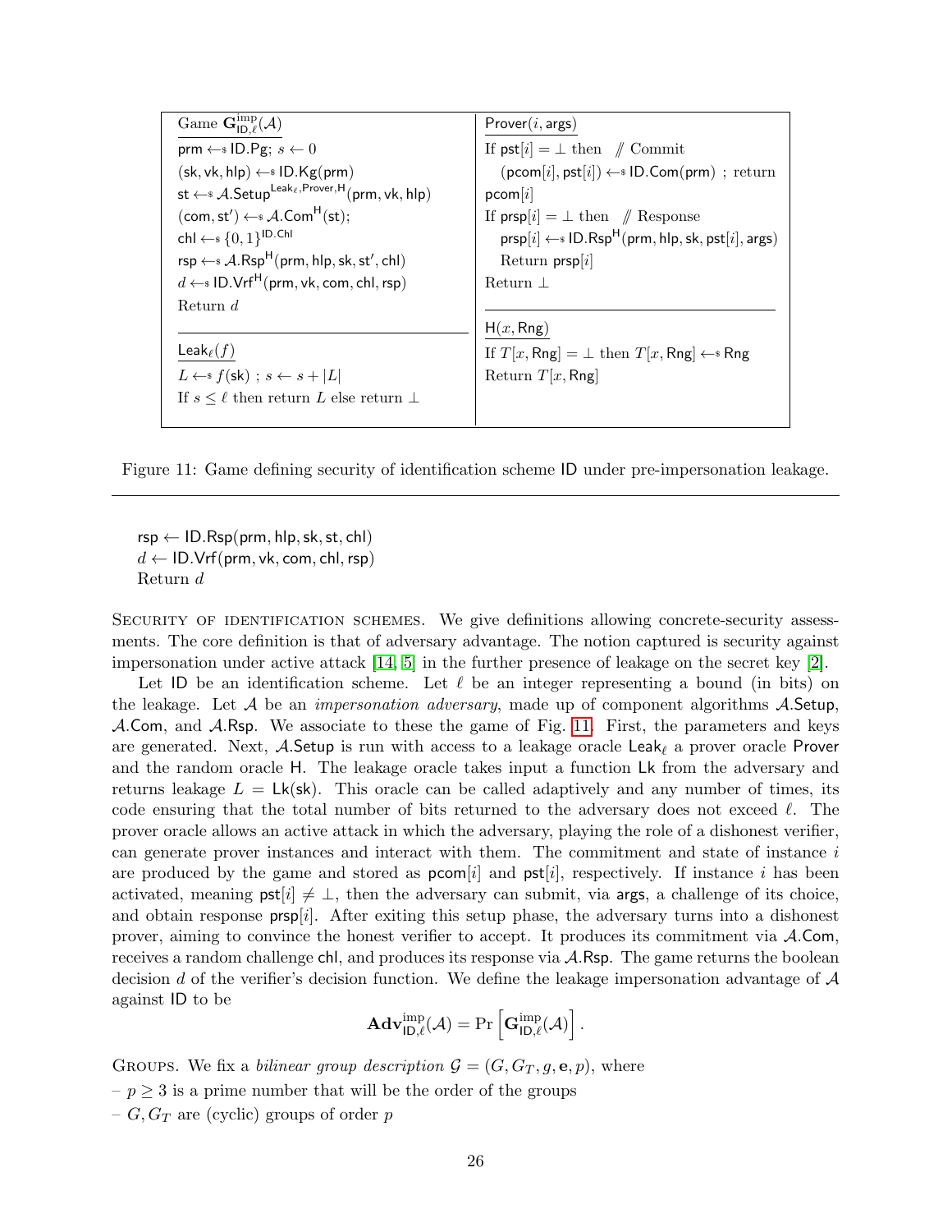```
Game G^imp_{ID,ℓ}(A)
prm ←$ ID.Pg; s ← 0
(sk, vk, hlp) ←$ ID.Kg(prm)
st ←$ A.Setup^{Leak_ℓ, Prover, H}(prm, vk, hlp)
(com, st') ←$ A.Com^H(st);
chl ←$ {0,1}^{ID.Chl}
rsp ←$ A.Rsp^H(prm, hlp, sk, st', chl)
d ←$ ID.Vrf^H(prm, vk, com, chl, rsp)
Return d

Leak_ℓ(f)
L ←$ f(sk) ; s ← s + |L|
If s ≤ ℓ then return L else return ⊥

Prover(i, args)
If pst[i] = ⊥ then   // Commit
  (pcom[i], pst[i]) ←$ ID.Com(prm) ; return pcom[i]
If prsp[i] = ⊥ then   // Response
  prsp[i] ←$ ID.Rsp^H(prm, hlp, sk, pst[i], args)
  Return prsp[i]
Return ⊥

H(x, Rng)
If T[x, Rng] = ⊥ then T[x, Rng] ←$ Rng
Return T[x, Rng]
```

Figure 11: Game defining security of identification scheme ID under pre-impersonation leakage.

---

rsp ← ID.Rsp(prm, hlp, sk, st, chl)
$d$ ← ID.Vrf(prm, vk, com, chl, rsp)
Return $d$

SECURITY OF IDENTIFICATION SCHEMES. We give definitions allowing concrete-security assessments. The core definition is that of adversary advantage. The notion captured is security against impersonation under active attack [14, 5] in the further presence of leakage on the secret key [2].

Let ID be an identification scheme. Let $\ell$ be an integer representing a bound (in bits) on the leakage. Let $\mathcal{A}$ be an *impersonation adversary*, made up of component algorithms $\mathcal{A}$.Setup, $\mathcal{A}$.Com, and $\mathcal{A}$.Rsp. We associate to these the game of Fig. 11. First, the parameters and keys are generated. Next, $\mathcal{A}$.Setup is run with access to a leakage oracle $\mathsf{Leak}_\ell$ a prover oracle Prover and the random oracle H. The leakage oracle takes input a function Lk from the adversary and returns leakage $L = \mathsf{Lk}(\mathsf{sk})$. This oracle can be called adaptively and any number of times, its code ensuring that the total number of bits returned to the adversary does not exceed $\ell$. The prover oracle allows an active attack in which the adversary, playing the role of a dishonest verifier, can generate prover instances and interact with them. The commitment and state of instance $i$ are produced by the game and stored as pcom[$i$] and pst[$i$], respectively. If instance $i$ has been activated, meaning pst[$i$] $\neq \perp$, then the adversary can submit, via args, a challenge of its choice, and obtain response prsp[$i$]. After exiting this setup phase, the adversary turns into a dishonest prover, aiming to convince the honest verifier to accept. It produces its commitment via $\mathcal{A}$.Com, receives a random challenge chl, and produces its response via $\mathcal{A}$.Rsp. The game returns the boolean decision $d$ of the verifier's decision function. We define the leakage impersonation advantage of $\mathcal{A}$ against ID to be

$$\mathbf{Adv}^{\mathrm{imp}}_{\mathsf{ID},\ell}(\mathcal{A}) = \Pr\left[\mathbf{G}^{\mathrm{imp}}_{\mathsf{ID},\ell}(\mathcal{A})\right].$$

GROUPS. We fix a *bilinear group description* $\mathcal{G} = (G, G_T, g, \mathbf{e}, p)$, where

- $p \geq 3$ is a prime number that will be the order of the groups
- $G, G_T$ are (cyclic) groups of order $p$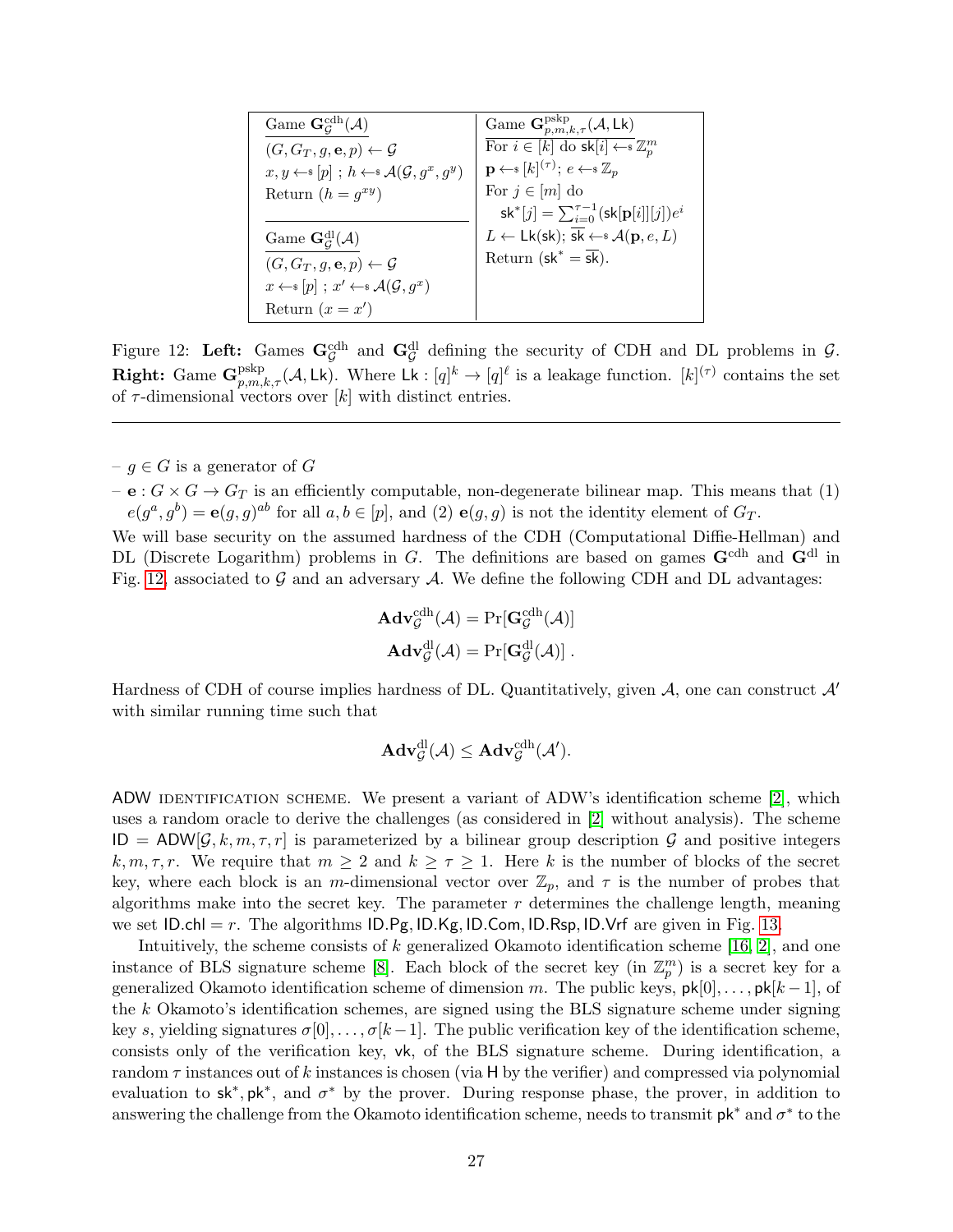| Game $\mathbf{G}^{\text{cdh}}_{\mathcal{G}}(\mathcal{A})$ | Game $\mathbf{G}^{\text{pskp}}_{p,m,k,\tau}(\mathcal{A}, \mathsf{Lk})$ |
|---|---|
| $(G, G_T, g, \mathbf{e}, p) \leftarrow \mathcal{G}$ | For $i \in [k]$ do $\mathsf{sk}[i] \leftarrow\$\ \mathbb{Z}_p^m$ |
| $x, y \leftarrow\$\ [p]$ ; $h \leftarrow\$\ \mathcal{A}(\mathcal{G}, g^x, g^y)$ | $\mathbf{p} \leftarrow\$\ [k]^{(\tau)}$; $e \leftarrow\$\ \mathbb{Z}_p$ |
| Return $(h = g^{xy})$ | For $j \in [m]$ do |
| | $\quad \mathsf{sk}^*[j] = \sum_{i=0}^{\tau-1} (\mathsf{sk}[\mathbf{p}[i]][j]) e^i$ |
| Game $\mathbf{G}^{\text{dl}}_{\mathcal{G}}(\mathcal{A})$ | $L \leftarrow \mathsf{Lk}(\mathsf{sk})$; $\overline{\mathsf{sk}} \leftarrow\$\ \mathcal{A}(\mathbf{p}, e, L)$ |
| $(G, G_T, g, \mathbf{e}, p) \leftarrow \mathcal{G}$ | Return $(\mathsf{sk}^* = \overline{\mathsf{sk}})$. |
| $x \leftarrow\$\ [p]$ ; $x' \leftarrow\$\ \mathcal{A}(\mathcal{G}, g^x)$ | |
| Return $(x = x')$ | |

Figure 12: **Left:** Games $\mathbf{G}^{\text{cdh}}_{\mathcal{G}}$ and $\mathbf{G}^{\text{dl}}_{\mathcal{G}}$ defining the security of CDH and DL problems in $\mathcal{G}$. **Right:** Game $\mathbf{G}^{\text{pskp}}_{p,m,k,\tau}(\mathcal{A}, \mathsf{Lk})$. Where $\mathsf{Lk} : [q]^k \to [q]^\ell$ is a leakage function. $[k]^{(\tau)}$ contains the set of $\tau$-dimensional vectors over $[k]$ with distinct entries.

---

– $g \in G$ is a generator of $G$

– $\mathbf{e} : G \times G \to G_T$ is an efficiently computable, non-degenerate bilinear map. This means that (1) $e(g^a, g^b) = \mathbf{e}(g, g)^{ab}$ for all $a, b \in [p]$, and (2) $\mathbf{e}(g, g)$ is not the identity element of $G_T$.

We will base security on the assumed hardness of the CDH (Computational Diffie-Hellman) and DL (Discrete Logarithm) problems in $G$. The definitions are based on games $\mathbf{G}^{\text{cdh}}$ and $\mathbf{G}^{\text{dl}}$ in Fig. 12, associated to $\mathcal{G}$ and an adversary $\mathcal{A}$. We define the following CDH and DL advantages:

$$\mathbf{Adv}^{\text{cdh}}_{\mathcal{G}}(\mathcal{A}) = \Pr[\mathbf{G}^{\text{cdh}}_{\mathcal{G}}(\mathcal{A})]$$
$$\mathbf{Adv}^{\text{dl}}_{\mathcal{G}}(\mathcal{A}) = \Pr[\mathbf{G}^{\text{dl}}_{\mathcal{G}}(\mathcal{A})] \,.$$

Hardness of CDH of course implies hardness of DL. Quantitatively, given $\mathcal{A}$, one can construct $\mathcal{A}'$ with similar running time such that

$$\mathbf{Adv}^{\text{dl}}_{\mathcal{G}}(\mathcal{A}) \leq \mathbf{Adv}^{\text{cdh}}_{\mathcal{G}}(\mathcal{A}').$$

ADW IDENTIFICATION SCHEME. We present a variant of ADW's identification scheme [2], which uses a random oracle to derive the challenges (as considered in [2] without analysis). The scheme $\mathsf{ID} = \mathsf{ADW}[\mathcal{G}, k, m, \tau, r]$ is parameterized by a bilinear group description $\mathcal{G}$ and positive integers $k, m, \tau, r$. We require that $m \geq 2$ and $k \geq \tau \geq 1$. Here $k$ is the number of blocks of the secret key, where each block is an $m$-dimensional vector over $\mathbb{Z}_p$, and $\tau$ is the number of probes that algorithms make into the secret key. The parameter $r$ determines the challenge length, meaning we set $\mathsf{ID.chl} = r$. The algorithms $\mathsf{ID.Pg}, \mathsf{ID.Kg}, \mathsf{ID.Com}, \mathsf{ID.Rsp}, \mathsf{ID.Vrf}$ are given in Fig. 13.

Intuitively, the scheme consists of $k$ generalized Okamoto identification scheme [16, 2], and one instance of BLS signature scheme [8]. Each block of the secret key (in $\mathbb{Z}_p^m$) is a secret key for a generalized Okamoto identification scheme of dimension $m$. The public keys, $\mathsf{pk}[0], \ldots, \mathsf{pk}[k-1]$, of the $k$ Okamoto's identification schemes, are signed using the BLS signature scheme under signing key $s$, yielding signatures $\sigma[0], \ldots, \sigma[k-1]$. The public verification key of the identification scheme, consists only of the verification key, $\mathsf{vk}$, of the BLS signature scheme. During identification, a random $\tau$ instances out of $k$ instances is chosen (via $\mathsf{H}$ by the verifier) and compressed via polynomial evaluation to $\mathsf{sk}^*, \mathsf{pk}^*$, and $\sigma^*$ by the prover. During response phase, the prover, in addition to answering the challenge from the Okamoto identification scheme, needs to transmit $\mathsf{pk}^*$ and $\sigma^*$ to the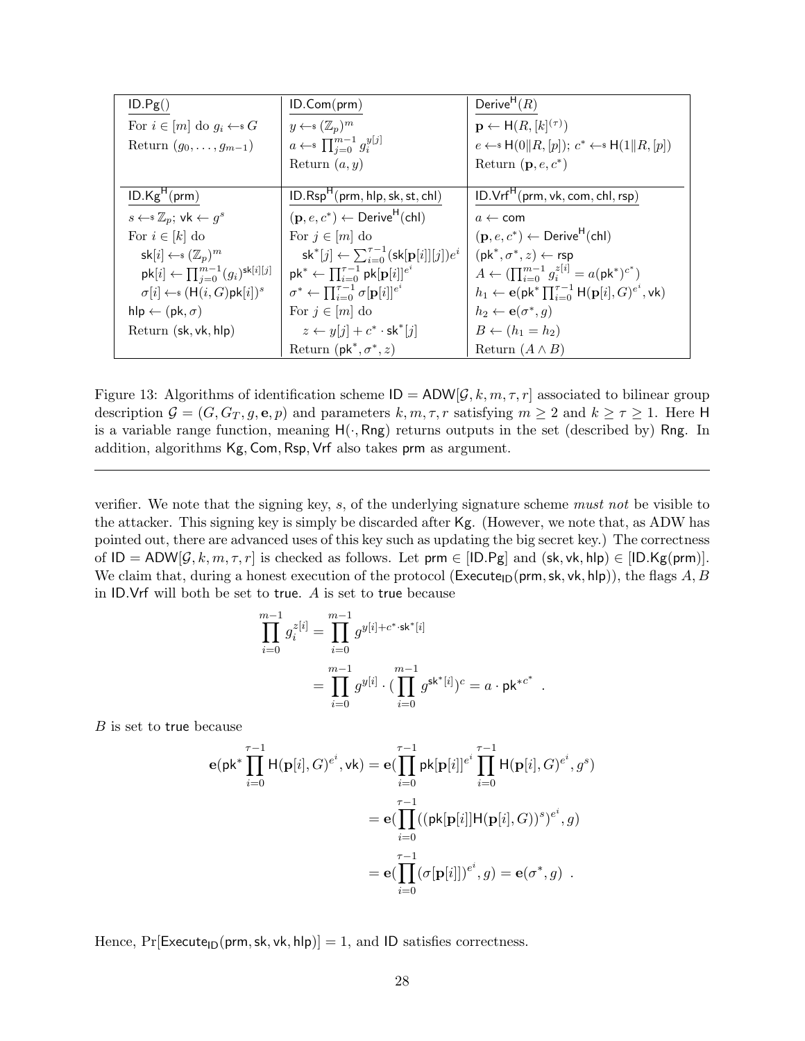| $\underline{\mathsf{ID.Pg}()}$ | $\underline{\mathsf{ID.Com}(\mathsf{prm})}$ | $\underline{\mathsf{Derive}^{\mathsf{H}}(R)}$ |
|---|---|---|
| For $i \in [m]$ do $g_i \leftarrow\$\ G$ | $y \leftarrow\$\ (\mathbb{Z}_p)^m$ | $\mathbf{p} \leftarrow \mathsf{H}(R, [k]^{(\tau)})$ |
| Return $(g_0, \ldots, g_{m-1})$ | $a \leftarrow\$\ \prod_{j=0}^{m-1} g_i^{y[j]}$ | $e \leftarrow\$\ \mathsf{H}(0 \\| R, [p])$; $c^* \leftarrow\$\ \mathsf{H}(1 \\| R, [p])$ |
| | Return $(a, y)$ | Return $(\mathbf{p}, e, c^*)$ |
| $\underline{\mathsf{ID.Kg}^{\mathsf{H}}(\mathsf{prm})}$ | $\underline{\mathsf{ID.Rsp}^{\mathsf{H}}(\mathsf{prm}, \mathsf{hlp}, \mathsf{sk}, \mathsf{st}, \mathsf{chl})}$ | $\underline{\mathsf{ID.Vrf}^{\mathsf{H}}(\mathsf{prm}, \mathsf{vk}, \mathsf{com}, \mathsf{chl}, \mathsf{rsp})}$ |
| $s \leftarrow\$\ \mathbb{Z}_p$; $\mathsf{vk} \leftarrow g^s$ | $(\mathbf{p}, e, c^*) \leftarrow \mathsf{Derive}^{\mathsf{H}}(\mathsf{chl})$ | $a \leftarrow \mathsf{com}$ |
| For $i \in [k]$ do | For $j \in [m]$ do | $(\mathbf{p}, e, c^*) \leftarrow \mathsf{Derive}^{\mathsf{H}}(\mathsf{chl})$ |
| $\quad \mathsf{sk}[i] \leftarrow\$\ (\mathbb{Z}_p)^m$ | $\quad \mathsf{sk}^*[j] \leftarrow \sum_{i=0}^{\tau-1} (\mathsf{sk}[\mathbf{p}[i]][j]) e^i$ | $(\mathsf{pk}^*, \sigma^*, z) \leftarrow \mathsf{rsp}$ |
| $\quad \mathsf{pk}[i] \leftarrow \prod_{j=0}^{m-1} (g_i)^{\mathsf{sk}[i][j]}$ | $\mathsf{pk}^* \leftarrow \prod_{i=0}^{\tau-1} \mathsf{pk}[\mathbf{p}[i]]^{e^i}$ | $A \leftarrow (\prod_{i=0}^{m-1} g_i^{z[i]} = a(\mathsf{pk}^*)^{c^*})$ |
| $\quad \sigma[i] \leftarrow\$\ (\mathsf{H}(i, G)\mathsf{pk}[i])^s$ | $\sigma^* \leftarrow \prod_{i=0}^{\tau-1} \sigma[\mathbf{p}[i]]^{e^i}$ | $h_1 \leftarrow \mathbf{e}(\mathsf{pk}^* \prod_{i=0}^{\tau-1} \mathsf{H}(\mathbf{p}[i], G)^{e^i}, \mathsf{vk})$ |
| $\mathsf{hlp} \leftarrow (\mathsf{pk}, \sigma)$ | For $j \in [m]$ do | $h_2 \leftarrow \mathbf{e}(\sigma^*, g)$ |
| Return $(\mathsf{sk}, \mathsf{vk}, \mathsf{hlp})$ | $\quad z \leftarrow y[j] + c^* \cdot \mathsf{sk}^*[j]$ | $B \leftarrow (h_1 = h_2)$ |
| | Return $(\mathsf{pk}^*, \sigma^*, z)$ | Return $(A \wedge B)$ |

Figure 13: Algorithms of identification scheme $\mathsf{ID} = \mathsf{ADW}[\mathcal{G}, k, m, \tau, r]$ associated to bilinear group description $\mathcal{G} = (G, G_T, g, \mathbf{e}, p)$ and parameters $k, m, \tau, r$ satisfying $m \geq 2$ and $k \geq \tau \geq 1$. Here $\mathsf{H}$ is a variable range function, meaning $\mathsf{H}(\cdot, \mathsf{Rng})$ returns outputs in the set (described by) $\mathsf{Rng}$. In addition, algorithms $\mathsf{Kg}, \mathsf{Com}, \mathsf{Rsp}, \mathsf{Vrf}$ also takes $\mathsf{prm}$ as argument.

---

verifier. We note that the signing key, $s$, of the underlying signature scheme *must not* be visible to the attacker. This signing key is simply be discarded after $\mathsf{Kg}$. (However, we note that, as ADW has pointed out, there are advanced uses of this key such as updating the big secret key.) The correctness of $\mathsf{ID} = \mathsf{ADW}[\mathcal{G}, k, m, \tau, r]$ is checked as follows. Let $\mathsf{prm} \in [\mathsf{ID.Pg}]$ and $(\mathsf{sk}, \mathsf{vk}, \mathsf{hlp}) \in [\mathsf{ID.Kg}(\mathsf{prm})]$. We claim that, during a honest execution of the protocol ($\mathsf{Execute}_{\mathsf{ID}}(\mathsf{prm}, \mathsf{sk}, \mathsf{vk}, \mathsf{hlp})$), the flags $A, B$ in $\mathsf{ID.Vrf}$ will both be set to $\mathsf{true}$. $A$ is set to $\mathsf{true}$ because

$$
\begin{aligned}
\prod_{i=0}^{m-1} g_i^{z[i]} &= \prod_{i=0}^{m-1} g^{y[i] + c^* \cdot \mathsf{sk}^*[i]} \\
&= \prod_{i=0}^{m-1} g^{y[i]} \cdot (\prod_{i=0}^{m-1} g^{\mathsf{sk}^*[i]})^c = a \cdot \mathsf{pk}^{*c^*} \ .
\end{aligned}
$$

$B$ is set to $\mathsf{true}$ because

$$
\begin{aligned}
\mathbf{e}(\mathsf{pk}^* \prod_{i=0}^{\tau-1} \mathsf{H}(\mathbf{p}[i], G)^{e^i}, \mathsf{vk}) &= \mathbf{e}(\prod_{i=0}^{\tau-1} \mathsf{pk}[\mathbf{p}[i]]^{e^i} \prod_{i=0}^{\tau-1} \mathsf{H}(\mathbf{p}[i], G)^{e^i}, g^s) \\
&= \mathbf{e}(\prod_{i=0}^{\tau-1} ((\mathsf{pk}[\mathbf{p}[i]]\mathsf{H}(\mathbf{p}[i], G))^s)^{e^i}, g) \\
&= \mathbf{e}(\prod_{i=0}^{\tau-1} (\sigma[\mathbf{p}[i]])^{e^i}, g) = \mathbf{e}(\sigma^*, g) \ .
\end{aligned}
$$

Hence, $\Pr[\mathsf{Execute}_{\mathsf{ID}}(\mathsf{prm}, \mathsf{sk}, \mathsf{vk}, \mathsf{hlp})] = 1$, and $\mathsf{ID}$ satisfies correctness.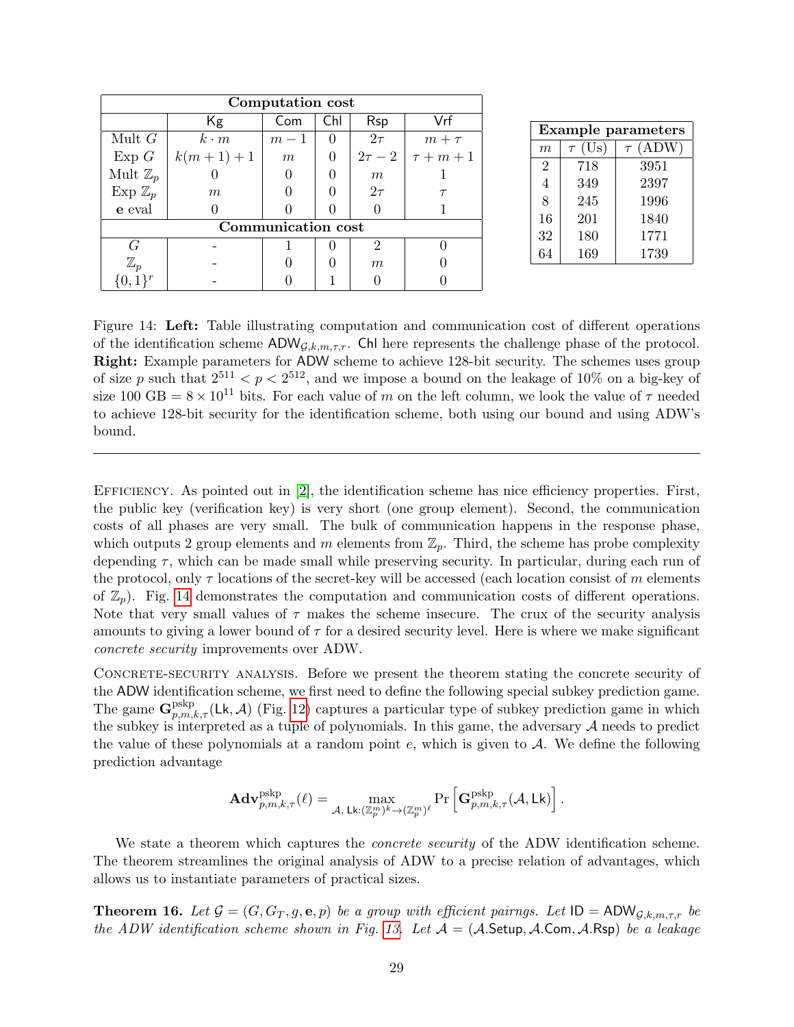| Computation cost | | | | | |
|---|---|---|---|---|---|
| | Kg | Com | Chl | Rsp | Vrf |
| Mult $G$ | $k \cdot m$ | $m-1$ | 0 | $2\tau$ | $m+\tau$ |
| Exp $G$ | $k(m+1)+1$ | $m$ | 0 | $2\tau-2$ | $\tau+m+1$ |
| Mult $\mathbb{Z}_p$ | 0 | 0 | 0 | $m$ | 1 |
| Exp $\mathbb{Z}_p$ | $m$ | 0 | 0 | $2\tau$ | $\tau$ |
| $\mathbf{e}$ eval | 0 | 0 | 0 | 0 | 1 |
| **Communication cost** | | | | | |
| $G$ | - | 1 | 0 | 2 | 0 |
| $\mathbb{Z}_p$ | - | 0 | 0 | $m$ | 0 |
| $\{0,1\}^r$ | - | 0 | 1 | 0 | 0 |

| Example parameters | | |
|---|---|---|
| $m$ | $\tau$ (Us) | $\tau$ (ADW) |
| 2 | 718 | 3951 |
| 4 | 349 | 2397 |
| 8 | 245 | 1996 |
| 16 | 201 | 1840 |
| 32 | 180 | 1771 |
| 64 | 169 | 1739 |

Figure 14: **Left:** Table illustrating computation and communication cost of different operations of the identification scheme $\mathsf{ADW}_{\mathcal{G},k,m,\tau,r}$. $\mathsf{Chl}$ here represents the challenge phase of the protocol. **Right:** Example parameters for $\mathsf{ADW}$ scheme to achieve 128-bit security. The schemes uses group of size $p$ such that $2^{511} < p < 2^{512}$, and we impose a bound on the leakage of 10% on a big-key of size 100 GB $= 8 \times 10^{11}$ bits. For each value of $m$ on the left column, we look the value of $\tau$ needed to achieve 128-bit security for the identification scheme, both using our bound and using ADW's bound.

---

Efficiency. As pointed out in [2], the identification scheme has nice efficiency properties. First, the public key (verification key) is very short (one group element). Second, the communication costs of all phases are very small. The bulk of communication happens in the response phase, which outputs 2 group elements and $m$ elements from $\mathbb{Z}_p$. Third, the scheme has probe complexity depending $\tau$, which can be made small while preserving security. In particular, during each run of the protocol, only $\tau$ locations of the secret-key will be accessed (each location consist of $m$ elements of $\mathbb{Z}_p$). Fig. 14 demonstrates the computation and communication costs of different operations. Note that very small values of $\tau$ makes the scheme insecure. The crux of the security analysis amounts to giving a lower bound of $\tau$ for a desired security level. Here is where we make significant *concrete security* improvements over ADW.

Concrete-security analysis. Before we present the theorem stating the concrete security of the $\mathsf{ADW}$ identification scheme, we first need to define the following special subkey prediction game. The game $\mathbf{G}^{\mathrm{pskp}}_{p,m,k,\tau}(\mathsf{Lk},\mathcal{A})$ (Fig. 12) captures a particular type of subkey prediction game in which the subkey is interpreted as a tuple of polynomials. In this game, the adversary $\mathcal{A}$ needs to predict the value of these polynomials at a random point $e$, which is given to $\mathcal{A}$. We define the following prediction advantage

$$\mathbf{Adv}^{\mathrm{pskp}}_{p,m,k,\tau}(\ell) = \max_{\mathcal{A},\ \mathsf{Lk}:(\mathbb{Z}_p^m)^k \to (\mathbb{Z}_p^m)^\ell} \Pr\left[\mathbf{G}^{\mathrm{pskp}}_{p,m,k,\tau}(\mathcal{A},\mathsf{Lk})\right].$$

We state a theorem which captures the *concrete security* of the ADW identification scheme. The theorem streamlines the original analysis of ADW to a precise relation of advantages, which allows us to instantiate parameters of practical sizes.

**Theorem 16.** *Let $\mathcal{G} = (G, G_T, g, \mathbf{e}, p)$ be a group with efficient pairngs. Let $\mathsf{ID} = \mathsf{ADW}_{\mathcal{G},k,m,\tau,r}$ be the ADW identification scheme shown in Fig. 13. Let $\mathcal{A} = (\mathcal{A}.\mathsf{Setup}, \mathcal{A}.\mathsf{Com}, \mathcal{A}.\mathsf{Rsp})$ be a leakage*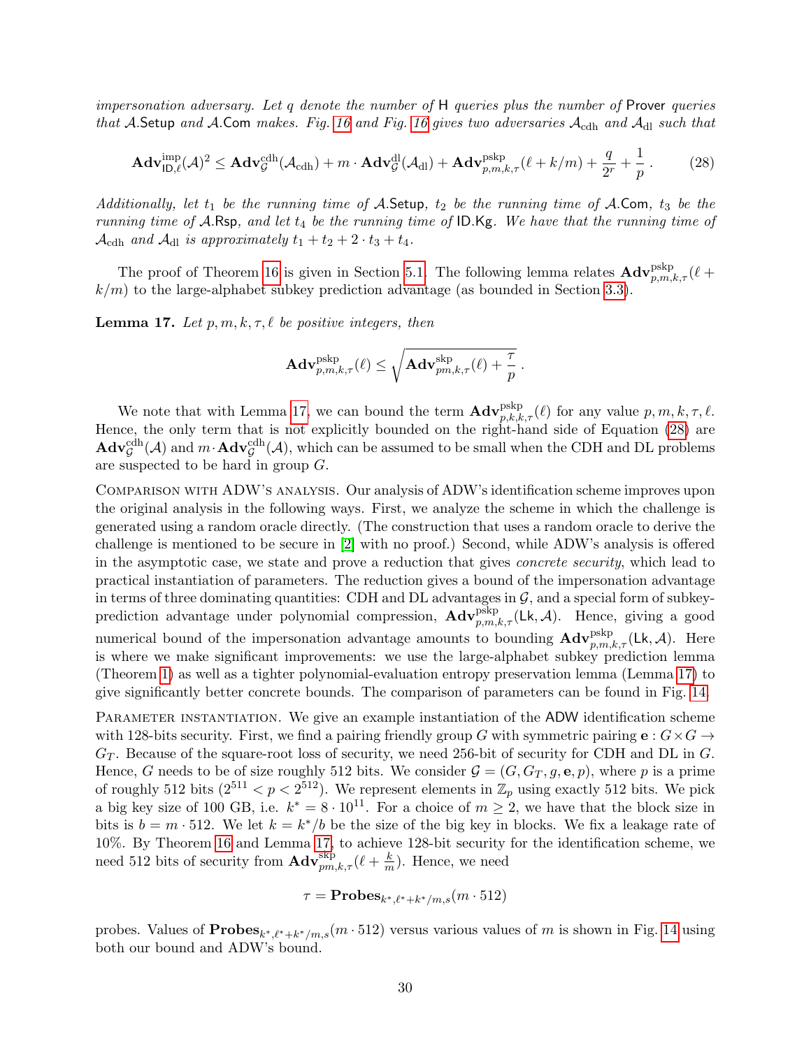*impersonation adversary. Let $q$ denote the number of* $\mathsf{H}$ *queries plus the number of* $\mathsf{Prover}$ *queries that* $\mathcal{A}.\mathsf{Setup}$ *and* $\mathcal{A}.\mathsf{Com}$ *makes. Fig. 16 and Fig. 16 gives two adversaries* $\mathcal{A}_{\mathrm{cdh}}$ *and* $\mathcal{A}_{\mathrm{dl}}$ *such that*

$$\mathbf{Adv}^{\mathrm{imp}}_{\mathsf{ID},\ell}(\mathcal{A})^2 \leq \mathbf{Adv}^{\mathrm{cdh}}_{\mathcal{G}}(\mathcal{A}_{\mathrm{cdh}}) + m \cdot \mathbf{Adv}^{\mathrm{dl}}_{\mathcal{G}}(\mathcal{A}_{\mathrm{dl}}) + \mathbf{Adv}^{\mathrm{pskp}}_{p,m,k,\tau}(\ell + k/m) + \frac{q}{2^r} + \frac{1}{p} \,. \tag{28}$$

*Additionally, let* $t_1$ *be the running time of* $\mathcal{A}.\mathsf{Setup}$*,* $t_2$ *be the running time of* $\mathcal{A}.\mathsf{Com}$*,* $t_3$ *be the running time of* $\mathcal{A}.\mathsf{Rsp}$*, and let* $t_4$ *be the running time of* $\mathsf{ID.Kg}$*. We have that the running time of* $\mathcal{A}_{\mathrm{cdh}}$ *and* $\mathcal{A}_{\mathrm{dl}}$ *is approximately* $t_1 + t_2 + 2 \cdot t_3 + t_4$*.*

The proof of Theorem 16 is given in Section 5.1. The following lemma relates $\mathbf{Adv}^{\mathrm{pskp}}_{p,m,k,\tau}(\ell + k/m)$ to the large-alphabet subkey prediction advantage (as bounded in Section 3.3).

**Lemma 17.** *Let* $p, m, k, \tau, \ell$ *be positive integers, then*

$$\mathbf{Adv}^{\mathrm{pskp}}_{p,m,k,\tau}(\ell) \leq \sqrt{\mathbf{Adv}^{\mathrm{skp}}_{pm,k,\tau}(\ell) + \frac{\tau}{p}} \,.$$

We note that with Lemma 17, we can bound the term $\mathbf{Adv}^{\mathrm{pskp}}_{p,k,k,\tau}(\ell)$ for any value $p, m, k, \tau, \ell$. Hence, the only term that is not explicitly bounded on the right-hand side of Equation (28) are $\mathbf{Adv}^{\mathrm{cdh}}_{\mathcal{G}}(\mathcal{A})$ and $m \cdot \mathbf{Adv}^{\mathrm{cdh}}_{\mathcal{G}}(\mathcal{A})$, which can be assumed to be small when the CDH and DL problems are suspected to be hard in group $G$.

Comparison with ADW's analysis. Our analysis of ADW's identification scheme improves upon the original analysis in the following ways. First, we analyze the scheme in which the challenge is generated using a random oracle directly. (The construction that uses a random oracle to derive the challenge is mentioned to be secure in [2] with no proof.) Second, while ADW's analysis is offered in the asymptotic case, we state and prove a reduction that gives *concrete security*, which lead to practical instantiation of parameters. The reduction gives a bound of the impersonation advantage in terms of three dominating quantities: CDH and DL advantages in $\mathcal{G}$, and a special form of subkey-prediction advantage under polynomial compression, $\mathbf{Adv}^{\mathrm{pskp}}_{p,m,k,\tau}(\mathsf{Lk}, \mathcal{A})$. Hence, giving a good numerical bound of the impersonation advantage amounts to bounding $\mathbf{Adv}^{\mathrm{pskp}}_{p,m,k,\tau}(\mathsf{Lk}, \mathcal{A})$. Here is where we make significant improvements: we use the large-alphabet subkey prediction lemma (Theorem 1) as well as a tighter polynomial-evaluation entropy preservation lemma (Lemma 17) to give significantly better concrete bounds. The comparison of parameters can be found in Fig. 14.

Parameter instantiation. We give an example instantiation of the ADW identification scheme with 128-bits security. First, we find a pairing friendly group $G$ with symmetric pairing $\mathbf{e} : G \times G \to G_T$. Because of the square-root loss of security, we need 256-bit of security for CDH and DL in $G$. Hence, $G$ needs to be of size roughly 512 bits. We consider $\mathcal{G} = (G, G_T, g, \mathbf{e}, p)$, where $p$ is a prime of roughly 512 bits ($2^{511} < p < 2^{512}$). We represent elements in $\mathbb{Z}_p$ using exactly 512 bits. We pick a big key size of 100 GB, i.e. $k^* = 8 \cdot 10^{11}$. For a choice of $m \geq 2$, we have that the block size in bits is $b = m \cdot 512$. We let $k = k^*/b$ be the size of the big key in blocks. We fix a leakage rate of 10%. By Theorem 16 and Lemma 17, to achieve 128-bit security for the identification scheme, we need 512 bits of security from $\mathbf{Adv}^{\mathrm{skp}}_{pm,k,\tau}(\ell + \frac{k}{m})$. Hence, we need

$$\tau = \mathbf{Probes}_{k^*, \ell^* + k^*/m, s}(m \cdot 512)$$

probes. Values of $\mathbf{Probes}_{k^*, \ell^* + k^*/m, s}(m \cdot 512)$ versus various values of $m$ is shown in Fig. 14 using both our bound and ADW's bound.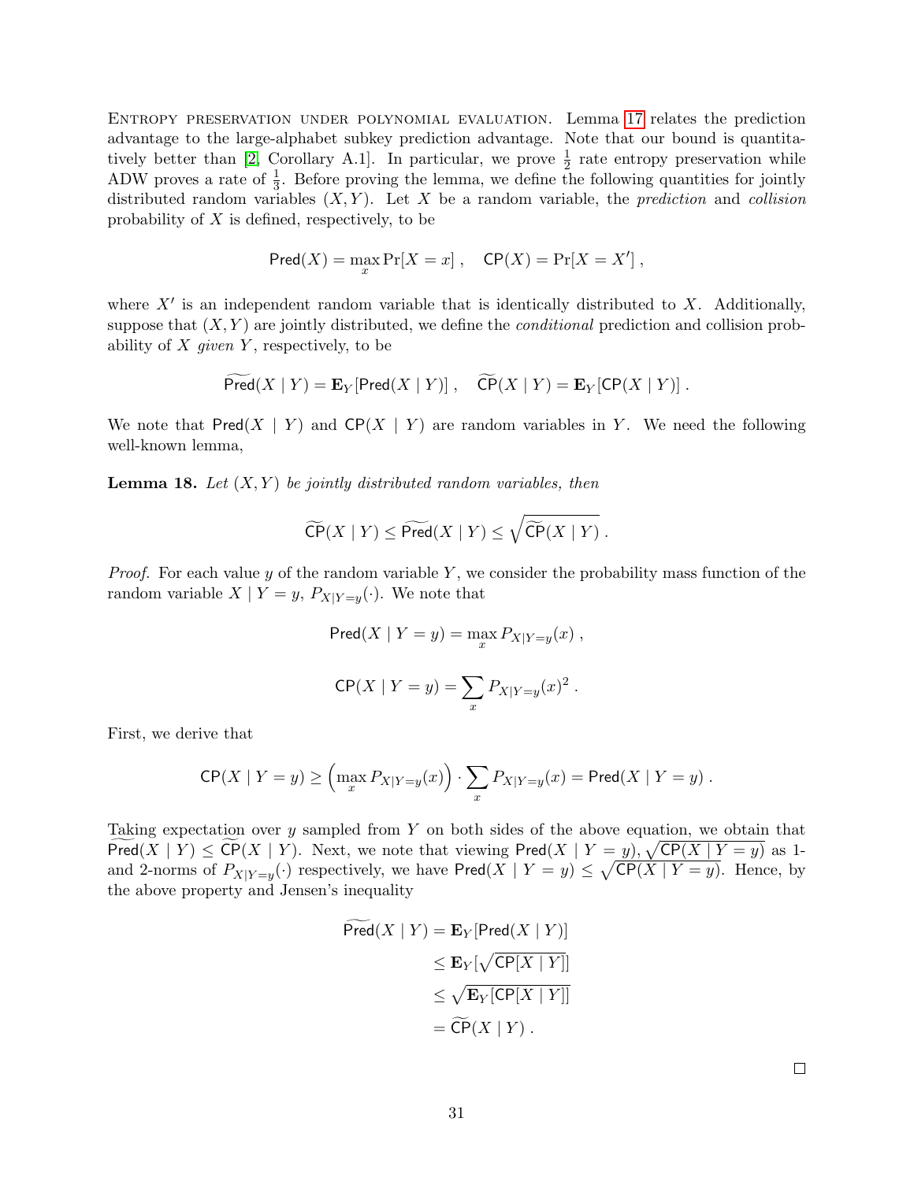Entropy preservation under polynomial evaluation. Lemma 17 relates the prediction advantage to the large-alphabet subkey prediction advantage. Note that our bound is quantitatively better than [2, Corollary A.1]. In particular, we prove $\frac{1}{2}$ rate entropy preservation while ADW proves a rate of $\frac{1}{3}$. Before proving the lemma, we define the following quantities for jointly distributed random variables $(X, Y)$. Let $X$ be a random variable, the *prediction* and *collision* probability of $X$ is defined, respectively, to be

$$\mathsf{Pred}(X) = \max_x \Pr[X = x] , \quad \mathsf{CP}(X) = \Pr[X = X'] ,$$

where $X'$ is an independent random variable that is identically distributed to $X$. Additionally, suppose that $(X, Y)$ are jointly distributed, we define the *conditional* prediction and collision probability of $X$ *given* $Y$, respectively, to be

$$\widetilde{\mathsf{Pred}}(X \mid Y) = \mathbf{E}_Y[\mathsf{Pred}(X \mid Y)] , \quad \widetilde{\mathsf{CP}}(X \mid Y) = \mathbf{E}_Y[\mathsf{CP}(X \mid Y)] .$$

We note that $\mathsf{Pred}(X \mid Y)$ and $\mathsf{CP}(X \mid Y)$ are random variables in $Y$. We need the following well-known lemma,

**Lemma 18.** *Let $(X, Y)$ be jointly distributed random variables, then*

$$\widetilde{\mathsf{CP}}(X \mid Y) \leq \widetilde{\mathsf{Pred}}(X \mid Y) \leq \sqrt{\widetilde{\mathsf{CP}}(X \mid Y)} .$$

*Proof.* For each value $y$ of the random variable $Y$, we consider the probability mass function of the random variable $X \mid Y = y$, $P_{X|Y=y}(\cdot)$. We note that

$$\mathsf{Pred}(X \mid Y = y) = \max_x P_{X|Y=y}(x) ,$$

$$\mathsf{CP}(X \mid Y = y) = \sum_x P_{X|Y=y}(x)^2 .$$

First, we derive that

$$\mathsf{CP}(X \mid Y = y) \geq \left(\max_x P_{X|Y=y}(x)\right) \cdot \sum_x P_{X|Y=y}(x) = \mathsf{Pred}(X \mid Y = y) .$$

Taking expectation over $y$ sampled from $Y$ on both sides of the above equation, we obtain that $\widetilde{\mathsf{Pred}}(X \mid Y) \leq \widetilde{\mathsf{CP}}(X \mid Y)$. Next, we note that viewing $\mathsf{Pred}(X \mid Y = y), \sqrt{\mathsf{CP}(X \mid Y = y)}$ as 1- and 2-norms of $P_{X|Y=y}(\cdot)$ respectively, we have $\mathsf{Pred}(X \mid Y = y) \leq \sqrt{\mathsf{CP}(X \mid Y = y)}$. Hence, by the above property and Jensen's inequality

$$\begin{aligned}
\widetilde{\mathsf{Pred}}(X \mid Y) &= \mathbf{E}_Y[\mathsf{Pred}(X \mid Y)] \\
&\leq \mathbf{E}_Y[\sqrt{\mathsf{CP}[X \mid Y]}] \\
&\leq \sqrt{\mathbf{E}_Y[\mathsf{CP}[X \mid Y]]} \\
&= \widetilde{\mathsf{CP}}(X \mid Y) .
\end{aligned}$$

□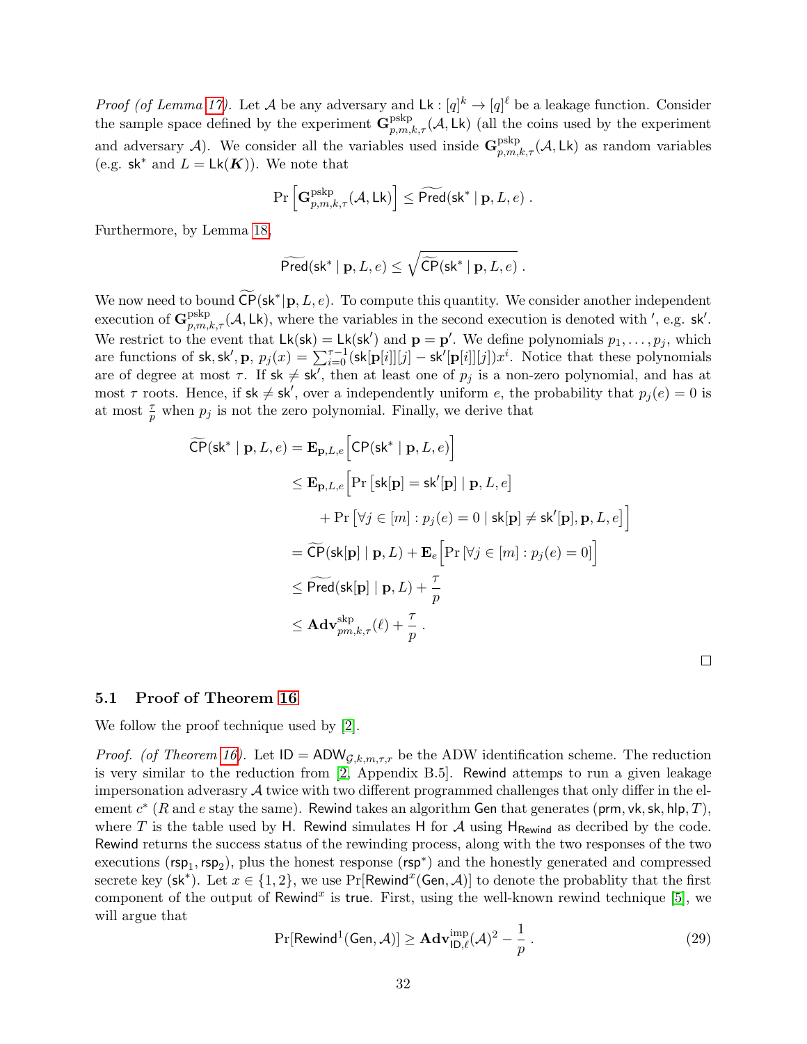*Proof (of Lemma 17).* Let $\mathcal{A}$ be any adversary and $\mathsf{Lk} : [q]^k \to [q]^\ell$ be a leakage function. Consider the sample space defined by the experiment $\mathbf{G}^{\mathrm{pskp}}_{p,m,k,\tau}(\mathcal{A}, \mathsf{Lk})$ (all the coins used by the experiment and adversary $\mathcal{A}$). We consider all the variables used inside $\mathbf{G}^{\mathrm{pskp}}_{p,m,k,\tau}(\mathcal{A}, \mathsf{Lk})$ as random variables (e.g. $\mathsf{sk}^*$ and $L = \mathsf{Lk}(\boldsymbol{K})$). We note that

$$\Pr\left[\mathbf{G}^{\mathrm{pskp}}_{p,m,k,\tau}(\mathcal{A}, \mathsf{Lk})\right] \leq \widetilde{\mathsf{Pred}}(\mathsf{sk}^* \mid \mathbf{p}, L, e) \ .$$

Furthermore, by Lemma 18,

$$\widetilde{\mathsf{Pred}}(\mathsf{sk}^* \mid \mathbf{p}, L, e) \leq \sqrt{\widetilde{\mathsf{CP}}(\mathsf{sk}^* \mid \mathbf{p}, L, e)} \ .$$

We now need to bound $\widetilde{\mathsf{CP}}(\mathsf{sk}^* | \mathbf{p}, L, e)$. To compute this quantity. We consider another independent execution of $\mathbf{G}^{\mathrm{pskp}}_{p,m,k,\tau}(\mathcal{A}, \mathsf{Lk})$, where the variables in the second execution is denoted with $'$, e.g. $\mathsf{sk}'$. We restrict to the event that $\mathsf{Lk}(\mathsf{sk}) = \mathsf{Lk}(\mathsf{sk}')$ and $\mathbf{p} = \mathbf{p}'$. We define polynomials $p_1, \ldots, p_j$, which are functions of $\mathsf{sk}, \mathsf{sk}', \mathbf{p}$, $p_j(x) = \sum_{i=0}^{\tau-1}(\mathsf{sk}[\mathbf{p}[i]][j] - \mathsf{sk}'[\mathbf{p}[i]][j])x^i$. Notice that these polynomials are of degree at most $\tau$. If $\mathsf{sk} \neq \mathsf{sk}'$, then at least one of $p_j$ is a non-zero polynomial, and has at most $\tau$ roots. Hence, if $\mathsf{sk} \neq \mathsf{sk}'$, over a independently uniform $e$, the probability that $p_j(e) = 0$ is at most $\frac{\tau}{p}$ when $p_j$ is not the zero polynomial. Finally, we derive that

$$\begin{aligned}
\widetilde{\mathsf{CP}}(\mathsf{sk}^* \mid \mathbf{p}, L, e) &= \mathbf{E}_{\mathbf{p},L,e}\Big[\mathsf{CP}(\mathsf{sk}^* \mid \mathbf{p}, L, e)\Big] \\
&\leq \mathbf{E}_{\mathbf{p},L,e}\Big[\Pr\left[\mathsf{sk}[\mathbf{p}] = \mathsf{sk}'[\mathbf{p}] \mid \mathbf{p}, L, e\right] \\
&\qquad + \Pr\left[\forall j \in [m] : p_j(e) = 0 \mid \mathsf{sk}[\mathbf{p}] \neq \mathsf{sk}'[\mathbf{p}], \mathbf{p}, L, e\right]\Big] \\
&= \widetilde{\mathsf{CP}}(\mathsf{sk}[\mathbf{p}] \mid \mathbf{p}, L) + \mathbf{E}_e\Big[\Pr\left[\forall j \in [m] : p_j(e) = 0\right]\Big] \\
&\leq \widetilde{\mathsf{Pred}}(\mathsf{sk}[\mathbf{p}] \mid \mathbf{p}, L) + \frac{\tau}{p} \\
&\leq \mathbf{Adv}^{\mathrm{skp}}_{pm,k,\tau}(\ell) + \frac{\tau}{p} \ .
\end{aligned}$$

□

## 5.1 Proof of Theorem 16

We follow the proof technique used by [2].

*Proof. (of Theorem 16).* Let $\mathsf{ID} = \mathsf{ADW}_{\mathcal{G},k,m,\tau,r}$ be the ADW identification scheme. The reduction is very similar to the reduction from [2, Appendix B.5]. $\mathsf{Rewind}$ attemps to run a given leakage impersonation adverasry $\mathcal{A}$ twice with two different programmed challenges that only differ in the element $c^*$ ($R$ and $e$ stay the same). $\mathsf{Rewind}$ takes an algorithm $\mathsf{Gen}$ that generates $(\mathsf{prm}, \mathsf{vk}, \mathsf{sk}, \mathsf{hlp}, T)$, where $T$ is the table used by $\mathsf{H}$. $\mathsf{Rewind}$ simulates $\mathsf{H}$ for $\mathcal{A}$ using $\mathsf{H}_{\mathsf{Rewind}}$ as decribed by the code. $\mathsf{Rewind}$ returns the success status of the rewinding process, along with the two responses of the two executions $(\mathsf{rsp}_1, \mathsf{rsp}_2)$, plus the honest response $(\mathsf{rsp}^*)$ and the honestly generated and compressed secrete key $(\mathsf{sk}^*)$. Let $x \in \{1, 2\}$, we use $\Pr[\mathsf{Rewind}^x(\mathsf{Gen}, \mathcal{A})]$ to denote the probablity that the first component of the output of $\mathsf{Rewind}^x$ is $\mathsf{true}$. First, using the well-known rewind technique [5], we will argue that

$$\Pr[\mathsf{Rewind}^1(\mathsf{Gen}, \mathcal{A})] \geq \mathbf{Adv}^{\mathrm{imp}}_{\mathsf{ID},\ell}(\mathcal{A})^2 - \frac{1}{p} \ . \tag{29}$$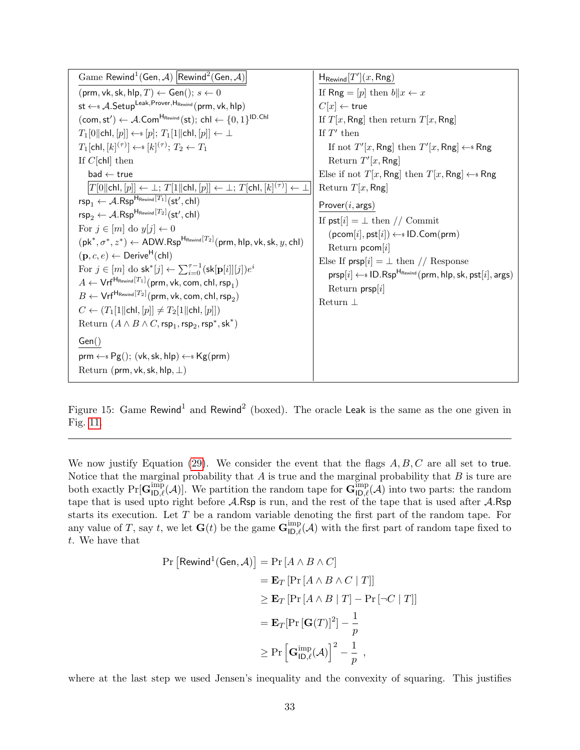```
Game Rewind^1(Gen, A)  [Rewind^2(Gen, A)]
(prm, vk, sk, hlp, T) ← Gen(); s ← 0
st ←$ A.Setup^{Leak, Prover, H_Rewind}(prm, vk, hlp)
(com, st') ← A.Com^{H_Rewind}(st); chl ← {0,1}^{ID.Chl}
T_1[0‖chl, [p]] ←$ [p]; T_1[1‖chl, [p]] ← ⊥
T_1[chl, [k]^(τ)] ←$ [k]^(τ); T_2 ← T_1
If C[chl] then
   bad ← true
   [T[0‖chl, [p]] ← ⊥; T[1‖chl, [p]] ← ⊥; T[chl, [k]^(τ)] ← ⊥]
rsp_1 ← A.Rsp^{H_Rewind[T_1]}(st', chl)
rsp_2 ← A.Rsp^{H_Rewind[T_2]}(st', chl)
For j ∈ [m] do y[j] ← 0
(pk*, σ*, z*) ← ADW.Rsp^{H_Rewind[T_2]}(prm, hlp, vk, sk, y, chl)
(p, c, e) ← Derive^H(chl)
For j ∈ [m] do sk*[j] ← Σ_{i=0}^{τ-1} (sk[p[i]][j]) e^i
A ← Vrf^{H_Rewind[T_1]}(prm, vk, com, chl, rsp_1)
B ← Vrf^{H_Rewind[T_2]}(prm, vk, com, chl, rsp_2)
C ← (T_1[1‖chl, [p]] ≠ T_2[1‖chl, [p]])
Return (A ∧ B ∧ C, rsp_1, rsp_2, rsp*, sk*)

Gen()
prm ←$ Pg(); (vk, sk, hlp) ←$ Kg(prm)
Return (prm, vk, sk, hlp, ⊥)

H_Rewind[T'](x, Rng)
If Rng = [p] then b‖x ← x
C[x] ← true
If T[x, Rng] then return T[x, Rng]
If T' then
   If not T'[x, Rng] then T'[x, Rng] ←$ Rng
   Return T'[x, Rng]
Else if not T[x, Rng] then T[x, Rng] ←$ Rng
Return T[x, Rng]

Prover(i, args)
If pst[i] = ⊥ then // Commit
   (pcom[i], pst[i]) ←$ ID.Com(prm)
   Return pcom[i]
Else If prsp[i] = ⊥ then // Response
   prsp[i] ←$ ID.Rsp^{H_Rewind}(prm, hlp, sk, pst[i], args)
   Return prsp[i]
Return ⊥
```

Figure 15: Game $\mathsf{Rewind}^1$ and $\mathsf{Rewind}^2$ (boxed). The oracle $\mathsf{Leak}$ is the same as the one given in Fig. 11.

---

We now justify Equation (29). We consider the event that the flags $A, B, C$ are all set to true. Notice that the marginal probability that $A$ is true and the marginal probability that $B$ is ture are both exactly $\Pr[\mathbf{G}^{\mathrm{imp}}_{\mathsf{ID},\ell}(\mathcal{A})]$. We partition the random tape for $\mathbf{G}^{\mathrm{imp}}_{\mathsf{ID},\ell}(\mathcal{A})$ into two parts: the random tape that is used upto right before $\mathcal{A}.\mathsf{Rsp}$ is run, and the rest of the tape that is used after $\mathcal{A}.\mathsf{Rsp}$ starts its execution. Let $T$ be a random variable denoting the first part of the random tape. For any value of $T$, say $t$, we let $\mathbf{G}(t)$ be the game $\mathbf{G}^{\mathrm{imp}}_{\mathsf{ID},\ell}(\mathcal{A})$ with the first part of random tape fixed to $t$. We have that

$$
\begin{aligned}
\Pr\left[\mathsf{Rewind}^1(\mathsf{Gen},\mathcal{A})\right] &= \Pr\left[A \wedge B \wedge C\right] \\
&= \mathbf{E}_T\left[\Pr\left[A \wedge B \wedge C \mid T\right]\right] \\
&\geq \mathbf{E}_T\left[\Pr\left[A \wedge B \mid T\right] - \Pr\left[\neg C \mid T\right]\right] \\
&= \mathbf{E}_T\left[\Pr\left[\mathbf{G}(T)\right]^2\right] - \frac{1}{p} \\
&\geq \Pr\left[\mathbf{G}^{\mathrm{imp}}_{\mathsf{ID},\ell}(\mathcal{A})\right]^2 - \frac{1}{p} \enspace ,
\end{aligned}
$$

where at the last step we used Jensen's inequality and the convexity of squaring. This justifies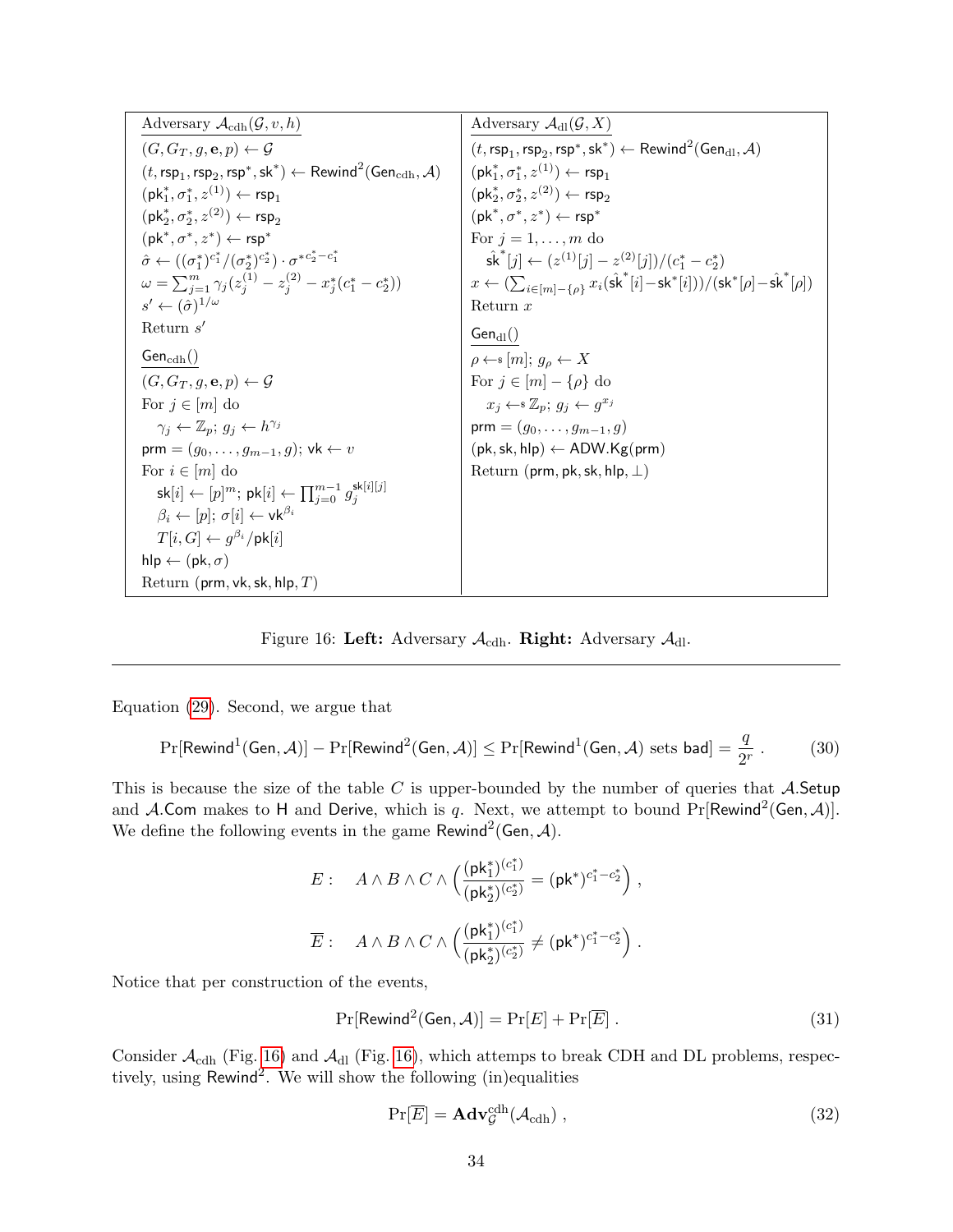**Adversary $\mathcal{A}_{\text{cdh}}(\mathcal{G}, v, h)$**

$(G, G_T, g, \mathbf{e}, p) \leftarrow \mathcal{G}$
$(t, \mathsf{rsp}_1, \mathsf{rsp}_2, \mathsf{rsp}^*, \mathsf{sk}^*) \leftarrow \mathsf{Rewind}^2(\mathsf{Gen}_{\text{cdh}}, \mathcal{A})$
$(\mathsf{pk}_1^*, \sigma_1^*, z^{(1)}) \leftarrow \mathsf{rsp}_1$
$(\mathsf{pk}_2^*, \sigma_2^*, z^{(2)}) \leftarrow \mathsf{rsp}_2$
$(\mathsf{pk}^*, \sigma^*, z^*) \leftarrow \mathsf{rsp}^*$
$\hat{\sigma} \leftarrow ((\sigma_1^*)^{c_1^*}/(\sigma_2^*)^{c_2^*}) \cdot {\sigma^*}^{c_2^* - c_1^*}$
$\omega = \sum_{j=1}^{m} \gamma_j (z_j^{(1)} - z_j^{(2)} - x_j^*(c_1^* - c_2^*))$
$s' \leftarrow (\hat{\sigma})^{1/\omega}$
Return $s'$

**$\mathsf{Gen}_{\text{cdh}}()$**

$(G, G_T, g, \mathbf{e}, p) \leftarrow \mathcal{G}$
For $j \in [m]$ do
  $\gamma_j \leftarrow \mathbb{Z}_p$; $g_j \leftarrow h^{\gamma_j}$
$\mathsf{prm} = (g_0, \ldots, g_{m-1}, g)$; $\mathsf{vk} \leftarrow v$
For $i \in [m]$ do
  $\mathsf{sk}[i] \leftarrow [p]^m$; $\mathsf{pk}[i] \leftarrow \prod_{j=0}^{m-1} g_j^{\mathsf{sk}[i][j]}$
  $\beta_i \leftarrow [p]$; $\sigma[i] \leftarrow \mathsf{vk}^{\beta_i}$
  $T[i, G] \leftarrow g^{\beta_i}/\mathsf{pk}[i]$
$\mathsf{hlp} \leftarrow (\mathsf{pk}, \sigma)$
Return $(\mathsf{prm}, \mathsf{vk}, \mathsf{sk}, \mathsf{hlp}, T)$

**Adversary $\mathcal{A}_{\text{dl}}(\mathcal{G}, X)$**

$(t, \mathsf{rsp}_1, \mathsf{rsp}_2, \mathsf{rsp}^*, \mathsf{sk}^*) \leftarrow \mathsf{Rewind}^2(\mathsf{Gen}_{\text{dl}}, \mathcal{A})$
$(\mathsf{pk}_1^*, \sigma_1^*, z^{(1)}) \leftarrow \mathsf{rsp}_1$
$(\mathsf{pk}_2^*, \sigma_2^*, z^{(2)}) \leftarrow \mathsf{rsp}_2$
$(\mathsf{pk}^*, \sigma^*, z^*) \leftarrow \mathsf{rsp}^*$
For $j = 1, \ldots, m$ do
  $\hat{\mathsf{sk}}^*[j] \leftarrow (z^{(1)}[j] - z^{(2)}[j])/(c_1^* - c_2^*)$
$x \leftarrow (\sum_{i \in [m]-\{\rho\}} x_i(\hat{\mathsf{sk}}^*[i] - \mathsf{sk}^*[i]))/(\mathsf{sk}^*[\rho] - \hat{\mathsf{sk}}^*[\rho])$
Return $x$

**$\mathsf{Gen}_{\text{dl}}()$**

$\rho \leftarrow\$ [m]$; $g_\rho \leftarrow X$
For $j \in [m] - \{\rho\}$ do
  $x_j \leftarrow\$ \mathbb{Z}_p$; $g_j \leftarrow g^{x_j}$
$\mathsf{prm} = (g_0, \ldots, g_{m-1}, g)$
$(\mathsf{pk}, \mathsf{sk}, \mathsf{hlp}) \leftarrow \mathsf{ADW.Kg}(\mathsf{prm})$
Return $(\mathsf{prm}, \mathsf{pk}, \mathsf{sk}, \mathsf{hlp}, \perp)$

Figure 16: **Left:** Adversary $\mathcal{A}_{\text{cdh}}$. **Right:** Adversary $\mathcal{A}_{\text{dl}}$.

---

Equation (29). Second, we argue that

$$\Pr[\mathsf{Rewind}^1(\mathsf{Gen}, \mathcal{A})] - \Pr[\mathsf{Rewind}^2(\mathsf{Gen}, \mathcal{A})] \leq \Pr[\mathsf{Rewind}^1(\mathsf{Gen}, \mathcal{A}) \text{ sets bad}] = \frac{q}{2^r} . \tag{30}$$

This is because the size of the table $C$ is upper-bounded by the number of queries that $\mathcal{A}.\mathsf{Setup}$ and $\mathcal{A}.\mathsf{Com}$ makes to $\mathsf{H}$ and $\mathsf{Derive}$, which is $q$. Next, we attempt to bound $\Pr[\mathsf{Rewind}^2(\mathsf{Gen}, \mathcal{A})]$. We define the following events in the game $\mathsf{Rewind}^2(\mathsf{Gen}, \mathcal{A})$.

$$E: \quad A \wedge B \wedge C \wedge \left( \frac{(\mathsf{pk}_1^*)^{(c_1^*)}}{(\mathsf{pk}_2^*)^{(c_2^*)}} = (\mathsf{pk}^*)^{c_1^* - c_2^*} \right) ,$$

$$\overline{E}: \quad A \wedge B \wedge C \wedge \left( \frac{(\mathsf{pk}_1^*)^{(c_1^*)}}{(\mathsf{pk}_2^*)^{(c_2^*)}} \neq (\mathsf{pk}^*)^{c_1^* - c_2^*} \right) .$$

Notice that per construction of the events,

$$\Pr[\mathsf{Rewind}^2(\mathsf{Gen}, \mathcal{A})] = \Pr[E] + \Pr[\overline{E}] . \tag{31}$$

Consider $\mathcal{A}_{\text{cdh}}$ (Fig. 16) and $\mathcal{A}_{\text{dl}}$ (Fig. 16), which attemps to break CDH and DL problems, respectively, using $\mathsf{Rewind}^2$. We will show the following (in)equalities

$$\Pr[\overline{E}] = \mathbf{Adv}_{\mathcal{G}}^{\text{cdh}}(\mathcal{A}_{\text{cdh}}) , \tag{32}$$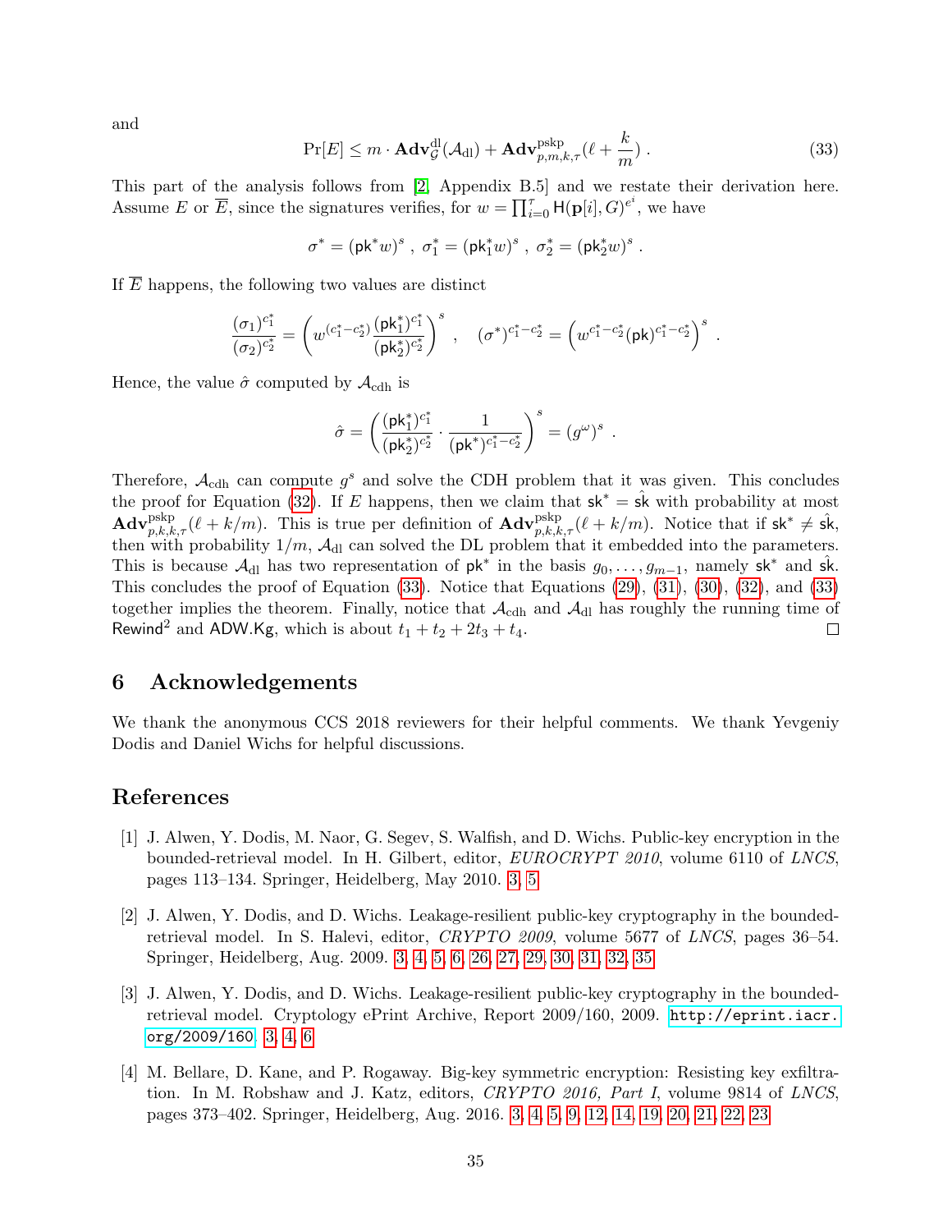and

$$\Pr[E] \le m \cdot \mathbf{Adv}^{\mathrm{dl}}_{\mathcal{G}}(\mathcal{A}_{\mathrm{dl}}) + \mathbf{Adv}^{\mathrm{pskp}}_{p,m,k,\tau}(\ell + \frac{k}{m}) \ . \tag{33}$$

This part of the analysis follows from [2, Appendix B.5] and we restate their derivation here. Assume $E$ or $\overline{E}$, since the signatures verifies, for $w = \prod_{i=0}^{\tau} \mathsf{H}(\mathbf{p}[i], G)^{e^i}$, we have

$$\sigma^* = (\mathsf{pk}^* w)^s \ , \ \sigma_1^* = (\mathsf{pk}_1^* w)^s \ , \ \sigma_2^* = (\mathsf{pk}_2^* w)^s \ .$$

If $\overline{E}$ happens, the following two values are distinct

$$\frac{(\sigma_1)^{c_1^*}}{(\sigma_2)^{c_2^*}} = \left( w^{(c_1^* - c_2^*)} \frac{(\mathsf{pk}_1^*)^{c_1^*}}{(\mathsf{pk}_2^*)^{c_2^*}} \right)^s \ , \quad (\sigma^*)^{c_1^* - c_2^*} = \left( w^{c_1^* - c_2^*} (\mathsf{pk})^{c_1^* - c_2^*} \right)^s \ .$$

Hence, the value $\hat{\sigma}$ computed by $\mathcal{A}_{\mathrm{cdh}}$ is

$$\hat{\sigma} = \left( \frac{(\mathsf{pk}_1^*)^{c_1^*}}{(\mathsf{pk}_2^*)^{c_2^*}} \cdot \frac{1}{(\mathsf{pk}^*)^{c_1^* - c_2^*}} \right)^s = (g^{\omega})^s \ .$$

Therefore, $\mathcal{A}_{\mathrm{cdh}}$ can compute $g^s$ and solve the CDH problem that it was given. This concludes the proof for Equation (32). If $E$ happens, then we claim that $\mathsf{sk}^* = \hat{\mathsf{sk}}$ with probability at most $\mathbf{Adv}^{\mathrm{pskp}}_{p,k,k,\tau}(\ell + k/m)$. This is true per definition of $\mathbf{Adv}^{\mathrm{pskp}}_{p,k,k,\tau}(\ell + k/m)$. Notice that if $\mathsf{sk}^* \neq \hat{\mathsf{sk}}$, then with probability $1/m$, $\mathcal{A}_{\mathrm{dl}}$ can solved the DL problem that it embedded into the parameters. This is because $\mathcal{A}_{\mathrm{dl}}$ has two representation of $\mathsf{pk}^*$ in the basis $g_0, \dots, g_{m-1}$, namely $\mathsf{sk}^*$ and $\hat{\mathsf{sk}}$. This concludes the proof of Equation (33). Notice that Equations (29), (31), (30), (32), and (33) together implies the theorem. Finally, notice that $\mathcal{A}_{\mathrm{cdh}}$ and $\mathcal{A}_{\mathrm{dl}}$ has roughly the running time of $\mathsf{Rewind}^2$ and $\mathsf{ADW.Kg}$, which is about $t_1 + t_2 + 2t_3 + t_4$. ◻

## 6 Acknowledgements

We thank the anonymous CCS 2018 reviewers for their helpful comments. We thank Yevgeniy Dodis and Daniel Wichs for helpful discussions.

## References

[1] J. Alwen, Y. Dodis, M. Naor, G. Segev, S. Walfish, and D. Wichs. Public-key encryption in the bounded-retrieval model. In H. Gilbert, editor, *EUROCRYPT 2010*, volume 6110 of *LNCS*, pages 113–134. Springer, Heidelberg, May 2010. 3, 5

[2] J. Alwen, Y. Dodis, and D. Wichs. Leakage-resilient public-key cryptography in the bounded-retrieval model. In S. Halevi, editor, *CRYPTO 2009*, volume 5677 of *LNCS*, pages 36–54. Springer, Heidelberg, Aug. 2009. 3, 4, 5, 6, 26, 27, 29, 30, 31, 32, 35

[3] J. Alwen, Y. Dodis, and D. Wichs. Leakage-resilient public-key cryptography in the bounded-retrieval model. Cryptology ePrint Archive, Report 2009/160, 2009. `http://eprint.iacr.org/2009/160`. 3, 4, 6

[4] M. Bellare, D. Kane, and P. Rogaway. Big-key symmetric encryption: Resisting key exfiltration. In M. Robshaw and J. Katz, editors, *CRYPTO 2016, Part I*, volume 9814 of *LNCS*, pages 373–402. Springer, Heidelberg, Aug. 2016. 3, 4, 5, 9, 12, 14, 19, 20, 21, 22, 23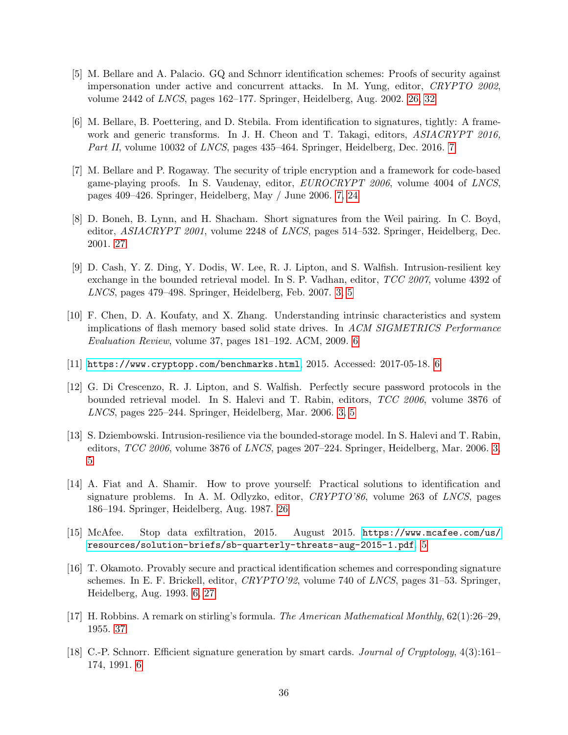[5] M. Bellare and A. Palacio. GQ and Schnorr identification schemes: Proofs of security against impersonation under active and concurrent attacks. In M. Yung, editor, *CRYPTO 2002*, volume 2442 of *LNCS*, pages 162–177. Springer, Heidelberg, Aug. 2002. 26, 32

[6] M. Bellare, B. Poettering, and D. Stebila. From identification to signatures, tightly: A framework and generic transforms. In J. H. Cheon and T. Takagi, editors, *ASIACRYPT 2016, Part II*, volume 10032 of *LNCS*, pages 435–464. Springer, Heidelberg, Dec. 2016. 7

[7] M. Bellare and P. Rogaway. The security of triple encryption and a framework for code-based game-playing proofs. In S. Vaudenay, editor, *EUROCRYPT 2006*, volume 4004 of *LNCS*, pages 409–426. Springer, Heidelberg, May / June 2006. 7, 24

[8] D. Boneh, B. Lynn, and H. Shacham. Short signatures from the Weil pairing. In C. Boyd, editor, *ASIACRYPT 2001*, volume 2248 of *LNCS*, pages 514–532. Springer, Heidelberg, Dec. 2001. 27

[9] D. Cash, Y. Z. Ding, Y. Dodis, W. Lee, R. J. Lipton, and S. Walfish. Intrusion-resilient key exchange in the bounded retrieval model. In S. P. Vadhan, editor, *TCC 2007*, volume 4392 of *LNCS*, pages 479–498. Springer, Heidelberg, Feb. 2007. 3, 5

[10] F. Chen, D. A. Koufaty, and X. Zhang. Understanding intrinsic characteristics and system implications of flash memory based solid state drives. In *ACM SIGMETRICS Performance Evaluation Review*, volume 37, pages 181–192. ACM, 2009. 6

[11] `https://www.cryptopp.com/benchmarks.html`, 2015. Accessed: 2017-05-18. 6

[12] G. Di Crescenzo, R. J. Lipton, and S. Walfish. Perfectly secure password protocols in the bounded retrieval model. In S. Halevi and T. Rabin, editors, *TCC 2006*, volume 3876 of *LNCS*, pages 225–244. Springer, Heidelberg, Mar. 2006. 3, 5

[13] S. Dziembowski. Intrusion-resilience via the bounded-storage model. In S. Halevi and T. Rabin, editors, *TCC 2006*, volume 3876 of *LNCS*, pages 207–224. Springer, Heidelberg, Mar. 2006. 3, 5

[14] A. Fiat and A. Shamir. How to prove yourself: Practical solutions to identification and signature problems. In A. M. Odlyzko, editor, *CRYPTO'86*, volume 263 of *LNCS*, pages 186–194. Springer, Heidelberg, Aug. 1987. 26

[15] McAfee. Stop data exfiltration, 2015. August 2015. `https://www.mcafee.com/us/resources/solution-briefs/sb-quarterly-threats-aug-2015-1.pdf`. 5

[16] T. Okamoto. Provably secure and practical identification schemes and corresponding signature schemes. In E. F. Brickell, editor, *CRYPTO'92*, volume 740 of *LNCS*, pages 31–53. Springer, Heidelberg, Aug. 1993. 6, 27

[17] H. Robbins. A remark on stirling's formula. *The American Mathematical Monthly*, 62(1):26–29, 1955. 37

[18] C.-P. Schnorr. Efficient signature generation by smart cards. *Journal of Cryptology*, 4(3):161–174, 1991. 6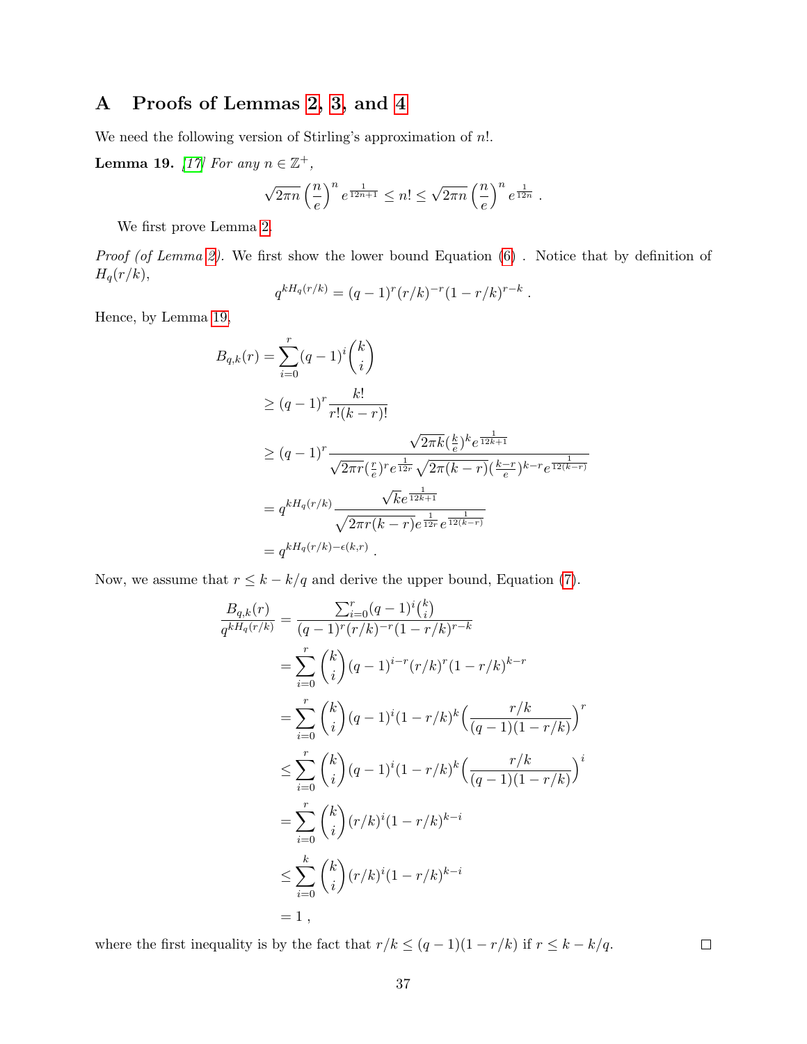# A Proofs of Lemmas 2, 3, and 4

We need the following version of Stirling's approximation of $n!$.

**Lemma 19.** *[17] For any $n \in \mathbb{Z}^+$,*

$$\sqrt{2\pi n}\left(\frac{n}{e}\right)^n e^{\frac{1}{12n+1}} \le n! \le \sqrt{2\pi n}\left(\frac{n}{e}\right)^n e^{\frac{1}{12n}} .$$

We first prove Lemma 2.

*Proof (of Lemma 2).* We first show the lower bound Equation (6) . Notice that by definition of $H_q(r/k)$,

$$q^{kH_q(r/k)} = (q-1)^r (r/k)^{-r}(1-r/k)^{r-k} .$$

Hence, by Lemma 19,

$$\begin{aligned}
B_{q,k}(r) &= \sum_{i=0}^{r}(q-1)^i\binom{k}{i} \\
&\ge (q-1)^r \frac{k!}{r!(k-r)!} \\
&\ge (q-1)^r \frac{\sqrt{2\pi k}(\frac{k}{e})^k e^{\frac{1}{12k+1}}}{\sqrt{2\pi r}(\frac{r}{e})^r e^{\frac{1}{12r}}\sqrt{2\pi(k-r)}(\frac{k-r}{e})^{k-r}e^{\frac{1}{12(k-r)}}} \\
&= q^{kH_q(r/k)}\frac{\sqrt{k}e^{\frac{1}{12k+1}}}{\sqrt{2\pi r(k-r)}e^{\frac{1}{12r}}e^{\frac{1}{12(k-r)}}} \\
&= q^{kH_q(r/k)-\epsilon(k,r)} .
\end{aligned}$$

Now, we assume that $r \le k - k/q$ and derive the upper bound, Equation (7).

$$\begin{aligned}
\frac{B_{q,k}(r)}{q^{kH_q(r/k)}} &= \frac{\sum_{i=0}^{r}(q-1)^i\binom{k}{i}}{(q-1)^r(r/k)^{-r}(1-r/k)^{r-k}} \\
&= \sum_{i=0}^{r}\binom{k}{i}(q-1)^{i-r}(r/k)^r(1-r/k)^{k-r} \\
&= \sum_{i=0}^{r}\binom{k}{i}(q-1)^i(1-r/k)^k\Big(\frac{r/k}{(q-1)(1-r/k)}\Big)^r \\
&\le \sum_{i=0}^{r}\binom{k}{i}(q-1)^i(1-r/k)^k\Big(\frac{r/k}{(q-1)(1-r/k)}\Big)^i \\
&= \sum_{i=0}^{r}\binom{k}{i}(r/k)^i(1-r/k)^{k-i} \\
&\le \sum_{i=0}^{k}\binom{k}{i}(r/k)^i(1-r/k)^{k-i} \\
&= 1 ,
\end{aligned}$$

where the first inequality is by the fact that $r/k \le (q-1)(1-r/k)$ if $r \le k - k/q$. □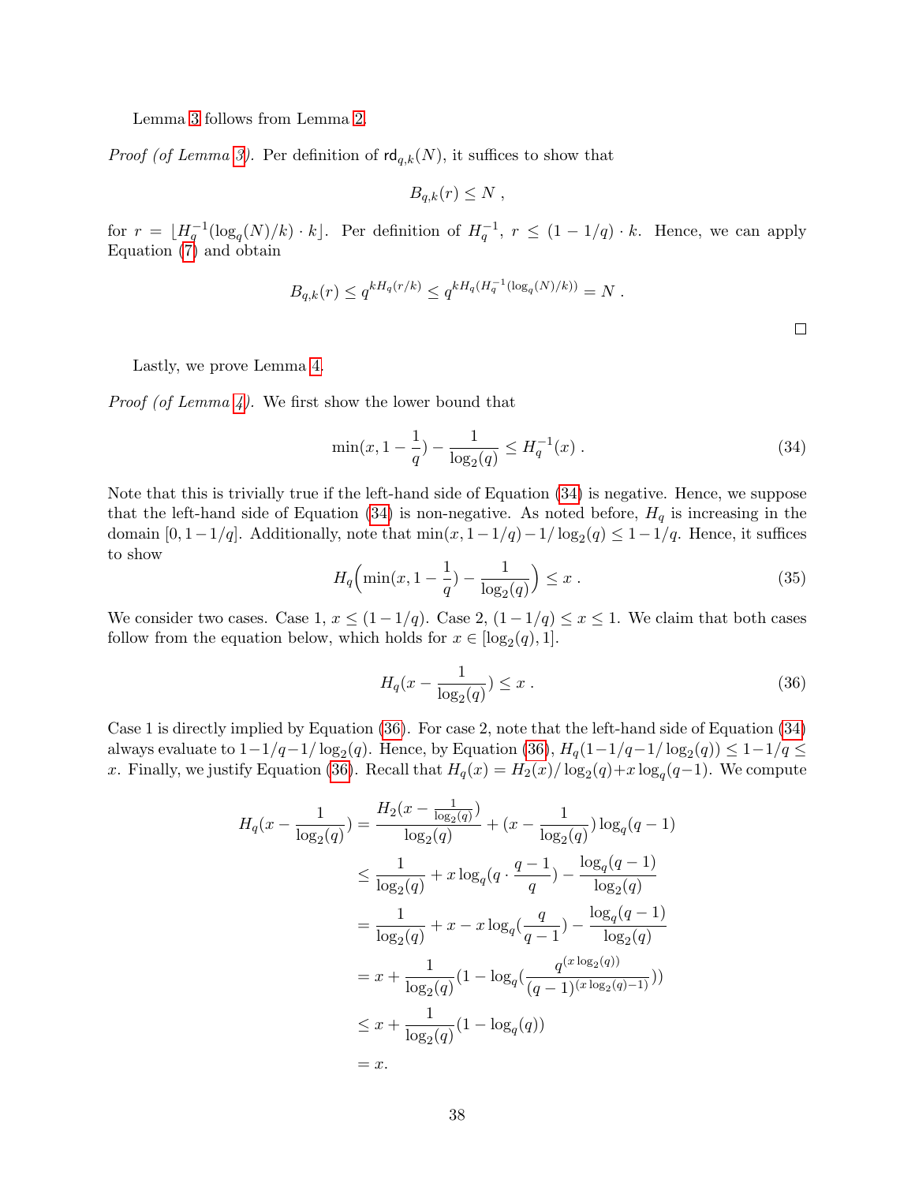Lemma 3 follows from Lemma 2.

*Proof (of Lemma 3).* Per definition of $\mathsf{rd}_{q,k}(N)$, it suffices to show that

$$B_{q,k}(r) \le N \ ,$$

for $r = \lfloor H_q^{-1}(\log_q(N)/k) \cdot k \rfloor$. Per definition of $H_q^{-1}$, $r \le (1-1/q) \cdot k$. Hence, we can apply Equation (7) and obtain

$$B_{q,k}(r) \le q^{kH_q(r/k)} \le q^{kH_q(H_q^{-1}(\log_q(N)/k))} = N \ .$$

□

Lastly, we prove Lemma 4.

*Proof (of Lemma 4).* We first show the lower bound that

$$\min(x, 1 - \frac{1}{q}) - \frac{1}{\log_2(q)} \le H_q^{-1}(x) \ . \tag{34}$$

Note that this is trivially true if the left-hand side of Equation (34) is negative. Hence, we suppose that the left-hand side of Equation (34) is non-negative. As noted before, $H_q$ is increasing in the domain $[0, 1-1/q]$. Additionally, note that $\min(x, 1-1/q) - 1/\log_2(q) \le 1 - 1/q$. Hence, it suffices to show

$$H_q\Big(\min(x, 1 - \frac{1}{q}) - \frac{1}{\log_2(q)}\Big) \le x \ . \tag{35}$$

We consider two cases. Case 1, $x \le (1 - 1/q)$. Case 2, $(1-1/q) \le x \le 1$. We claim that both cases follow from the equation below, which holds for $x \in [\log_2(q), 1]$.

$$H_q(x - \frac{1}{\log_2(q)}) \le x \ . \tag{36}$$

Case 1 is directly implied by Equation (36). For case 2, note that the left-hand side of Equation (34) always evaluate to $1 - 1/q - 1/\log_2(q)$. Hence, by Equation (36), $H_q(1 - 1/q - 1/\log_2(q)) \le 1 - 1/q \le x$. Finally, we justify Equation (36). Recall that $H_q(x) = H_2(x)/\log_2(q) + x\log_q(q-1)$. We compute

$$\begin{aligned}
H_q(x - \frac{1}{\log_2(q)}) &= \frac{H_2(x - \frac{1}{\log_2(q)})}{\log_2(q)} + (x - \frac{1}{\log_2(q)})\log_q(q-1) \\
&\le \frac{1}{\log_2(q)} + x\log_q(q \cdot \frac{q-1}{q}) - \frac{\log_q(q-1)}{\log_2(q)} \\
&= \frac{1}{\log_2(q)} + x - x\log_q(\frac{q}{q-1}) - \frac{\log_q(q-1)}{\log_2(q)} \\
&= x + \frac{1}{\log_2(q)}(1 - \log_q(\frac{q^{(x\log_2(q))}}{(q-1)^{(x\log_2(q)-1)}})) \\
&\le x + \frac{1}{\log_2(q)}(1 - \log_q(q)) \\
&= x.
\end{aligned}$$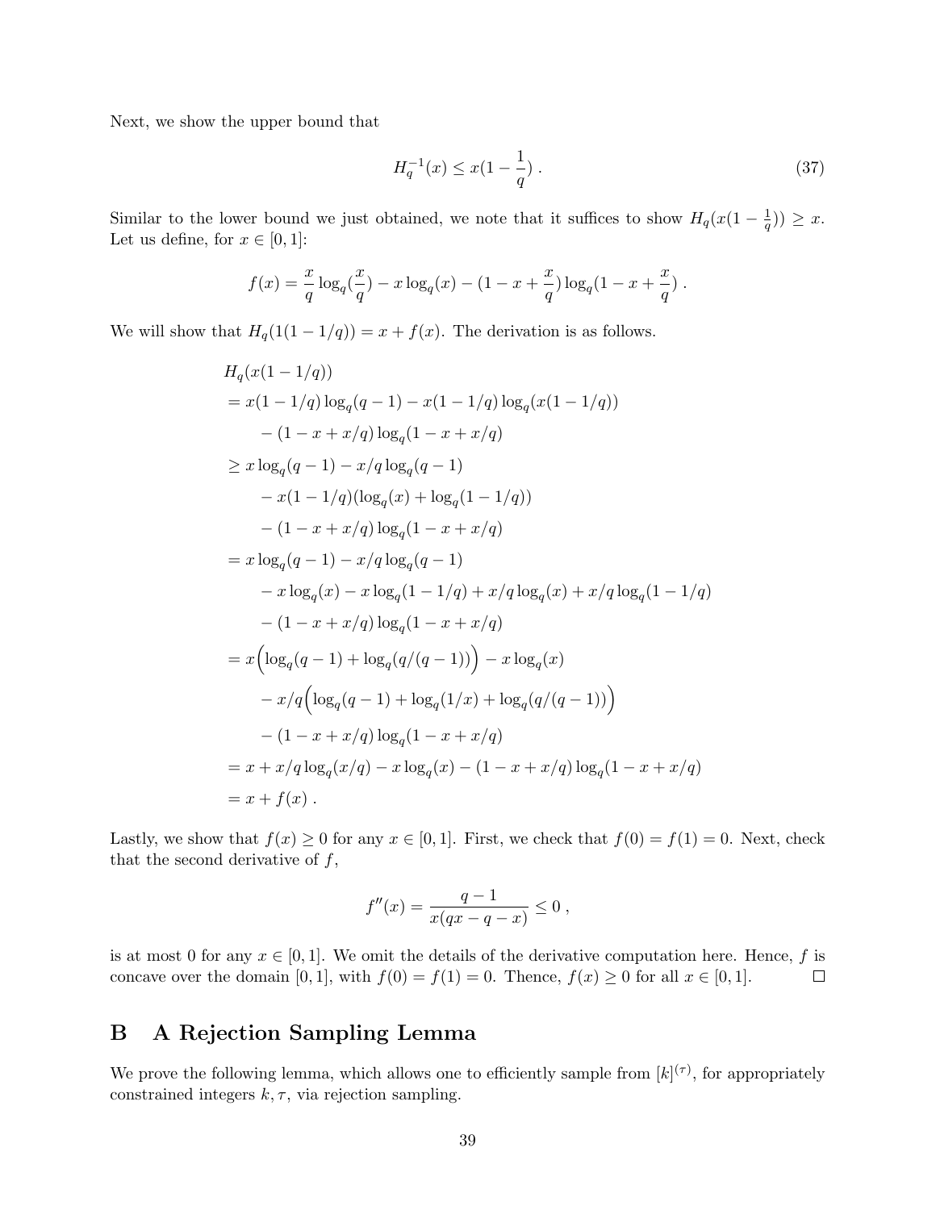Next, we show the upper bound that

$$H_q^{-1}(x) \leq x(1 - \frac{1}{q}) \,. \tag{37}$$

Similar to the lower bound we just obtained, we note that it suffices to show $H_q(x(1 - \frac{1}{q})) \geq x$. Let us define, for $x \in [0, 1]$:

$$f(x) = \frac{x}{q}\log_q(\frac{x}{q}) - x\log_q(x) - (1 - x + \frac{x}{q})\log_q(1 - x + \frac{x}{q}) \,.$$

We will show that $H_q(1(1 - 1/q)) = x + f(x)$. The derivation is as follows.

$$\begin{aligned}
&H_q(x(1-1/q)) \\
&= x(1-1/q)\log_q(q-1) - x(1-1/q)\log_q(x(1-1/q)) \\
&\quad - (1-x+x/q)\log_q(1-x+x/q) \\
&\geq x\log_q(q-1) - x/q\log_q(q-1) \\
&\quad - x(1-1/q)(\log_q(x) + \log_q(1-1/q)) \\
&\quad - (1-x+x/q)\log_q(1-x+x/q) \\
&= x\log_q(q-1) - x/q\log_q(q-1) \\
&\quad - x\log_q(x) - x\log_q(1-1/q) + x/q\log_q(x) + x/q\log_q(1-1/q) \\
&\quad - (1-x+x/q)\log_q(1-x+x/q) \\
&= x\Big(\log_q(q-1) + \log_q(q/(q-1))\Big) - x\log_q(x) \\
&\quad - x/q\Big(\log_q(q-1) + \log_q(1/x) + \log_q(q/(q-1))\Big) \\
&\quad - (1-x+x/q)\log_q(1-x+x/q) \\
&= x + x/q\log_q(x/q) - x\log_q(x) - (1-x+x/q)\log_q(1-x+x/q) \\
&= x + f(x) \,.
\end{aligned}$$

Lastly, we show that $f(x) \geq 0$ for any $x \in [0, 1]$. First, we check that $f(0) = f(1) = 0$. Next, check that the second derivative of $f$,

$$f''(x) = \frac{q-1}{x(qx - q - x)} \leq 0 \,,$$

is at most 0 for any $x \in [0, 1]$. We omit the details of the derivative computation here. Hence, $f$ is concave over the domain $[0, 1]$, with $f(0) = f(1) = 0$. Thence, $f(x) \geq 0$ for all $x \in [0, 1]$. □

# B A Rejection Sampling Lemma

We prove the following lemma, which allows one to efficiently sample from $[k]^{(\tau)}$, for appropriately constrained integers $k, \tau$, via rejection sampling.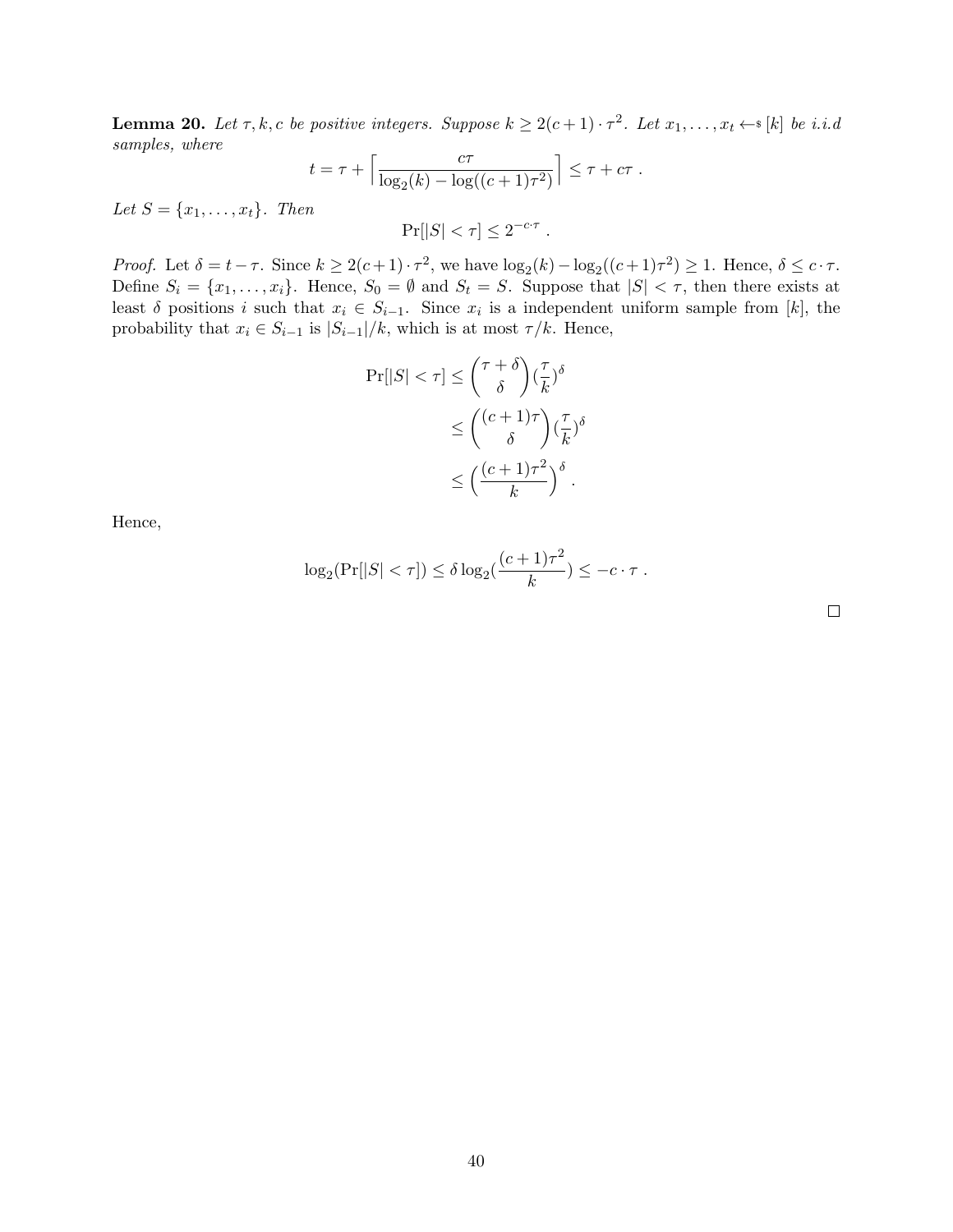**Lemma 20.** *Let $\tau, k, c$ be positive integers. Suppose $k \geq 2(c+1) \cdot \tau^2$. Let $x_1, \ldots, x_t \leftarrow\!\!\$\, [k]$ be i.i.d samples, where*

$$t = \tau + \left\lceil \frac{c\tau}{\log_2(k) - \log((c+1)\tau^2)} \right\rceil \leq \tau + c\tau \ .$$

*Let $S = \{x_1, \ldots, x_t\}$. Then*

$$\Pr[|S| < \tau] \leq 2^{-c \cdot \tau} \ .$$

*Proof.* Let $\delta = t - \tau$. Since $k \geq 2(c+1) \cdot \tau^2$, we have $\log_2(k) - \log_2((c+1)\tau^2) \geq 1$. Hence, $\delta \leq c \cdot \tau$. Define $S_i = \{x_1, \ldots, x_i\}$. Hence, $S_0 = \emptyset$ and $S_t = S$. Suppose that $|S| < \tau$, then there exists at least $\delta$ positions $i$ such that $x_i \in S_{i-1}$. Since $x_i$ is a independent uniform sample from $[k]$, the probability that $x_i \in S_{i-1}$ is $|S_{i-1}|/k$, which is at most $\tau/k$. Hence,

$$\begin{aligned}
\Pr[|S| < \tau] &\leq \binom{\tau + \delta}{\delta} (\frac{\tau}{k})^\delta \\
&\leq \binom{(c+1)\tau}{\delta} (\frac{\tau}{k})^\delta \\
&\leq \Big(\frac{(c+1)\tau^2}{k}\Big)^\delta \ .
\end{aligned}$$

Hence,

$$\log_2(\Pr[|S| < \tau]) \leq \delta \log_2(\frac{(c+1)\tau^2}{k}) \leq -c \cdot \tau \ .$$

□